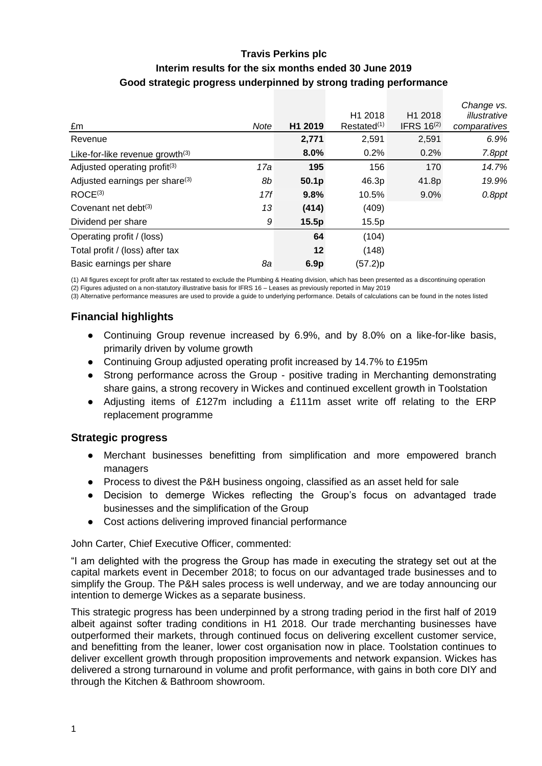**Travis Perkins plc**

**Interim results for the six months ended 30 June 2019**

**Good strategic progress underpinned by strong trading performance**

| £m | *Note* | **H1 2019** | H1 2018 Restated[1] | H1 2018 IFRS 16[2] | *Change vs. illustrative comparatives* |
|---|---|---|---|---|---|
| Revenue | | **2,771** | 2,591 | 2,591 | *6.9%* |
| Like-for-like revenue growth[3] | | **8.0%** | 0.2% | 0.2% | *7.8ppt* |
| Adjusted operating profit[3] | *17a* | **195** | 156 | 170 | *14.7%* |
| Adjusted earnings per share[3] | *8b* | **50.1p** | 46.3p | 41.8p | *19.9%* |
| ROCE[3] | *17f* | **9.8%** | 10.5% | 9.0% | *0.8ppt* |
| Covenant net debt[3] | *13* | **(414)** | (409) | | |
| Dividend per share | *9* | **15.5p** | 15.5p | | |
| Operating profit / (loss) | | **64** | (104) | | |
| Total profit / (loss) after tax | | **12** | (148) | | |
| Basic earnings per share | *8a* | **6.9p** | (57.2)p | | |

(1) All figures except for profit after tax restated to exclude the Plumbing & Heating division, which has been presented as a discontinuing operation
(2) Figures adjusted on a non-statutory illustrative basis for IFRS 16 – Leases as previously reported in May 2019
(3) Alternative performance measures are used to provide a guide to underlying performance. Details of calculations can be found in the notes listed

## Financial highlights

- Continuing Group revenue increased by 6.9%, and by 8.0% on a like-for-like basis, primarily driven by volume growth
- Continuing Group adjusted operating profit increased by 14.7% to £195m
- Strong performance across the Group - positive trading in Merchanting demonstrating share gains, a strong recovery in Wickes and continued excellent growth in Toolstation
- Adjusting items of £127m including a £111m asset write off relating to the ERP replacement programme

## Strategic progress

- Merchant businesses benefitting from simplification and more empowered branch managers
- Process to divest the P&H business ongoing, classified as an asset held for sale
- Decision to demerge Wickes reflecting the Group's focus on advantaged trade businesses and the simplification of the Group
- Cost actions delivering improved financial performance

John Carter, Chief Executive Officer, commented:

"I am delighted with the progress the Group has made in executing the strategy set out at the capital markets event in December 2018; to focus on our advantaged trade businesses and to simplify the Group. The P&H sales process is well underway, and we are today announcing our intention to demerge Wickes as a separate business.

This strategic progress has been underpinned by a strong trading period in the first half of 2019 albeit against softer trading conditions in H1 2018. Our trade merchanting businesses have outperformed their markets, through continued focus on delivering excellent customer service, and benefitting from the leaner, lower cost organisation now in place. Toolstation continues to deliver excellent growth through proposition improvements and network expansion. Wickes has delivered a strong turnaround in volume and profit performance, with gains in both core DIY and through the Kitchen & Bathroom showroom.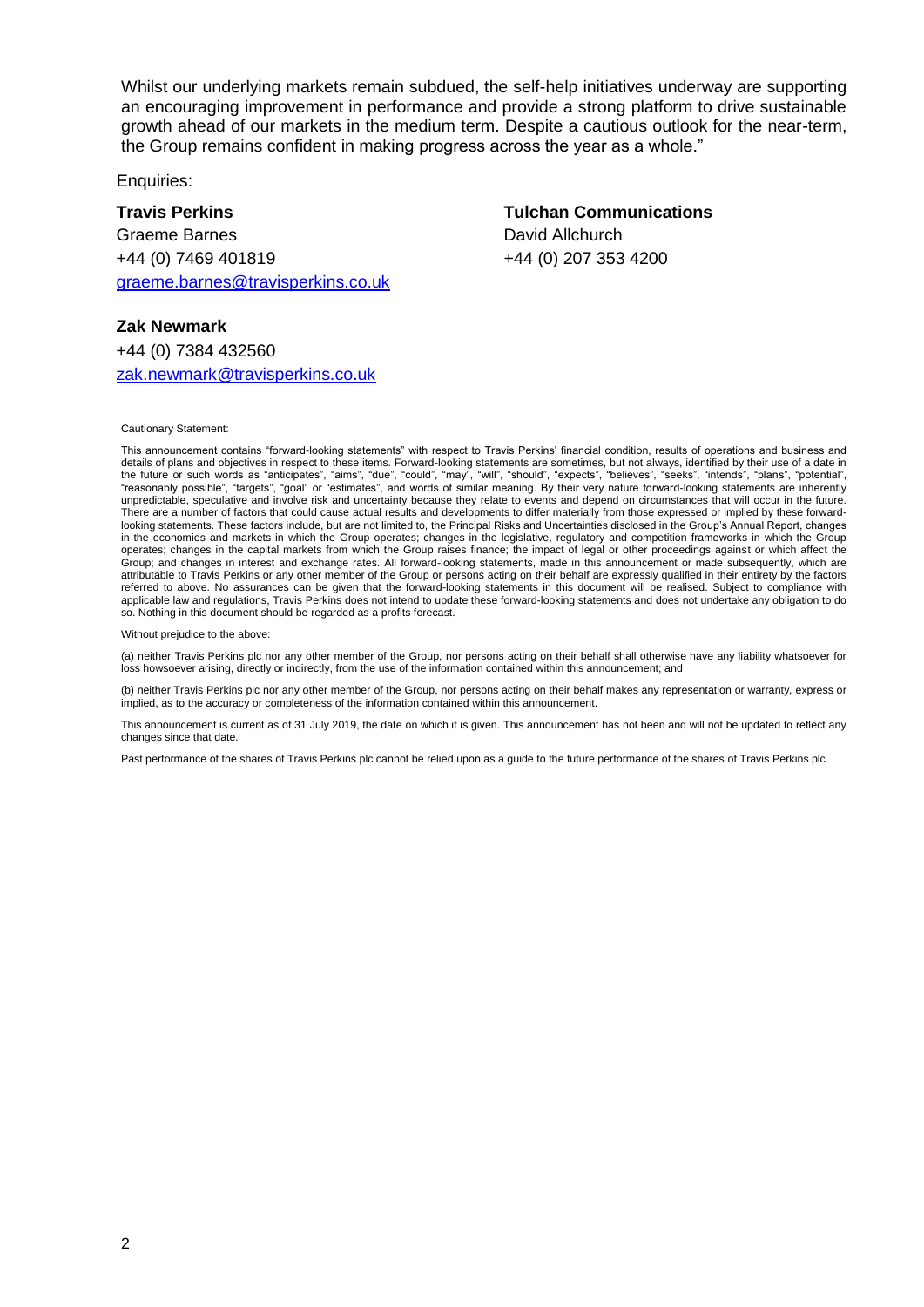Whilst our underlying markets remain subdued, the self-help initiatives underway are supporting an encouraging improvement in performance and provide a strong platform to drive sustainable growth ahead of our markets in the medium term. Despite a cautious outlook for the near-term, the Group remains confident in making progress across the year as a whole."

Enquiries:

**Travis Perkins**
Graeme Barnes
+44 (0) 7469 401819
graeme.barnes@travisperkins.co.uk

**Tulchan Communications**
David Allchurch
+44 (0) 207 353 4200

**Zak Newmark**
+44 (0) 7384 432560
zak.newmark@travisperkins.co.uk

Cautionary Statement:

This announcement contains "forward-looking statements" with respect to Travis Perkins' financial condition, results of operations and business and details of plans and objectives in respect to these items. Forward-looking statements are sometimes, but not always, identified by their use of a date in the future or such words as "anticipates", "aims", "due", "could", "may", "will", "should", "expects", "believes", "seeks", "intends", "plans", "potential", "reasonably possible", "targets", "goal" or "estimates", and words of similar meaning. By their very nature forward-looking statements are inherently unpredictable, speculative and involve risk and uncertainty because they relate to events and depend on circumstances that will occur in the future. There are a number of factors that could cause actual results and developments to differ materially from those expressed or implied by these forward-looking statements. These factors include, but are not limited to, the Principal Risks and Uncertainties disclosed in the Group's Annual Report, changes in the economies and markets in which the Group operates; changes in the legislative, regulatory and competition frameworks in which the Group operates; changes in the capital markets from which the Group raises finance; the impact of legal or other proceedings against or which affect the Group; and changes in interest and exchange rates. All forward-looking statements, made in this announcement or made subsequently, which are attributable to Travis Perkins or any other member of the Group or persons acting on their behalf are expressly qualified in their entirety by the factors referred to above. No assurances can be given that the forward-looking statements in this document will be realised. Subject to compliance with applicable law and regulations, Travis Perkins does not intend to update these forward-looking statements and does not undertake any obligation to do so. Nothing in this document should be regarded as a profits forecast.

Without prejudice to the above:

(a) neither Travis Perkins plc nor any other member of the Group, nor persons acting on their behalf shall otherwise have any liability whatsoever for loss howsoever arising, directly or indirectly, from the use of the information contained within this announcement; and

(b) neither Travis Perkins plc nor any other member of the Group, nor persons acting on their behalf makes any representation or warranty, express or implied, as to the accuracy or completeness of the information contained within this announcement.

This announcement is current as of 31 July 2019, the date on which it is given. This announcement has not been and will not be updated to reflect any changes since that date.

Past performance of the shares of Travis Perkins plc cannot be relied upon as a guide to the future performance of the shares of Travis Perkins plc.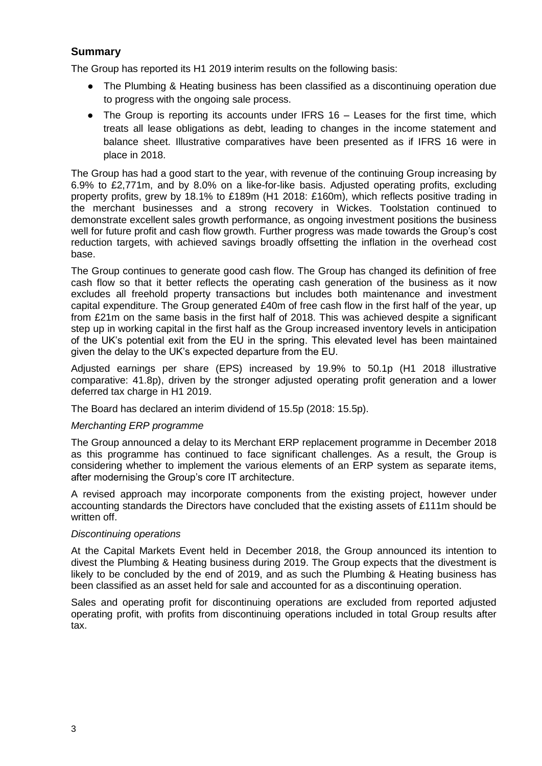## Summary

The Group has reported its H1 2019 interim results on the following basis:

- The Plumbing & Heating business has been classified as a discontinuing operation due to progress with the ongoing sale process.
- The Group is reporting its accounts under IFRS 16 – Leases for the first time, which treats all lease obligations as debt, leading to changes in the income statement and balance sheet. Illustrative comparatives have been presented as if IFRS 16 were in place in 2018.

The Group has had a good start to the year, with revenue of the continuing Group increasing by 6.9% to £2,771m, and by 8.0% on a like-for-like basis. Adjusted operating profits, excluding property profits, grew by 18.1% to £189m (H1 2018: £160m), which reflects positive trading in the merchant businesses and a strong recovery in Wickes. Toolstation continued to demonstrate excellent sales growth performance, as ongoing investment positions the business well for future profit and cash flow growth. Further progress was made towards the Group's cost reduction targets, with achieved savings broadly offsetting the inflation in the overhead cost base.

The Group continues to generate good cash flow. The Group has changed its definition of free cash flow so that it better reflects the operating cash generation of the business as it now excludes all freehold property transactions but includes both maintenance and investment capital expenditure. The Group generated £40m of free cash flow in the first half of the year, up from £21m on the same basis in the first half of 2018. This was achieved despite a significant step up in working capital in the first half as the Group increased inventory levels in anticipation of the UK's potential exit from the EU in the spring. This elevated level has been maintained given the delay to the UK's expected departure from the EU.

Adjusted earnings per share (EPS) increased by 19.9% to 50.1p (H1 2018 illustrative comparative: 41.8p), driven by the stronger adjusted operating profit generation and a lower deferred tax charge in H1 2019.

The Board has declared an interim dividend of 15.5p (2018: 15.5p).

*Merchanting ERP programme*

The Group announced a delay to its Merchant ERP replacement programme in December 2018 as this programme has continued to face significant challenges. As a result, the Group is considering whether to implement the various elements of an ERP system as separate items, after modernising the Group's core IT architecture.

A revised approach may incorporate components from the existing project, however under accounting standards the Directors have concluded that the existing assets of £111m should be written off.

*Discontinuing operations*

At the Capital Markets Event held in December 2018, the Group announced its intention to divest the Plumbing & Heating business during 2019. The Group expects that the divestment is likely to be concluded by the end of 2019, and as such the Plumbing & Heating business has been classified as an asset held for sale and accounted for as a discontinuing operation.

Sales and operating profit for discontinuing operations are excluded from reported adjusted operating profit, with profits from discontinuing operations included in total Group results after tax.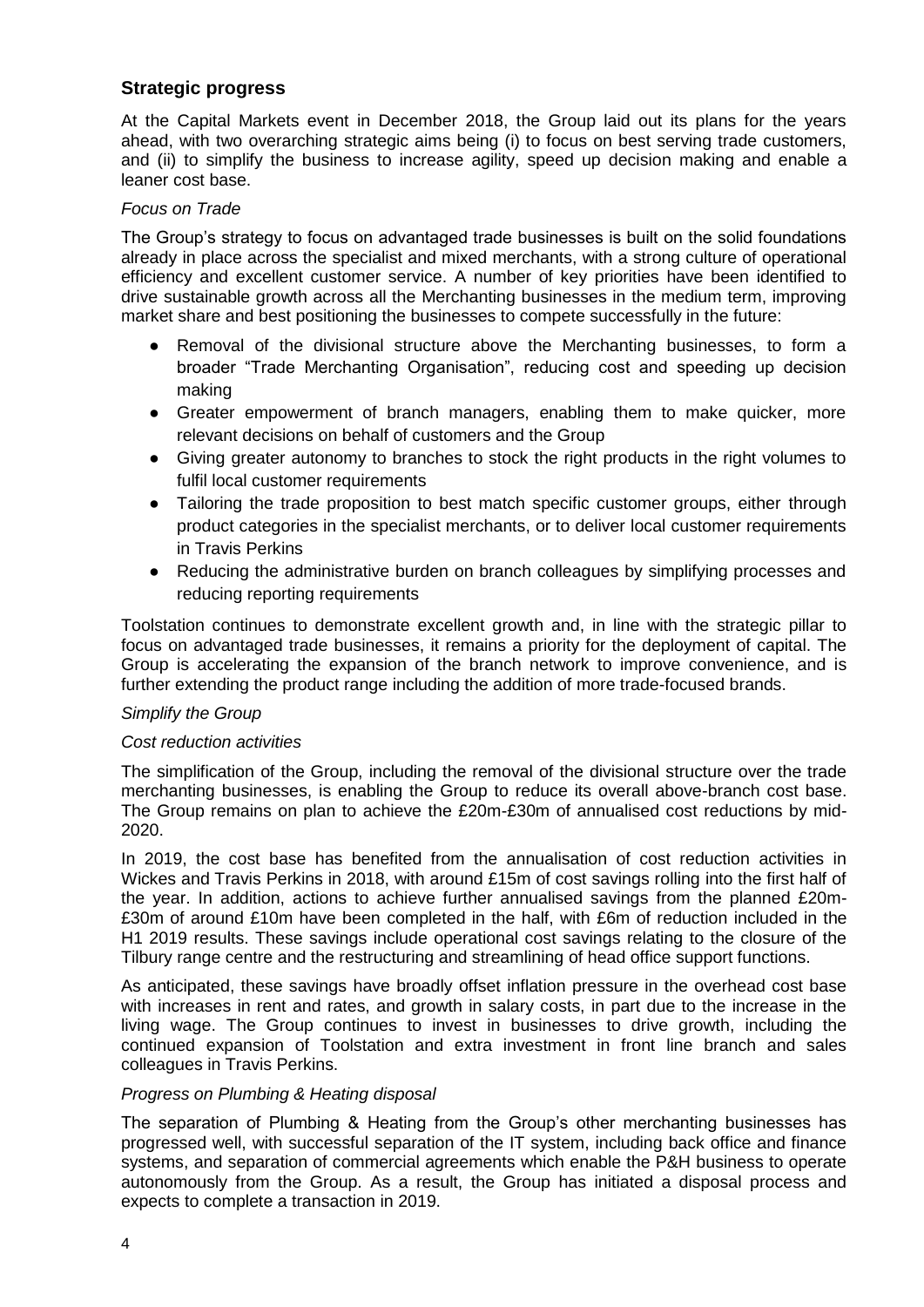## Strategic progress

At the Capital Markets event in December 2018, the Group laid out its plans for the years ahead, with two overarching strategic aims being (i) to focus on best serving trade customers, and (ii) to simplify the business to increase agility, speed up decision making and enable a leaner cost base.

*Focus on Trade*

The Group's strategy to focus on advantaged trade businesses is built on the solid foundations already in place across the specialist and mixed merchants, with a strong culture of operational efficiency and excellent customer service. A number of key priorities have been identified to drive sustainable growth across all the Merchanting businesses in the medium term, improving market share and best positioning the businesses to compete successfully in the future:

- Removal of the divisional structure above the Merchanting businesses, to form a broader "Trade Merchanting Organisation", reducing cost and speeding up decision making
- Greater empowerment of branch managers, enabling them to make quicker, more relevant decisions on behalf of customers and the Group
- Giving greater autonomy to branches to stock the right products in the right volumes to fulfil local customer requirements
- Tailoring the trade proposition to best match specific customer groups, either through product categories in the specialist merchants, or to deliver local customer requirements in Travis Perkins
- Reducing the administrative burden on branch colleagues by simplifying processes and reducing reporting requirements

Toolstation continues to demonstrate excellent growth and, in line with the strategic pillar to focus on advantaged trade businesses, it remains a priority for the deployment of capital. The Group is accelerating the expansion of the branch network to improve convenience, and is further extending the product range including the addition of more trade-focused brands.

*Simplify the Group*

*Cost reduction activities*

The simplification of the Group, including the removal of the divisional structure over the trade merchanting businesses, is enabling the Group to reduce its overall above-branch cost base. The Group remains on plan to achieve the £20m-£30m of annualised cost reductions by mid-2020.

In 2019, the cost base has benefited from the annualisation of cost reduction activities in Wickes and Travis Perkins in 2018, with around £15m of cost savings rolling into the first half of the year. In addition, actions to achieve further annualised savings from the planned £20m-£30m of around £10m have been completed in the half, with £6m of reduction included in the H1 2019 results. These savings include operational cost savings relating to the closure of the Tilbury range centre and the restructuring and streamlining of head office support functions.

As anticipated, these savings have broadly offset inflation pressure in the overhead cost base with increases in rent and rates, and growth in salary costs, in part due to the increase in the living wage. The Group continues to invest in businesses to drive growth, including the continued expansion of Toolstation and extra investment in front line branch and sales colleagues in Travis Perkins.

*Progress on Plumbing & Heating disposal*

The separation of Plumbing & Heating from the Group's other merchanting businesses has progressed well, with successful separation of the IT system, including back office and finance systems, and separation of commercial agreements which enable the P&H business to operate autonomously from the Group. As a result, the Group has initiated a disposal process and expects to complete a transaction in 2019.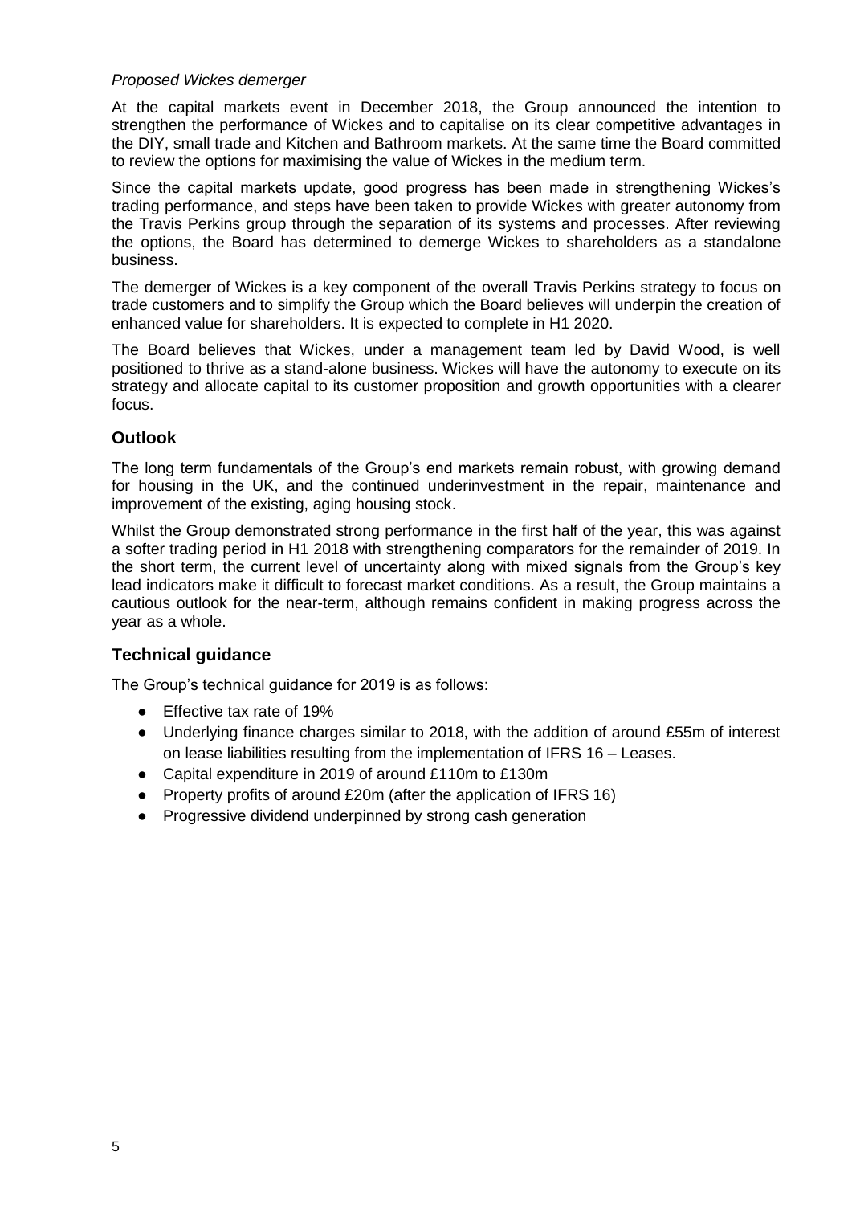*Proposed Wickes demerger*

At the capital markets event in December 2018, the Group announced the intention to strengthen the performance of Wickes and to capitalise on its clear competitive advantages in the DIY, small trade and Kitchen and Bathroom markets. At the same time the Board committed to review the options for maximising the value of Wickes in the medium term.

Since the capital markets update, good progress has been made in strengthening Wickes's trading performance, and steps have been taken to provide Wickes with greater autonomy from the Travis Perkins group through the separation of its systems and processes. After reviewing the options, the Board has determined to demerge Wickes to shareholders as a standalone business.

The demerger of Wickes is a key component of the overall Travis Perkins strategy to focus on trade customers and to simplify the Group which the Board believes will underpin the creation of enhanced value for shareholders. It is expected to complete in H1 2020.

The Board believes that Wickes, under a management team led by David Wood, is well positioned to thrive as a stand-alone business. Wickes will have the autonomy to execute on its strategy and allocate capital to its customer proposition and growth opportunities with a clearer focus.

## Outlook

The long term fundamentals of the Group's end markets remain robust, with growing demand for housing in the UK, and the continued underinvestment in the repair, maintenance and improvement of the existing, aging housing stock.

Whilst the Group demonstrated strong performance in the first half of the year, this was against a softer trading period in H1 2018 with strengthening comparators for the remainder of 2019. In the short term, the current level of uncertainty along with mixed signals from the Group's key lead indicators make it difficult to forecast market conditions. As a result, the Group maintains a cautious outlook for the near-term, although remains confident in making progress across the year as a whole.

## Technical guidance

The Group's technical guidance for 2019 is as follows:

- Effective tax rate of 19%
- Underlying finance charges similar to 2018, with the addition of around £55m of interest on lease liabilities resulting from the implementation of IFRS 16 – Leases.
- Capital expenditure in 2019 of around £110m to £130m
- Property profits of around £20m (after the application of IFRS 16)
- Progressive dividend underpinned by strong cash generation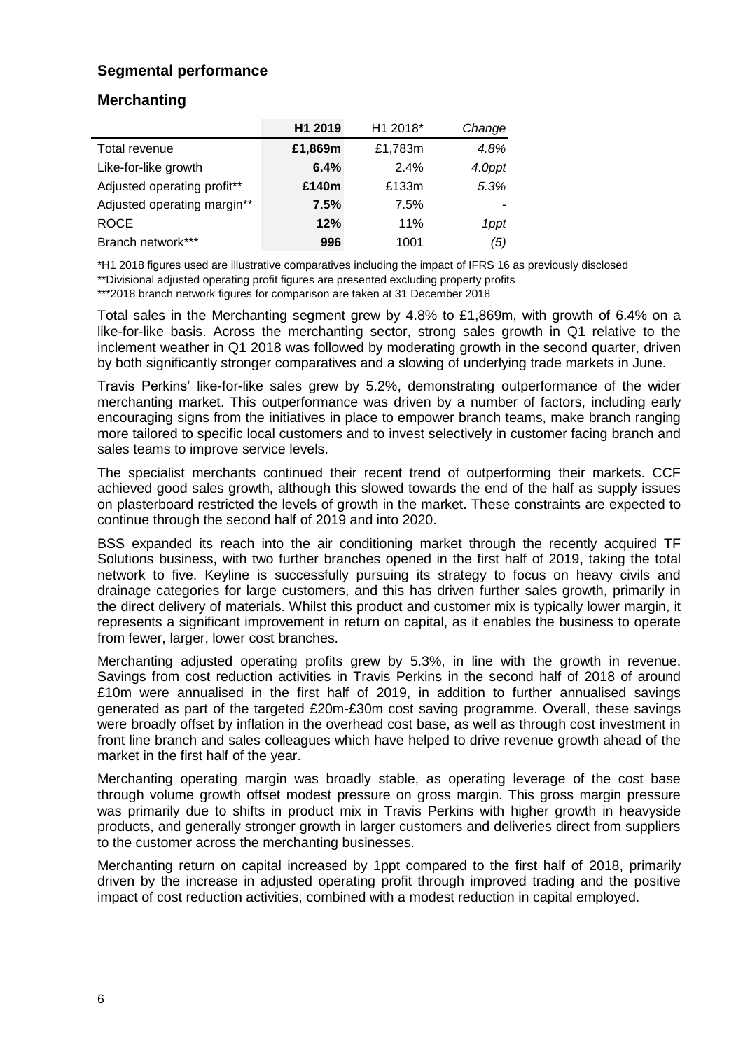## Segmental performance

### Merchanting

| | **H1 2019** | H1 2018* | *Change* |
|---|---|---|---|
| Total revenue | **£1,869m** | £1,783m | *4.8%* |
| Like-for-like growth | **6.4%** | 2.4% | *4.0ppt* |
| Adjusted operating profit** | **£140m** | £133m | *5.3%* |
| Adjusted operating margin** | **7.5%** | 7.5% | - |
| ROCE | **12%** | 11% | *1ppt* |
| Branch network*** | **996** | 1001 | *(5)* |

*H1 2018 figures used are illustrative comparatives including the impact of IFRS 16 as previously disclosed

**Divisional adjusted operating profit figures are presented excluding property profits

***2018 branch network figures for comparison are taken at 31 December 2018

Total sales in the Merchanting segment grew by 4.8% to £1,869m, with growth of 6.4% on a like-for-like basis. Across the merchanting sector, strong sales growth in Q1 relative to the inclement weather in Q1 2018 was followed by moderating growth in the second quarter, driven by both significantly stronger comparatives and a slowing of underlying trade markets in June.

Travis Perkins' like-for-like sales grew by 5.2%, demonstrating outperformance of the wider merchanting market. This outperformance was driven by a number of factors, including early encouraging signs from the initiatives in place to empower branch teams, make branch ranging more tailored to specific local customers and to invest selectively in customer facing branch and sales teams to improve service levels.

The specialist merchants continued their recent trend of outperforming their markets. CCF achieved good sales growth, although this slowed towards the end of the half as supply issues on plasterboard restricted the levels of growth in the market. These constraints are expected to continue through the second half of 2019 and into 2020.

BSS expanded its reach into the air conditioning market through the recently acquired TF Solutions business, with two further branches opened in the first half of 2019, taking the total network to five. Keyline is successfully pursuing its strategy to focus on heavy civils and drainage categories for large customers, and this has driven further sales growth, primarily in the direct delivery of materials. Whilst this product and customer mix is typically lower margin, it represents a significant improvement in return on capital, as it enables the business to operate from fewer, larger, lower cost branches.

Merchanting adjusted operating profits grew by 5.3%, in line with the growth in revenue. Savings from cost reduction activities in Travis Perkins in the second half of 2018 of around £10m were annualised in the first half of 2019, in addition to further annualised savings generated as part of the targeted £20m-£30m cost saving programme. Overall, these savings were broadly offset by inflation in the overhead cost base, as well as through cost investment in front line branch and sales colleagues which have helped to drive revenue growth ahead of the market in the first half of the year.

Merchanting operating margin was broadly stable, as operating leverage of the cost base through volume growth offset modest pressure on gross margin. This gross margin pressure was primarily due to shifts in product mix in Travis Perkins with higher growth in heavyside products, and generally stronger growth in larger customers and deliveries direct from suppliers to the customer across the merchanting businesses.

Merchanting return on capital increased by 1ppt compared to the first half of 2018, primarily driven by the increase in adjusted operating profit through improved trading and the positive impact of cost reduction activities, combined with a modest reduction in capital employed.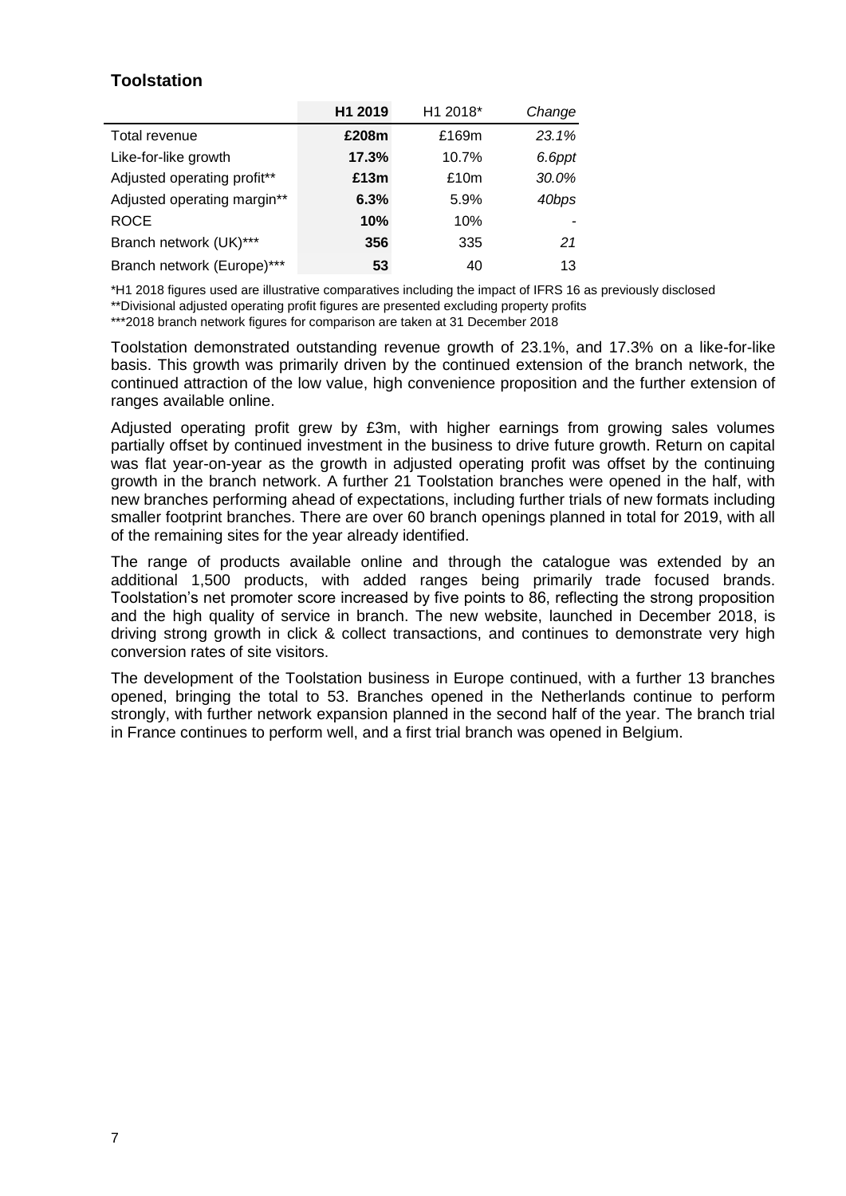## Toolstation

| | **H1 2019** | H1 2018* | *Change* |
|---|---|---|---|
| Total revenue | **£208m** | £169m | *23.1%* |
| Like-for-like growth | **17.3%** | 10.7% | *6.6ppt* |
| Adjusted operating profit** | **£13m** | £10m | *30.0%* |
| Adjusted operating margin** | **6.3%** | 5.9% | *40bps* |
| ROCE | **10%** | 10% | - |
| Branch network (UK)*** | **356** | 335 | *21* |
| Branch network (Europe)*** | **53** | 40 | 13 |

*H1 2018 figures used are illustrative comparatives including the impact of IFRS 16 as previously disclosed

**Divisional adjusted operating profit figures are presented excluding property profits

***2018 branch network figures for comparison are taken at 31 December 2018

Toolstation demonstrated outstanding revenue growth of 23.1%, and 17.3% on a like-for-like basis. This growth was primarily driven by the continued extension of the branch network, the continued attraction of the low value, high convenience proposition and the further extension of ranges available online.

Adjusted operating profit grew by £3m, with higher earnings from growing sales volumes partially offset by continued investment in the business to drive future growth. Return on capital was flat year-on-year as the growth in adjusted operating profit was offset by the continuing growth in the branch network. A further 21 Toolstation branches were opened in the half, with new branches performing ahead of expectations, including further trials of new formats including smaller footprint branches. There are over 60 branch openings planned in total for 2019, with all of the remaining sites for the year already identified.

The range of products available online and through the catalogue was extended by an additional 1,500 products, with added ranges being primarily trade focused brands. Toolstation's net promoter score increased by five points to 86, reflecting the strong proposition and the high quality of service in branch. The new website, launched in December 2018, is driving strong growth in click & collect transactions, and continues to demonstrate very high conversion rates of site visitors.

The development of the Toolstation business in Europe continued, with a further 13 branches opened, bringing the total to 53. Branches opened in the Netherlands continue to perform strongly, with further network expansion planned in the second half of the year. The branch trial in France continues to perform well, and a first trial branch was opened in Belgium.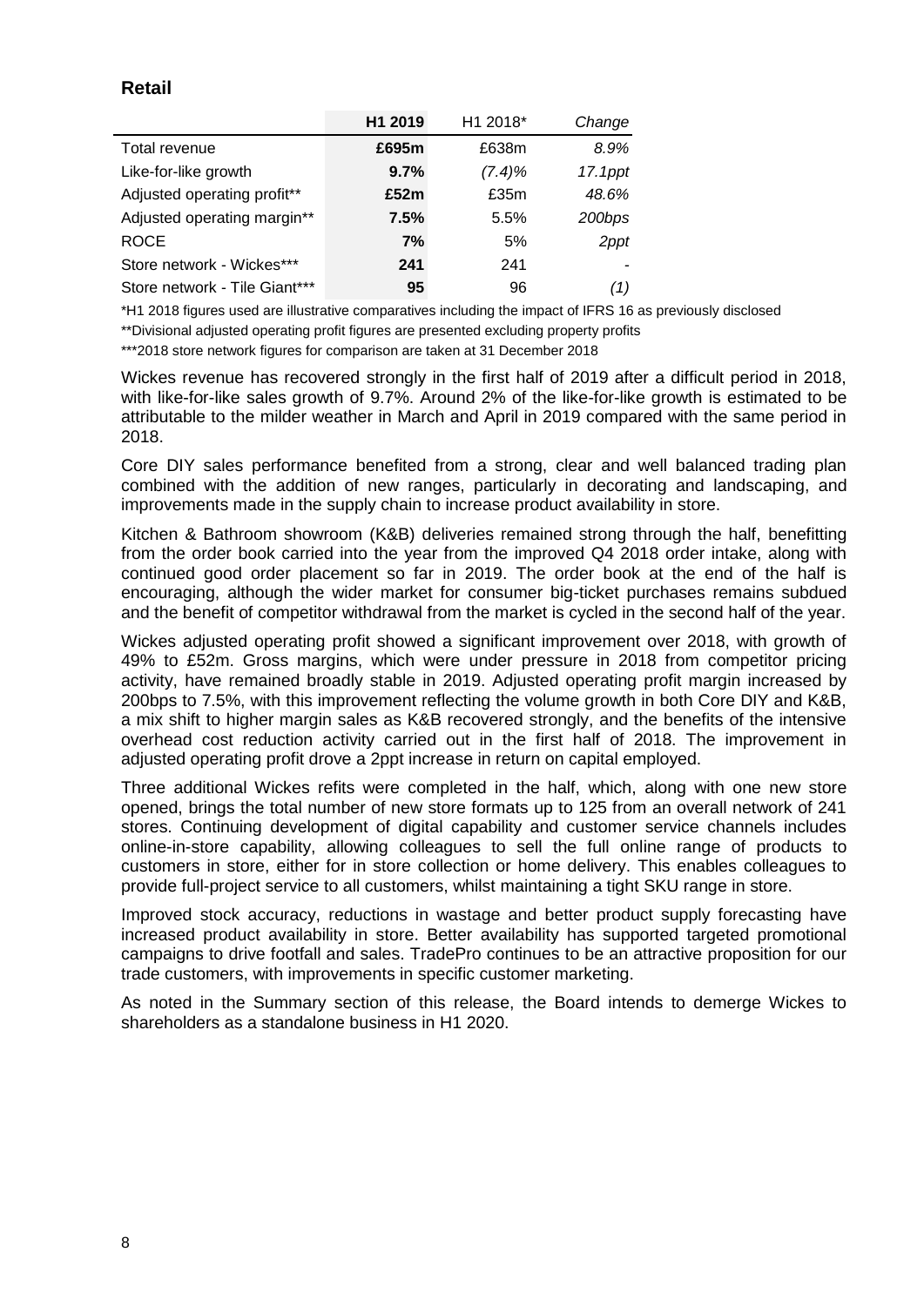## Retail

| | **H1 2019** | H1 2018* | *Change* |
|---|---|---|---|
| Total revenue | **£695m** | £638m | *8.9%* |
| Like-for-like growth | **9.7%** | (7.4)% | *17.1ppt* |
| Adjusted operating profit** | **£52m** | £35m | *48.6%* |
| Adjusted operating margin** | **7.5%** | 5.5% | *200bps* |
| ROCE | **7%** | 5% | *2ppt* |
| Store network - Wickes*** | **241** | 241 | - |
| Store network - Tile Giant*** | **95** | 96 | *(1)* |

*H1 2018 figures used are illustrative comparatives including the impact of IFRS 16 as previously disclosed

**Divisional adjusted operating profit figures are presented excluding property profits

***2018 store network figures for comparison are taken at 31 December 2018

Wickes revenue has recovered strongly in the first half of 2019 after a difficult period in 2018, with like-for-like sales growth of 9.7%. Around 2% of the like-for-like growth is estimated to be attributable to the milder weather in March and April in 2019 compared with the same period in 2018.

Core DIY sales performance benefited from a strong, clear and well balanced trading plan combined with the addition of new ranges, particularly in decorating and landscaping, and improvements made in the supply chain to increase product availability in store.

Kitchen & Bathroom showroom (K&B) deliveries remained strong through the half, benefitting from the order book carried into the year from the improved Q4 2018 order intake, along with continued good order placement so far in 2019. The order book at the end of the half is encouraging, although the wider market for consumer big-ticket purchases remains subdued and the benefit of competitor withdrawal from the market is cycled in the second half of the year.

Wickes adjusted operating profit showed a significant improvement over 2018, with growth of 49% to £52m. Gross margins, which were under pressure in 2018 from competitor pricing activity, have remained broadly stable in 2019. Adjusted operating profit margin increased by 200bps to 7.5%, with this improvement reflecting the volume growth in both Core DIY and K&B, a mix shift to higher margin sales as K&B recovered strongly, and the benefits of the intensive overhead cost reduction activity carried out in the first half of 2018. The improvement in adjusted operating profit drove a 2ppt increase in return on capital employed.

Three additional Wickes refits were completed in the half, which, along with one new store opened, brings the total number of new store formats up to 125 from an overall network of 241 stores. Continuing development of digital capability and customer service channels includes online-in-store capability, allowing colleagues to sell the full online range of products to customers in store, either for in store collection or home delivery. This enables colleagues to provide full-project service to all customers, whilst maintaining a tight SKU range in store.

Improved stock accuracy, reductions in wastage and better product supply forecasting have increased product availability in store. Better availability has supported targeted promotional campaigns to drive footfall and sales. TradePro continues to be an attractive proposition for our trade customers, with improvements in specific customer marketing.

As noted in the Summary section of this release, the Board intends to demerge Wickes to shareholders as a standalone business in H1 2020.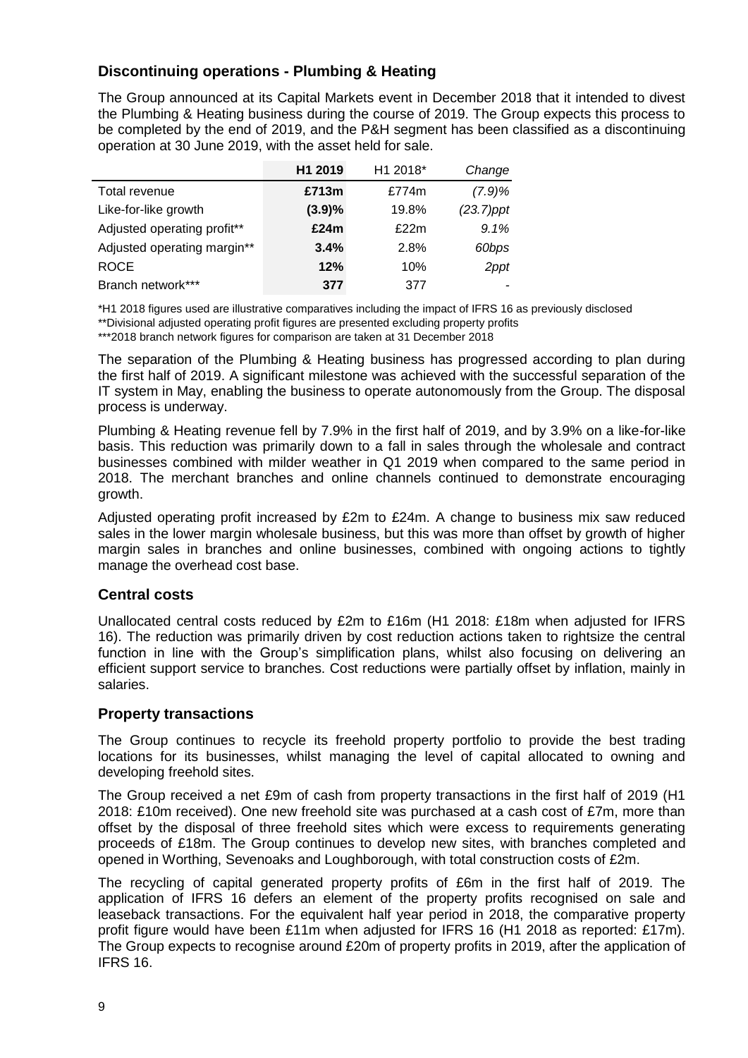### Discontinuing operations - Plumbing & Heating

The Group announced at its Capital Markets event in December 2018 that it intended to divest the Plumbing & Heating business during the course of 2019. The Group expects this process to be completed by the end of 2019, and the P&H segment has been classified as a discontinuing operation at 30 June 2019, with the asset held for sale.

| | H1 2019 | H1 2018* | Change |
|---|---|---|---|
| Total revenue | **£713m** | £774m | *(7.9)%* |
| Like-for-like growth | **(3.9)%** | 19.8% | *(23.7)ppt* |
| Adjusted operating profit** | **£24m** | £22m | *9.1%* |
| Adjusted operating margin** | **3.4%** | 2.8% | *60bps* |
| ROCE | **12%** | 10% | *2ppt* |
| Branch network*** | **377** | 377 | - |

*H1 2018 figures used are illustrative comparatives including the impact of IFRS 16 as previously disclosed

**Divisional adjusted operating profit figures are presented excluding property profits

***2018 branch network figures for comparison are taken at 31 December 2018

The separation of the Plumbing & Heating business has progressed according to plan during the first half of 2019. A significant milestone was achieved with the successful separation of the IT system in May, enabling the business to operate autonomously from the Group. The disposal process is underway.

Plumbing & Heating revenue fell by 7.9% in the first half of 2019, and by 3.9% on a like-for-like basis. This reduction was primarily down to a fall in sales through the wholesale and contract businesses combined with milder weather in Q1 2019 when compared to the same period in 2018. The merchant branches and online channels continued to demonstrate encouraging growth.

Adjusted operating profit increased by £2m to £24m. A change to business mix saw reduced sales in the lower margin wholesale business, but this was more than offset by growth of higher margin sales in branches and online businesses, combined with ongoing actions to tightly manage the overhead cost base.

### Central costs

Unallocated central costs reduced by £2m to £16m (H1 2018: £18m when adjusted for IFRS 16). The reduction was primarily driven by cost reduction actions taken to rightsize the central function in line with the Group's simplification plans, whilst also focusing on delivering an efficient support service to branches. Cost reductions were partially offset by inflation, mainly in salaries.

### Property transactions

The Group continues to recycle its freehold property portfolio to provide the best trading locations for its businesses, whilst managing the level of capital allocated to owning and developing freehold sites.

The Group received a net £9m of cash from property transactions in the first half of 2019 (H1 2018: £10m received). One new freehold site was purchased at a cash cost of £7m, more than offset by the disposal of three freehold sites which were excess to requirements generating proceeds of £18m. The Group continues to develop new sites, with branches completed and opened in Worthing, Sevenoaks and Loughborough, with total construction costs of £2m.

The recycling of capital generated property profits of £6m in the first half of 2019. The application of IFRS 16 defers an element of the property profits recognised on sale and leaseback transactions. For the equivalent half year period in 2018, the comparative property profit figure would have been £11m when adjusted for IFRS 16 (H1 2018 as reported: £17m). The Group expects to recognise around £20m of property profits in 2019, after the application of IFRS 16.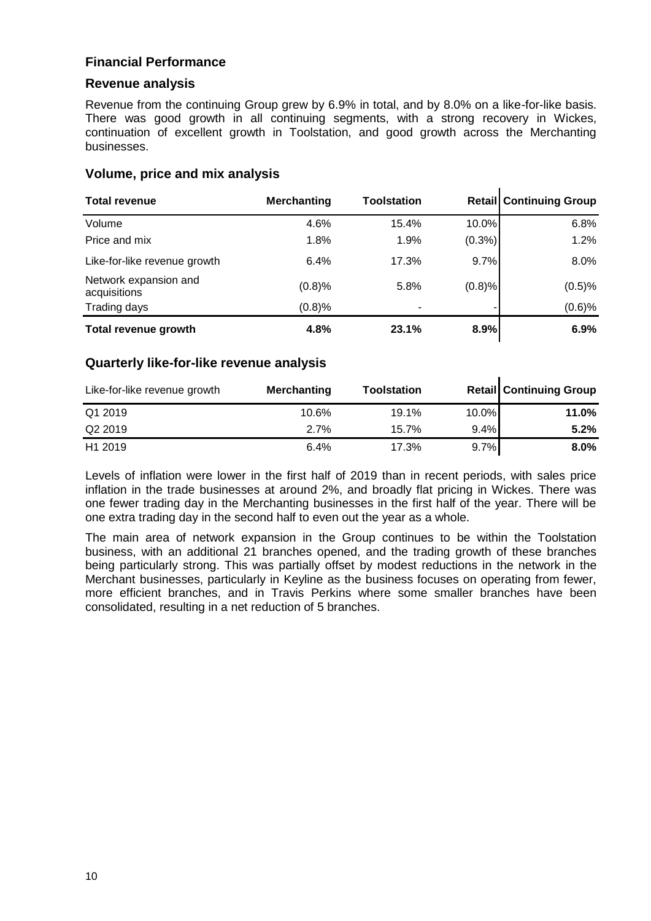## Financial Performance

### Revenue analysis

Revenue from the continuing Group grew by 6.9% in total, and by 8.0% on a like-for-like basis. There was good growth in all continuing segments, with a strong recovery in Wickes, continuation of excellent growth in Toolstation, and good growth across the Merchanting businesses.

### Volume, price and mix analysis

| Total revenue | Merchanting | Toolstation | Retail | Continuing Group |
|---|---|---|---|---|
| Volume | 4.6% | 15.4% | 10.0% | 6.8% |
| Price and mix | 1.8% | 1.9% | (0.3%) | 1.2% |
| Like-for-like revenue growth | 6.4% | 17.3% | 9.7% | 8.0% |
| Network expansion and acquisitions | (0.8)% | 5.8% | (0.8)% | (0.5)% |
| Trading days | (0.8)% | - | - | (0.6)% |
| **Total revenue growth** | **4.8%** | **23.1%** | **8.9%** | **6.9%** |

### Quarterly like-for-like revenue analysis

| Like-for-like revenue growth | Merchanting | Toolstation | Retail | Continuing Group |
|---|---|---|---|---|
| Q1 2019 | 10.6% | 19.1% | 10.0% | **11.0%** |
| Q2 2019 | 2.7% | 15.7% | 9.4% | **5.2%** |
| H1 2019 | 6.4% | 17.3% | 9.7% | **8.0%** |

Levels of inflation were lower in the first half of 2019 than in recent periods, with sales price inflation in the trade businesses at around 2%, and broadly flat pricing in Wickes. There was one fewer trading day in the Merchanting businesses in the first half of the year. There will be one extra trading day in the second half to even out the year as a whole.

The main area of network expansion in the Group continues to be within the Toolstation business, with an additional 21 branches opened, and the trading growth of these branches being particularly strong. This was partially offset by modest reductions in the network in the Merchant businesses, particularly in Keyline as the business focuses on operating from fewer, more efficient branches, and in Travis Perkins where some smaller branches have been consolidated, resulting in a net reduction of 5 branches.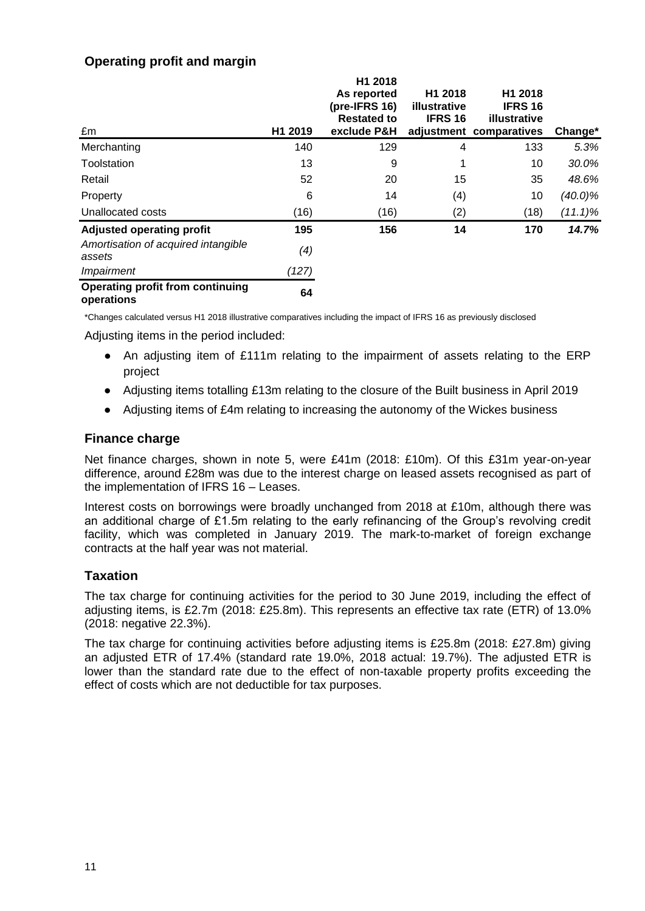## Operating profit and margin

| £m | H1 2019 | H1 2018 As reported (pre-IFRS 16) Restated to exclude P&H | H1 2018 illustrative IFRS 16 adjustment | H1 2018 IFRS 16 illustrative comparatives | Change* |
|---|---|---|---|---|---|
| Merchanting | 140 | 129 | 4 | 133 | *5.3%* |
| Toolstation | 13 | 9 | 1 | 10 | *30.0%* |
| Retail | 52 | 20 | 15 | 35 | *48.6%* |
| Property | 6 | 14 | (4) | 10 | *(40.0)%* |
| Unallocated costs | (16) | (16) | (2) | (18) | *(11.1)%* |
| **Adjusted operating profit** | **195** | **156** | **14** | **170** | ***14.7%*** |
| *Amortisation of acquired intangible assets* | *(4)* | | | | |
| *Impairment* | *(127)* | | | | |
| **Operating profit from continuing operations** | **64** | | | | |

*Changes calculated versus H1 2018 illustrative comparatives including the impact of IFRS 16 as previously disclosed

Adjusting items in the period included:

- An adjusting item of £111m relating to the impairment of assets relating to the ERP project
- Adjusting items totalling £13m relating to the closure of the Built business in April 2019
- Adjusting items of £4m relating to increasing the autonomy of the Wickes business

## Finance charge

Net finance charges, shown in note 5, were £41m (2018: £10m). Of this £31m year-on-year difference, around £28m was due to the interest charge on leased assets recognised as part of the implementation of IFRS 16 – Leases.

Interest costs on borrowings were broadly unchanged from 2018 at £10m, although there was an additional charge of £1.5m relating to the early refinancing of the Group's revolving credit facility, which was completed in January 2019. The mark-to-market of foreign exchange contracts at the half year was not material.

## Taxation

The tax charge for continuing activities for the period to 30 June 2019, including the effect of adjusting items, is £2.7m (2018: £25.8m). This represents an effective tax rate (ETR) of 13.0% (2018: negative 22.3%).

The tax charge for continuing activities before adjusting items is £25.8m (2018: £27.8m) giving an adjusted ETR of 17.4% (standard rate 19.0%, 2018 actual: 19.7%). The adjusted ETR is lower than the standard rate due to the effect of non-taxable property profits exceeding the effect of costs which are not deductible for tax purposes.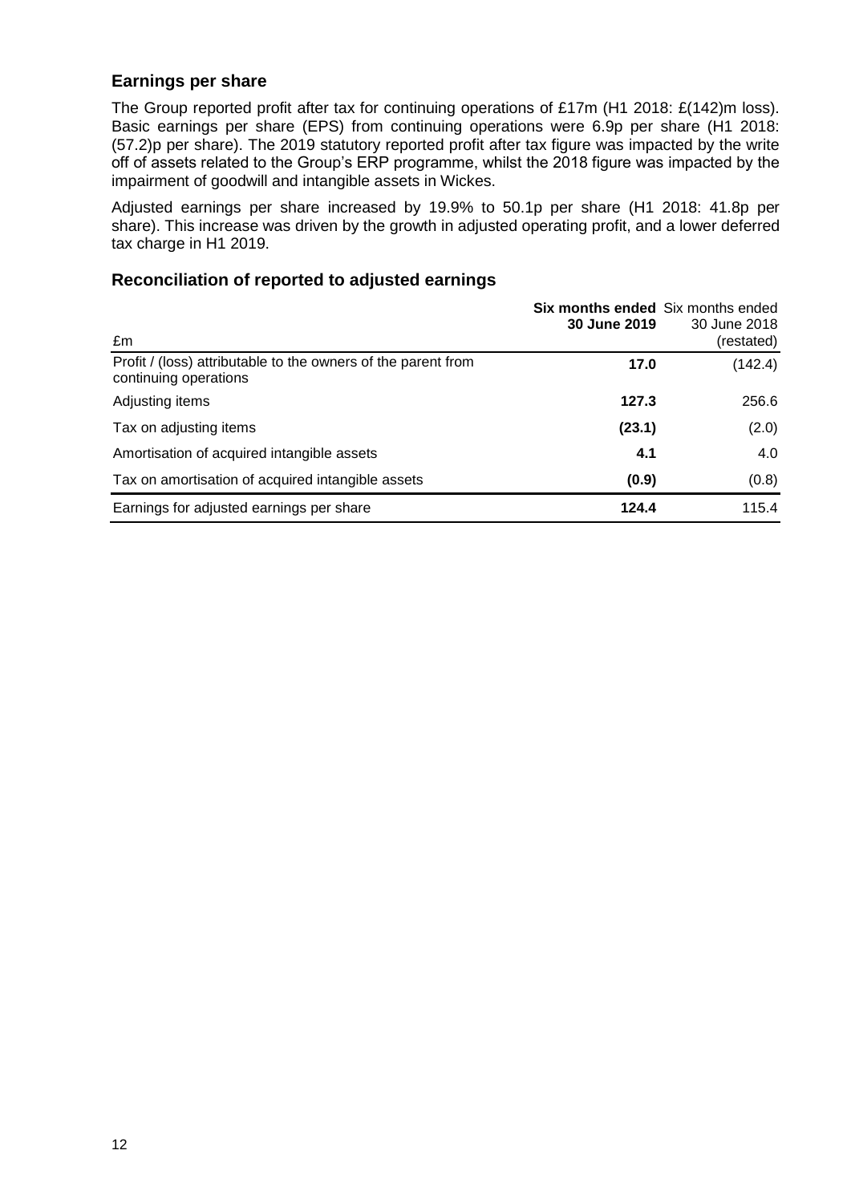## Earnings per share

The Group reported profit after tax for continuing operations of £17m (H1 2018: £(142)m loss). Basic earnings per share (EPS) from continuing operations were 6.9p per share (H1 2018: (57.2)p per share). The 2019 statutory reported profit after tax figure was impacted by the write off of assets related to the Group's ERP programme, whilst the 2018 figure was impacted by the impairment of goodwill and intangible assets in Wickes.

Adjusted earnings per share increased by 19.9% to 50.1p per share (H1 2018: 41.8p per share). This increase was driven by the growth in adjusted operating profit, and a lower deferred tax charge in H1 2019.

## Reconciliation of reported to adjusted earnings

| £m | **Six months ended 30 June 2019** | Six months ended 30 June 2018 (restated) |
|---|---|---|
| Profit / (loss) attributable to the owners of the parent from continuing operations | **17.0** | (142.4) |
| Adjusting items | **127.3** | 256.6 |
| Tax on adjusting items | **(23.1)** | (2.0) |
| Amortisation of acquired intangible assets | **4.1** | 4.0 |
| Tax on amortisation of acquired intangible assets | **(0.9)** | (0.8) |
| Earnings for adjusted earnings per share | **124.4** | 115.4 |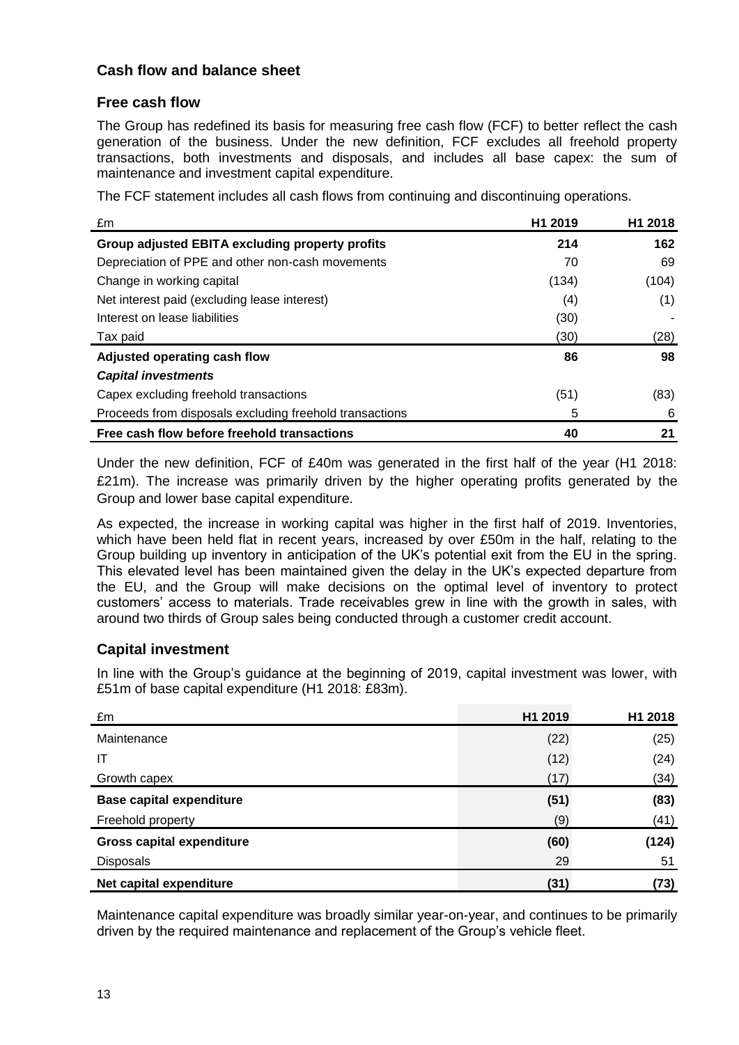## Cash flow and balance sheet

### Free cash flow

The Group has redefined its basis for measuring free cash flow (FCF) to better reflect the cash generation of the business. Under the new definition, FCF excludes all freehold property transactions, both investments and disposals, and includes all base capex: the sum of maintenance and investment capital expenditure.

The FCF statement includes all cash flows from continuing and discontinuing operations.

| £m | H1 2019 | H1 2018 |
|---|---|---|
| **Group adjusted EBITA excluding property profits** | **214** | **162** |
| Depreciation of PPE and other non-cash movements | 70 | 69 |
| Change in working capital | (134) | (104) |
| Net interest paid (excluding lease interest) | (4) | (1) |
| Interest on lease liabilities | (30) | - |
| Tax paid | (30) | (28) |
| **Adjusted operating cash flow** | **86** | **98** |
| ***Capital investments*** | | |
| Capex excluding freehold transactions | (51) | (83) |
| Proceeds from disposals excluding freehold transactions | 5 | 6 |
| **Free cash flow before freehold transactions** | **40** | **21** |

Under the new definition, FCF of £40m was generated in the first half of the year (H1 2018: £21m). The increase was primarily driven by the higher operating profits generated by the Group and lower base capital expenditure.

As expected, the increase in working capital was higher in the first half of 2019. Inventories, which have been held flat in recent years, increased by over £50m in the half, relating to the Group building up inventory in anticipation of the UK's potential exit from the EU in the spring. This elevated level has been maintained given the delay in the UK's expected departure from the EU, and the Group will make decisions on the optimal level of inventory to protect customers' access to materials. Trade receivables grew in line with the growth in sales, with around two thirds of Group sales being conducted through a customer credit account.

### Capital investment

In line with the Group's guidance at the beginning of 2019, capital investment was lower, with £51m of base capital expenditure (H1 2018: £83m).

| £m | H1 2019 | H1 2018 |
|---|---|---|
| Maintenance | (22) | (25) |
| IT | (12) | (24) |
| Growth capex | (17) | (34) |
| **Base capital expenditure** | **(51)** | **(83)** |
| Freehold property | (9) | (41) |
| **Gross capital expenditure** | **(60)** | **(124)** |
| Disposals | 29 | 51 |
| **Net capital expenditure** | **(31)** | **(73)** |

Maintenance capital expenditure was broadly similar year-on-year, and continues to be primarily driven by the required maintenance and replacement of the Group's vehicle fleet.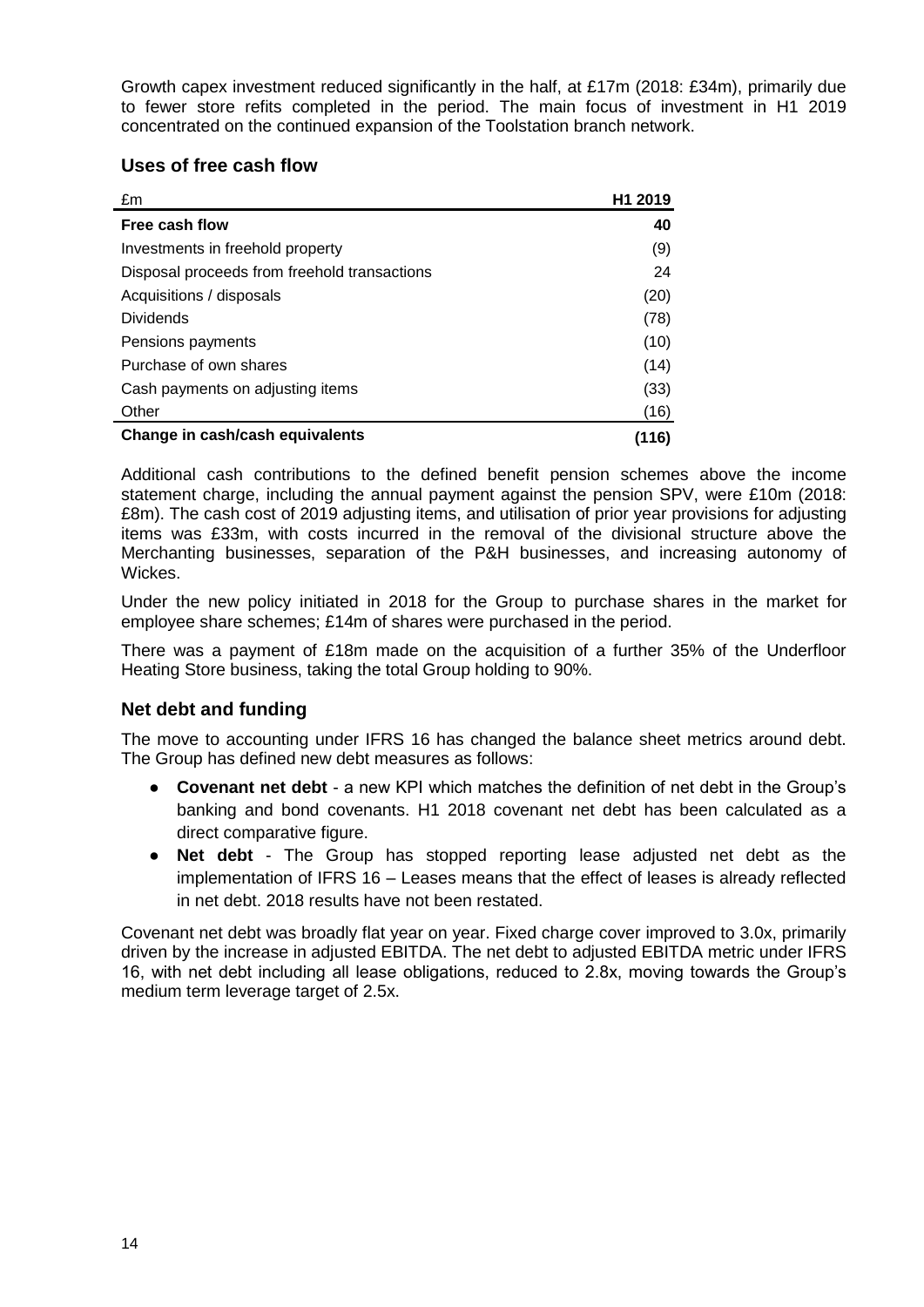Growth capex investment reduced significantly in the half, at £17m (2018: £34m), primarily due to fewer store refits completed in the period. The main focus of investment in H1 2019 concentrated on the continued expansion of the Toolstation branch network.

### Uses of free cash flow

| £m | H1 2019 |
|---|---|
| **Free cash flow** | **40** |
| Investments in freehold property | (9) |
| Disposal proceeds from freehold transactions | 24 |
| Acquisitions / disposals | (20) |
| Dividends | (78) |
| Pensions payments | (10) |
| Purchase of own shares | (14) |
| Cash payments on adjusting items | (33) |
| Other | (16) |
| **Change in cash/cash equivalents** | **(116)** |

Additional cash contributions to the defined benefit pension schemes above the income statement charge, including the annual payment against the pension SPV, were £10m (2018: £8m). The cash cost of 2019 adjusting items, and utilisation of prior year provisions for adjusting items was £33m, with costs incurred in the removal of the divisional structure above the Merchanting businesses, separation of the P&H businesses, and increasing autonomy of Wickes.

Under the new policy initiated in 2018 for the Group to purchase shares in the market for employee share schemes; £14m of shares were purchased in the period.

There was a payment of £18m made on the acquisition of a further 35% of the Underfloor Heating Store business, taking the total Group holding to 90%.

### Net debt and funding

The move to accounting under IFRS 16 has changed the balance sheet metrics around debt. The Group has defined new debt measures as follows:

- **Covenant net debt** - a new KPI which matches the definition of net debt in the Group's banking and bond covenants. H1 2018 covenant net debt has been calculated as a direct comparative figure.
- **Net debt** - The Group has stopped reporting lease adjusted net debt as the implementation of IFRS 16 – Leases means that the effect of leases is already reflected in net debt. 2018 results have not been restated.

Covenant net debt was broadly flat year on year. Fixed charge cover improved to 3.0x, primarily driven by the increase in adjusted EBITDA. The net debt to adjusted EBITDA metric under IFRS 16, with net debt including all lease obligations, reduced to 2.8x, moving towards the Group's medium term leverage target of 2.5x.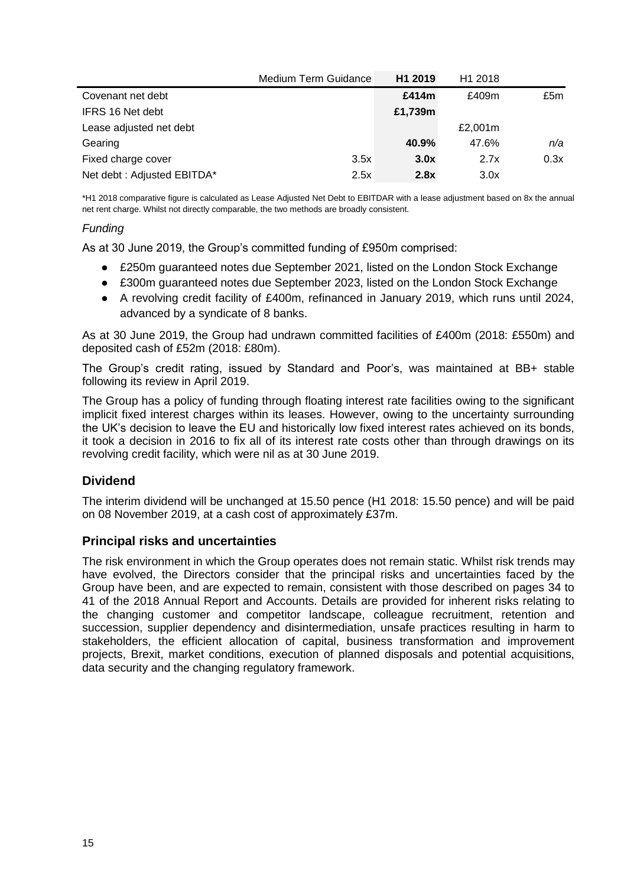| | Medium Term Guidance | **H1 2019** | H1 2018 | |
|---|---|---|---|---|
| Covenant net debt | | **£414m** | £409m | £5m |
| IFRS 16 Net debt | | **£1,739m** | | |
| Lease adjusted net debt | | | £2,001m | |
| Gearing | | **40.9%** | 47.6% | *n/a* |
| Fixed charge cover | 3.5x | **3.0x** | 2.7x | 0.3x |
| Net debt : Adjusted EBITDA* | 2.5x | **2.8x** | 3.0x | |

*H1 2018 comparative figure is calculated as Lease Adjusted Net Debt to EBITDAR with a lease adjustment based on 8x the annual net rent charge. Whilst not directly comparable, the two methods are broadly consistent.

*Funding*

As at 30 June 2019, the Group's committed funding of £950m comprised:

- £250m guaranteed notes due September 2021, listed on the London Stock Exchange
- £300m guaranteed notes due September 2023, listed on the London Stock Exchange
- A revolving credit facility of £400m, refinanced in January 2019, which runs until 2024, advanced by a syndicate of 8 banks.

As at 30 June 2019, the Group had undrawn committed facilities of £400m (2018: £550m) and deposited cash of £52m (2018: £80m).

The Group's credit rating, issued by Standard and Poor's, was maintained at BB+ stable following its review in April 2019.

The Group has a policy of funding through floating interest rate facilities owing to the significant implicit fixed interest charges within its leases. However, owing to the uncertainty surrounding the UK's decision to leave the EU and historically low fixed interest rates achieved on its bonds, it took a decision in 2016 to fix all of its interest rate costs other than through drawings on its revolving credit facility, which were nil as at 30 June 2019.

## Dividend

The interim dividend will be unchanged at 15.50 pence (H1 2018: 15.50 pence) and will be paid on 08 November 2019, at a cash cost of approximately £37m.

## Principal risks and uncertainties

The risk environment in which the Group operates does not remain static. Whilst risk trends may have evolved, the Directors consider that the principal risks and uncertainties faced by the Group have been, and are expected to remain, consistent with those described on pages 34 to 41 of the 2018 Annual Report and Accounts. Details are provided for inherent risks relating to the changing customer and competitor landscape, colleague recruitment, retention and succession, supplier dependency and disintermediation, unsafe practices resulting in harm to stakeholders, the efficient allocation of capital, business transformation and improvement projects, Brexit, market conditions, execution of planned disposals and potential acquisitions, data security and the changing regulatory framework.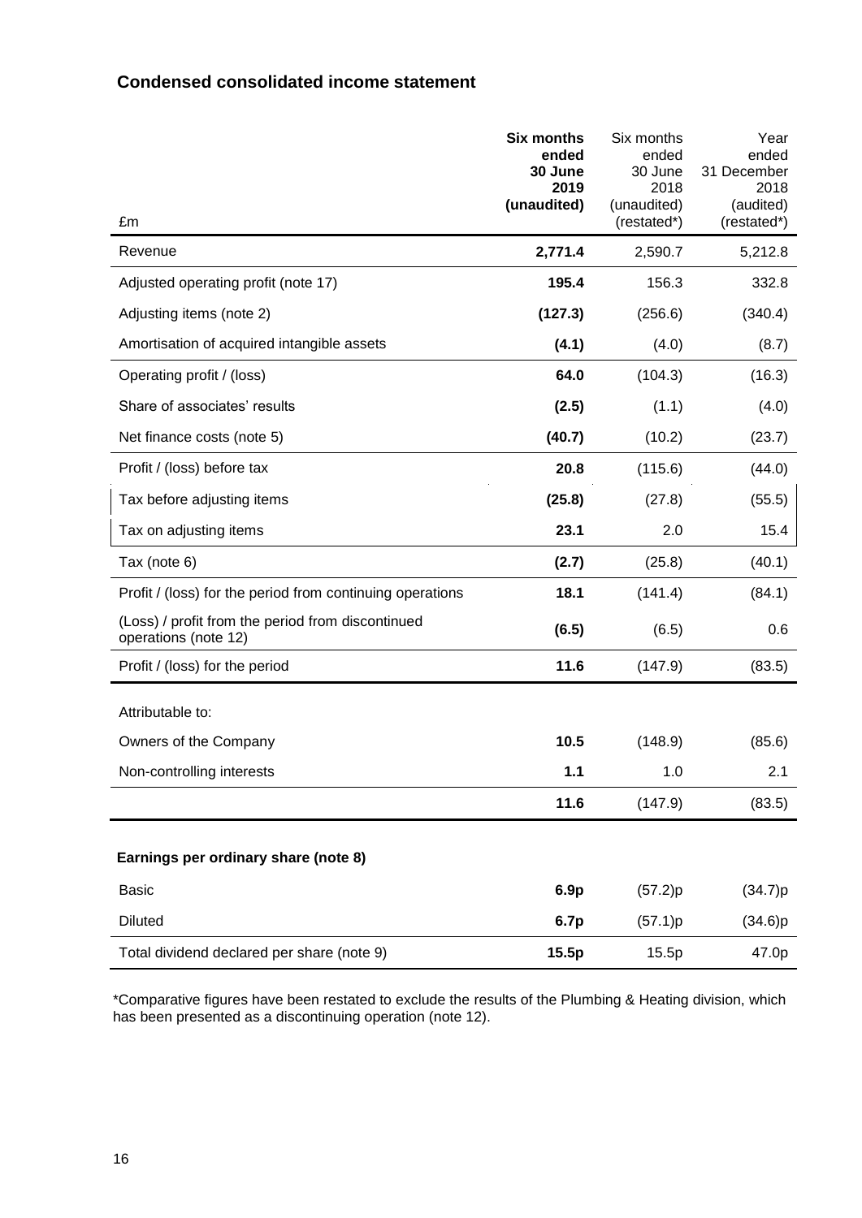## Condensed consolidated income statement

| £m | **Six months ended 30 June 2019 (unaudited)** | Six months ended 30 June 2018 (unaudited) (restated*) | Year ended 31 December 2018 (audited) (restated*) |
|---|---|---|---|
| Revenue | **2,771.4** | 2,590.7 | 5,212.8 |
| Adjusted operating profit (note 17) | **195.4** | 156.3 | 332.8 |
| Adjusting items (note 2) | **(127.3)** | (256.6) | (340.4) |
| Amortisation of acquired intangible assets | **(4.1)** | (4.0) | (8.7) |
| Operating profit / (loss) | **64.0** | (104.3) | (16.3) |
| Share of associates' results | **(2.5)** | (1.1) | (4.0) |
| Net finance costs (note 5) | **(40.7)** | (10.2) | (23.7) |
| Profit / (loss) before tax | **20.8** | (115.6) | (44.0) |
| Tax before adjusting items | **(25.8)** | (27.8) | (55.5) |
| Tax on adjusting items | **23.1** | 2.0 | 15.4 |
| Tax (note 6) | **(2.7)** | (25.8) | (40.1) |
| Profit / (loss) for the period from continuing operations | **18.1** | (141.4) | (84.1) |
| (Loss) / profit from the period from discontinued operations (note 12) | **(6.5)** | (6.5) | 0.6 |
| Profit / (loss) for the period | **11.6** | (147.9) | (83.5) |
| Attributable to: | | | |
| Owners of the Company | **10.5** | (148.9) | (85.6) |
| Non-controlling interests | **1.1** | 1.0 | 2.1 |
| | **11.6** | (147.9) | (83.5) |
| **Earnings per ordinary share (note 8)** | | | |
| Basic | **6.9p** | (57.2)p | (34.7)p |
| Diluted | **6.7p** | (57.1)p | (34.6)p |
| Total dividend declared per share (note 9) | **15.5p** | 15.5p | 47.0p |

*Comparative figures have been restated to exclude the results of the Plumbing & Heating division, which has been presented as a discontinuing operation (note 12).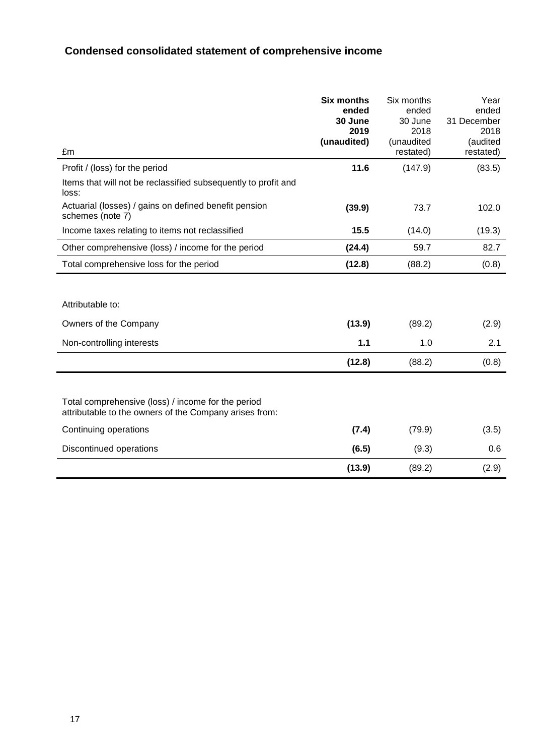## Condensed consolidated statement of comprehensive income

| £m | **Six months ended 30 June 2019 (unaudited)** | Six months ended 30 June 2018 (unaudited restated) | Year ended 31 December 2018 (audited restated) |
|---|---|---|---|
| Profit / (loss) for the period | **11.6** | (147.9) | (83.5) |
| Items that will not be reclassified subsequently to profit and loss: | | | |
| Actuarial (losses) / gains on defined benefit pension schemes (note 7) | **(39.9)** | 73.7 | 102.0 |
| Income taxes relating to items not reclassified | **15.5** | (14.0) | (19.3) |
| Other comprehensive (loss) / income for the period | **(24.4)** | 59.7 | 82.7 |
| Total comprehensive loss for the period | **(12.8)** | (88.2) | (0.8) |
| | | | |
| Attributable to: | | | |
| Owners of the Company | **(13.9)** | (89.2) | (2.9) |
| Non-controlling interests | **1.1** | 1.0 | 2.1 |
| | **(12.8)** | (88.2) | (0.8) |
| | | | |
| Total comprehensive (loss) / income for the period attributable to the owners of the Company arises from: | | | |
| Continuing operations | **(7.4)** | (79.9) | (3.5) |
| Discontinued operations | **(6.5)** | (9.3) | 0.6 |
| | **(13.9)** | (89.2) | (2.9) |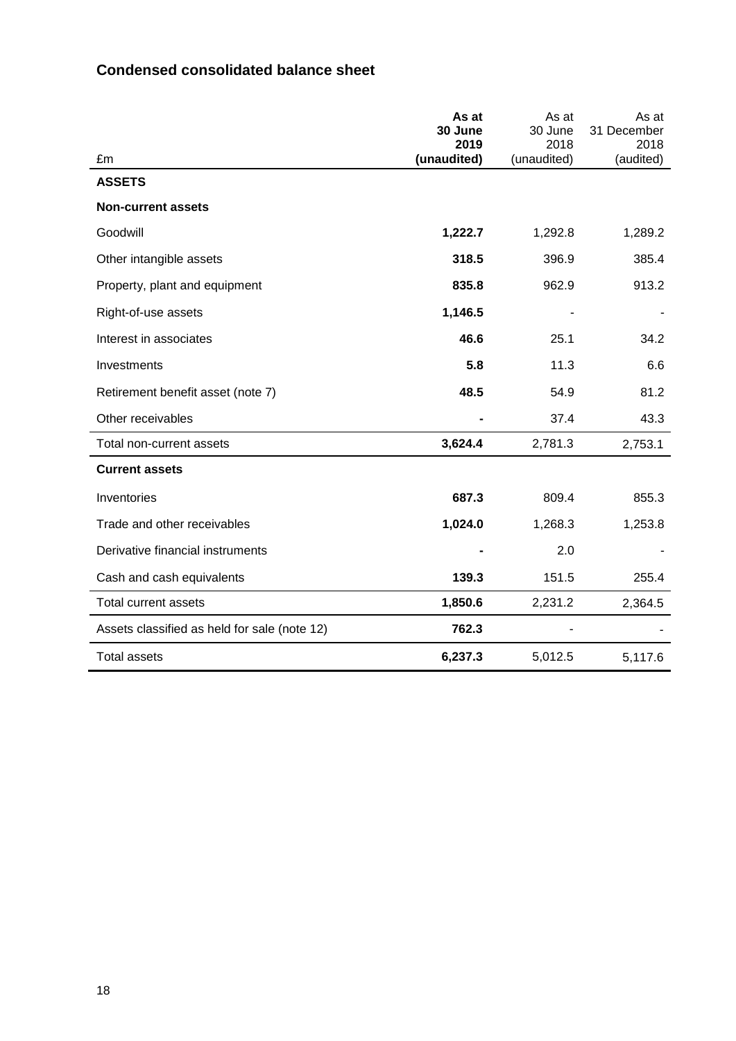## Condensed consolidated balance sheet

| £m | As at 30 June 2019 (unaudited) | As at 30 June 2018 (unaudited) | As at 31 December 2018 (audited) |
|---|---|---|---|
| **ASSETS** | | | |
| **Non-current assets** | | | |
| Goodwill | **1,222.7** | 1,292.8 | 1,289.2 |
| Other intangible assets | **318.5** | 396.9 | 385.4 |
| Property, plant and equipment | **835.8** | 962.9 | 913.2 |
| Right-of-use assets | **1,146.5** | - | - |
| Interest in associates | **46.6** | 25.1 | 34.2 |
| Investments | **5.8** | 11.3 | 6.6 |
| Retirement benefit asset (note 7) | **48.5** | 54.9 | 81.2 |
| Other receivables | **-** | 37.4 | 43.3 |
| Total non-current assets | **3,624.4** | 2,781.3 | 2,753.1 |
| **Current assets** | | | |
| Inventories | **687.3** | 809.4 | 855.3 |
| Trade and other receivables | **1,024.0** | 1,268.3 | 1,253.8 |
| Derivative financial instruments | **-** | 2.0 | - |
| Cash and cash equivalents | **139.3** | 151.5 | 255.4 |
| Total current assets | **1,850.6** | 2,231.2 | 2,364.5 |
| Assets classified as held for sale (note 12) | **762.3** | - | - |
| Total assets | **6,237.3** | 5,012.5 | 5,117.6 |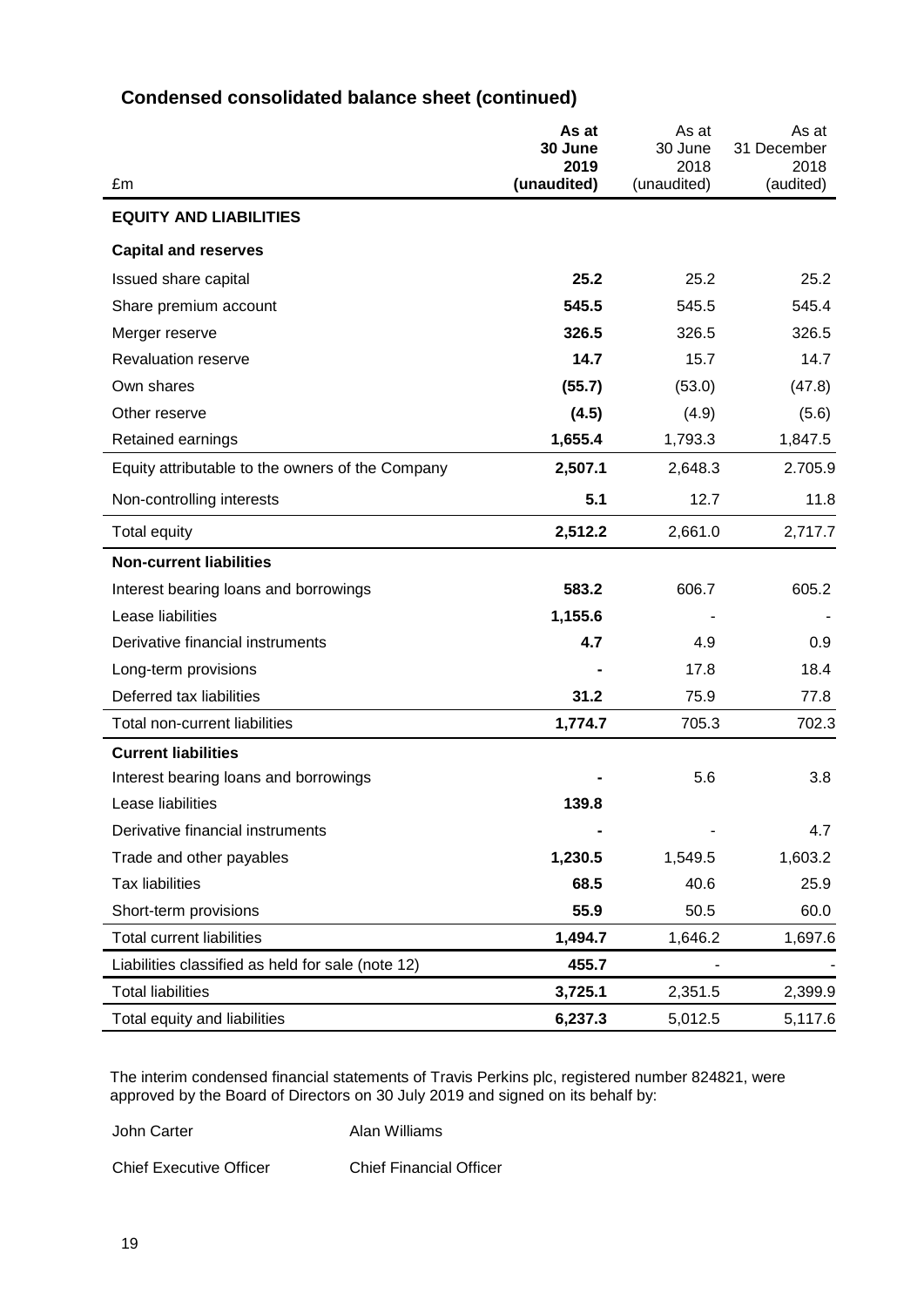## Condensed consolidated balance sheet (continued)

| £m | **As at 30 June 2019 (unaudited)** | As at 30 June 2018 (unaudited) | As at 31 December 2018 (audited) |
|---|---|---|---|
| **EQUITY AND LIABILITIES** | | | |
| **Capital and reserves** | | | |
| Issued share capital | **25.2** | 25.2 | 25.2 |
| Share premium account | **545.5** | 545.5 | 545.4 |
| Merger reserve | **326.5** | 326.5 | 326.5 |
| Revaluation reserve | **14.7** | 15.7 | 14.7 |
| Own shares | **(55.7)** | (53.0) | (47.8) |
| Other reserve | **(4.5)** | (4.9) | (5.6) |
| Retained earnings | **1,655.4** | 1,793.3 | 1,847.5 |
| Equity attributable to the owners of the Company | **2,507.1** | 2,648.3 | 2.705.9 |
| Non-controlling interests | **5.1** | 12.7 | 11.8 |
| Total equity | **2,512.2** | 2,661.0 | 2,717.7 |
| **Non-current liabilities** | | | |
| Interest bearing loans and borrowings | **583.2** | 606.7 | 605.2 |
| Lease liabilities | **1,155.6** | - | - |
| Derivative financial instruments | **4.7** | 4.9 | 0.9 |
| Long-term provisions | **-** | 17.8 | 18.4 |
| Deferred tax liabilities | **31.2** | 75.9 | 77.8 |
| Total non-current liabilities | **1,774.7** | 705.3 | 702.3 |
| **Current liabilities** | | | |
| Interest bearing loans and borrowings | **-** | 5.6 | 3.8 |
| Lease liabilities | **139.8** | | |
| Derivative financial instruments | **-** | - | 4.7 |
| Trade and other payables | **1,230.5** | 1,549.5 | 1,603.2 |
| Tax liabilities | **68.5** | 40.6 | 25.9 |
| Short-term provisions | **55.9** | 50.5 | 60.0 |
| Total current liabilities | **1,494.7** | 1,646.2 | 1,697.6 |
| Liabilities classified as held for sale (note 12) | **455.7** | - | - |
| Total liabilities | **3,725.1** | 2,351.5 | 2,399.9 |
| Total equity and liabilities | **6,237.3** | 5,012.5 | 5,117.6 |

The interim condensed financial statements of Travis Perkins plc, registered number 824821, were approved by the Board of Directors on 30 July 2019 and signed on its behalf by:

John Carter — Chief Executive Officer

Alan Williams — Chief Financial Officer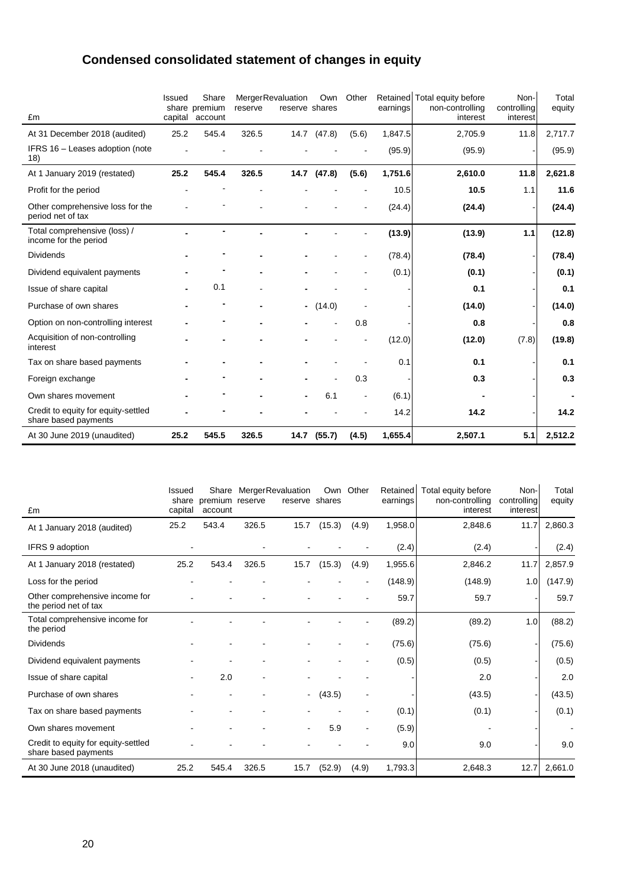# Condensed consolidated statement of changes in equity

| £m | Issued share capital | Share premium account | Merger reserve | Revaluation reserve | Own shares | Other | Retained earnings | Total equity before non-controlling interest | Non-controlling interest | Total equity |
|---|---|---|---|---|---|---|---|---|---|---|
| At 31 December 2018 (audited) | 25.2 | 545.4 | 326.5 | 14.7 | (47.8) | (5.6) | 1,847.5 | 2,705.9 | 11.8 | 2,717.7 |
| IFRS 16 – Leases adoption (note 18) | - | - | - | - | - | - | (95.9) | (95.9) | - | (95.9) |
| **At 1 January 2019 (restated)** | **25.2** | **545.4** | **326.5** | **14.7** | **(47.8)** | **(5.6)** | **1,751.6** | **2,610.0** | **11.8** | **2,621.8** |
| Profit for the period | - | - | - | - | - | - | 10.5 | **10.5** | 1.1 | **11.6** |
| Other comprehensive loss for the period net of tax | - | - | - | - | - | - | (24.4) | **(24.4)** | - | **(24.4)** |
| Total comprehensive (loss) / income for the period | - | - | - | - | - | - | **(13.9)** | **(13.9)** | **1.1** | **(12.8)** |
| Dividends | - | - | - | - | - | - | (78.4) | **(78.4)** | - | **(78.4)** |
| Dividend equivalent payments | - | - | - | - | - | - | (0.1) | **(0.1)** | - | **(0.1)** |
| Issue of share capital | - | 0.1 | - | - | - | - | - | **0.1** | - | **0.1** |
| Purchase of own shares | - | - | - | - | (14.0) | - | - | **(14.0)** | - | **(14.0)** |
| Option on non-controlling interest | - | - | - | - | - | 0.8 | - | **0.8** | - | **0.8** |
| Acquisition of non-controlling interest | - | - | - | - | - | - | (12.0) | **(12.0)** | (7.8) | **(19.8)** |
| Tax on share based payments | - | - | - | - | - | - | 0.1 | **0.1** | - | **0.1** |
| Foreign exchange | - | - | - | - | - | 0.3 | - | **0.3** | - | **0.3** |
| Own shares movement | - | - | - | - | 6.1 | - | (6.1) | **-** | - | **-** |
| Credit to equity for equity-settled share based payments | - | - | - | - | - | - | 14.2 | **14.2** | - | **14.2** |
| **At 30 June 2019 (unaudited)** | **25.2** | **545.5** | **326.5** | **14.7** | **(55.7)** | **(4.5)** | **1,655.4** | **2,507.1** | **5.1** | **2,512.2** |

| £m | Issued share capital | Share premium account | Merger reserve | Revaluation reserve | Own shares | Other | Retained earnings | Total equity before non-controlling interest | Non-controlling interest | Total equity |
|---|---|---|---|---|---|---|---|---|---|---|
| At 1 January 2018 (audited) | 25.2 | 543.4 | 326.5 | 15.7 | (15.3) | (4.9) | 1,958.0 | 2,848.6 | 11.7 | 2,860.3 |
| IFRS 9 adoption | - | - | - | - | - | - | (2.4) | (2.4) | - | (2.4) |
| At 1 January 2018 (restated) | 25.2 | 543.4 | 326.5 | 15.7 | (15.3) | (4.9) | 1,955.6 | 2,846.2 | 11.7 | 2,857.9 |
| Loss for the period | - | - | - | - | - | - | (148.9) | (148.9) | 1.0 | (147.9) |
| Other comprehensive income for the period net of tax | - | - | - | - | - | - | 59.7 | 59.7 | - | 59.7 |
| Total comprehensive income for the period | - | - | - | - | - | - | (89.2) | (89.2) | 1.0 | (88.2) |
| Dividends | - | - | - | - | - | - | (75.6) | (75.6) | - | (75.6) |
| Dividend equivalent payments | - | - | - | - | - | - | (0.5) | (0.5) | - | (0.5) |
| Issue of share capital | - | 2.0 | - | - | - | - | - | 2.0 | - | 2.0 |
| Purchase of own shares | - | - | - | - | (43.5) | - | - | (43.5) | - | (43.5) |
| Tax on share based payments | - | - | - | - | - | - | (0.1) | (0.1) | - | (0.1) |
| Own shares movement | - | - | - | - | 5.9 | - | (5.9) | - | - | - |
| Credit to equity for equity-settled share based payments | - | - | - | - | - | - | 9.0 | 9.0 | - | 9.0 |
| At 30 June 2018 (unaudited) | 25.2 | 545.4 | 326.5 | 15.7 | (52.9) | (4.9) | 1,793.3 | 2,648.3 | 12.7 | 2,661.0 |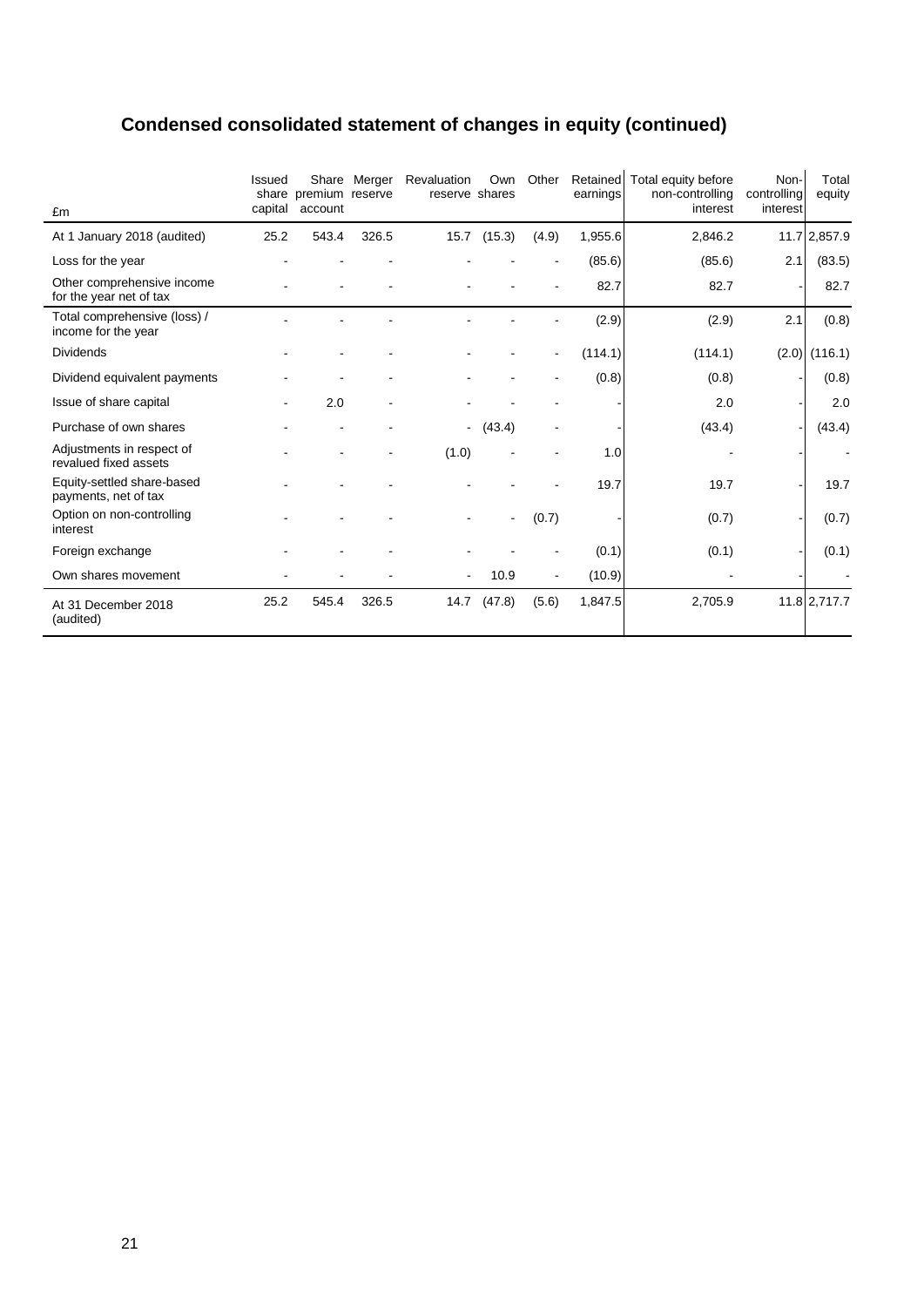# Condensed consolidated statement of changes in equity (continued)

| £m | Issued share capital | Share premium account | Merger reserve | Revaluation reserve | Own shares | Other | Retained earnings | Total equity before non-controlling interest | Non-controlling interest | Total equity |
|---|---|---|---|---|---|---|---|---|---|---|
| At 1 January 2018 (audited) | 25.2 | 543.4 | 326.5 | 15.7 | (15.3) | (4.9) | 1,955.6 | 2,846.2 | 11.7 | 2,857.9 |
| Loss for the year | - | - | - | - | - | - | (85.6) | (85.6) | 2.1 | (83.5) |
| Other comprehensive income for the year net of tax | - | - | - | - | - | - | 82.7 | 82.7 | - | 82.7 |
| Total comprehensive (loss) / income for the year | - | - | - | - | - | - | (2.9) | (2.9) | 2.1 | (0.8) |
| Dividends | - | - | - | - | - | - | (114.1) | (114.1) | (2.0) | (116.1) |
| Dividend equivalent payments | - | - | - | - | - | - | (0.8) | (0.8) | - | (0.8) |
| Issue of share capital | - | 2.0 | - | - | - | - | - | 2.0 | - | 2.0 |
| Purchase of own shares | - | - | - | - | (43.4) | - | - | (43.4) | - | (43.4) |
| Adjustments in respect of revalued fixed assets | - | - | - | (1.0) | - | - | 1.0 | - | - | - |
| Equity-settled share-based payments, net of tax | - | - | - | - | - | - | 19.7 | 19.7 | - | 19.7 |
| Option on non-controlling interest | - | - | - | - | - | (0.7) | - | (0.7) | - | (0.7) |
| Foreign exchange | - | - | - | - | - | - | (0.1) | (0.1) | - | (0.1) |
| Own shares movement | - | - | - | - | 10.9 | - | (10.9) | - | - | - |
| At 31 December 2018 (audited) | 25.2 | 545.4 | 326.5 | 14.7 | (47.8) | (5.6) | 1,847.5 | 2,705.9 | 11.8 | 2,717.7 |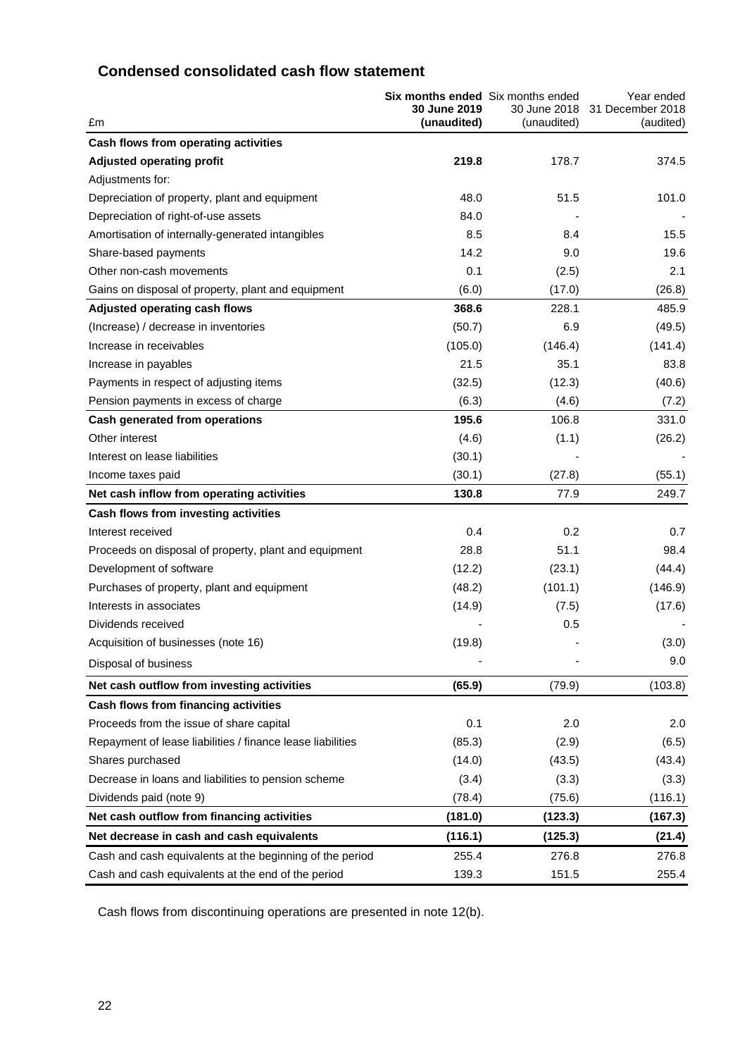## Condensed consolidated cash flow statement

| £m | **Six months ended 30 June 2019 (unaudited)** | Six months ended 30 June 2018 (unaudited) | Year ended 31 December 2018 (audited) |
|---|---|---|---|
| **Cash flows from operating activities** | | | |
| **Adjusted operating profit** | **219.8** | 178.7 | 374.5 |
| Adjustments for: | | | |
| Depreciation of property, plant and equipment | 48.0 | 51.5 | 101.0 |
| Depreciation of right-of-use assets | 84.0 | - | - |
| Amortisation of internally-generated intangibles | 8.5 | 8.4 | 15.5 |
| Share-based payments | 14.2 | 9.0 | 19.6 |
| Other non-cash movements | 0.1 | (2.5) | 2.1 |
| Gains on disposal of property, plant and equipment | (6.0) | (17.0) | (26.8) |
| **Adjusted operating cash flows** | **368.6** | 228.1 | 485.9 |
| (Increase) / decrease in inventories | (50.7) | 6.9 | (49.5) |
| Increase in receivables | (105.0) | (146.4) | (141.4) |
| Increase in payables | 21.5 | 35.1 | 83.8 |
| Payments in respect of adjusting items | (32.5) | (12.3) | (40.6) |
| Pension payments in excess of charge | (6.3) | (4.6) | (7.2) |
| **Cash generated from operations** | **195.6** | 106.8 | 331.0 |
| Other interest | (4.6) | (1.1) | (26.2) |
| Interest on lease liabilities | (30.1) | - | - |
| Income taxes paid | (30.1) | (27.8) | (55.1) |
| **Net cash inflow from operating activities** | **130.8** | 77.9 | 249.7 |
| **Cash flows from investing activities** | | | |
| Interest received | 0.4 | 0.2 | 0.7 |
| Proceeds on disposal of property, plant and equipment | 28.8 | 51.1 | 98.4 |
| Development of software | (12.2) | (23.1) | (44.4) |
| Purchases of property, plant and equipment | (48.2) | (101.1) | (146.9) |
| Interests in associates | (14.9) | (7.5) | (17.6) |
| Dividends received | - | 0.5 | - |
| Acquisition of businesses (note 16) | (19.8) | - | (3.0) |
| Disposal of business | - | - | 9.0 |
| **Net cash outflow from investing activities** | **(65.9)** | (79.9) | (103.8) |
| **Cash flows from financing activities** | | | |
| Proceeds from the issue of share capital | 0.1 | 2.0 | 2.0 |
| Repayment of lease liabilities / finance lease liabilities | (85.3) | (2.9) | (6.5) |
| Shares purchased | (14.0) | (43.5) | (43.4) |
| Decrease in loans and liabilities to pension scheme | (3.4) | (3.3) | (3.3) |
| Dividends paid (note 9) | (78.4) | (75.6) | (116.1) |
| **Net cash outflow from financing activities** | **(181.0)** | **(123.3)** | **(167.3)** |
| **Net decrease in cash and cash equivalents** | **(116.1)** | **(125.3)** | **(21.4)** |
| Cash and cash equivalents at the beginning of the period | 255.4 | 276.8 | 276.8 |
| Cash and cash equivalents at the end of the period | 139.3 | 151.5 | 255.4 |

Cash flows from discontinuing operations are presented in note 12(b).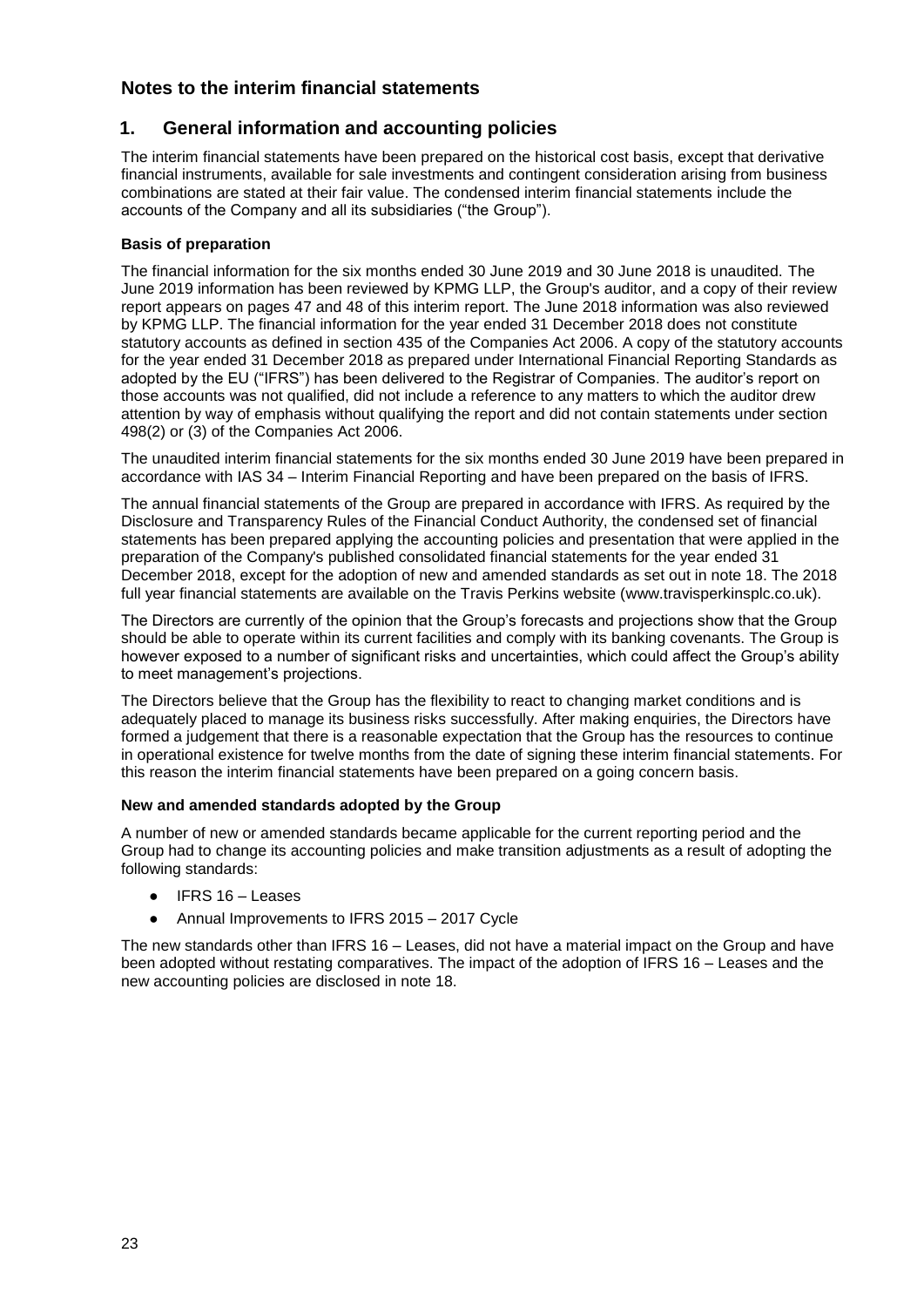## Notes to the interim financial statements

### 1. General information and accounting policies

The interim financial statements have been prepared on the historical cost basis, except that derivative financial instruments, available for sale investments and contingent consideration arising from business combinations are stated at their fair value. The condensed interim financial statements include the accounts of the Company and all its subsidiaries ("the Group").

**Basis of preparation**

The financial information for the six months ended 30 June 2019 and 30 June 2018 is unaudited. The June 2019 information has been reviewed by KPMG LLP, the Group's auditor, and a copy of their review report appears on pages 47 and 48 of this interim report. The June 2018 information was also reviewed by KPMG LLP. The financial information for the year ended 31 December 2018 does not constitute statutory accounts as defined in section 435 of the Companies Act 2006. A copy of the statutory accounts for the year ended 31 December 2018 as prepared under International Financial Reporting Standards as adopted by the EU ("IFRS") has been delivered to the Registrar of Companies. The auditor's report on those accounts was not qualified, did not include a reference to any matters to which the auditor drew attention by way of emphasis without qualifying the report and did not contain statements under section 498(2) or (3) of the Companies Act 2006.

The unaudited interim financial statements for the six months ended 30 June 2019 have been prepared in accordance with IAS 34 – Interim Financial Reporting and have been prepared on the basis of IFRS.

The annual financial statements of the Group are prepared in accordance with IFRS. As required by the Disclosure and Transparency Rules of the Financial Conduct Authority, the condensed set of financial statements has been prepared applying the accounting policies and presentation that were applied in the preparation of the Company's published consolidated financial statements for the year ended 31 December 2018, except for the adoption of new and amended standards as set out in note 18. The 2018 full year financial statements are available on the Travis Perkins website (www.travisperkinsplc.co.uk).

The Directors are currently of the opinion that the Group's forecasts and projections show that the Group should be able to operate within its current facilities and comply with its banking covenants. The Group is however exposed to a number of significant risks and uncertainties, which could affect the Group's ability to meet management's projections.

The Directors believe that the Group has the flexibility to react to changing market conditions and is adequately placed to manage its business risks successfully. After making enquiries, the Directors have formed a judgement that there is a reasonable expectation that the Group has the resources to continue in operational existence for twelve months from the date of signing these interim financial statements. For this reason the interim financial statements have been prepared on a going concern basis.

**New and amended standards adopted by the Group**

A number of new or amended standards became applicable for the current reporting period and the Group had to change its accounting policies and make transition adjustments as a result of adopting the following standards:

- IFRS 16 – Leases
- Annual Improvements to IFRS 2015 – 2017 Cycle

The new standards other than IFRS 16 – Leases, did not have a material impact on the Group and have been adopted without restating comparatives. The impact of the adoption of IFRS 16 – Leases and the new accounting policies are disclosed in note 18.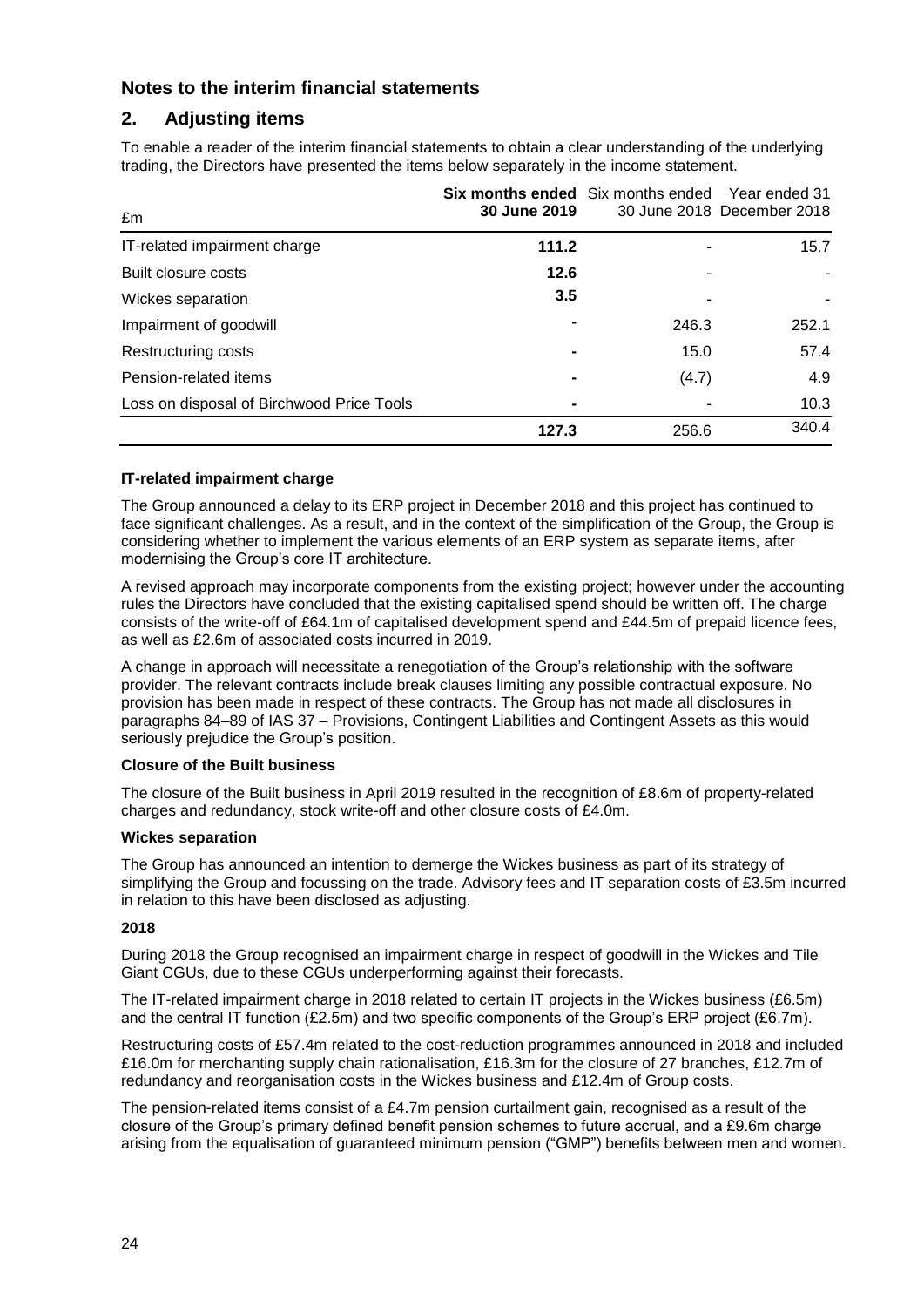## Notes to the interim financial statements

## 2. Adjusting items

To enable a reader of the interim financial statements to obtain a clear understanding of the underlying trading, the Directors have presented the items below separately in the income statement.

| £m | **Six months ended 30 June 2019** | Six months ended 30 June 2018 | Year ended 31 December 2018 |
|---|---|---|---|
| IT-related impairment charge | **111.2** | - | 15.7 |
| Built closure costs | **12.6** | - | - |
| Wickes separation | **3.5** | - | - |
| Impairment of goodwill | **-** | 246.3 | 252.1 |
| Restructuring costs | **-** | 15.0 | 57.4 |
| Pension-related items | **-** | (4.7) | 4.9 |
| Loss on disposal of Birchwood Price Tools | **-** | - | 10.3 |
| | **127.3** | 256.6 | 340.4 |

**IT-related impairment charge**

The Group announced a delay to its ERP project in December 2018 and this project has continued to face significant challenges. As a result, and in the context of the simplification of the Group, the Group is considering whether to implement the various elements of an ERP system as separate items, after modernising the Group's core IT architecture.

A revised approach may incorporate components from the existing project; however under the accounting rules the Directors have concluded that the existing capitalised spend should be written off. The charge consists of the write-off of £64.1m of capitalised development spend and £44.5m of prepaid licence fees, as well as £2.6m of associated costs incurred in 2019.

A change in approach will necessitate a renegotiation of the Group's relationship with the software provider. The relevant contracts include break clauses limiting any possible contractual exposure. No provision has been made in respect of these contracts. The Group has not made all disclosures in paragraphs 84–89 of IAS 37 – Provisions, Contingent Liabilities and Contingent Assets as this would seriously prejudice the Group's position.

**Closure of the Built business**

The closure of the Built business in April 2019 resulted in the recognition of £8.6m of property-related charges and redundancy, stock write-off and other closure costs of £4.0m.

**Wickes separation**

The Group has announced an intention to demerge the Wickes business as part of its strategy of simplifying the Group and focussing on the trade. Advisory fees and IT separation costs of £3.5m incurred in relation to this have been disclosed as adjusting.

**2018**

During 2018 the Group recognised an impairment charge in respect of goodwill in the Wickes and Tile Giant CGUs, due to these CGUs underperforming against their forecasts.

The IT-related impairment charge in 2018 related to certain IT projects in the Wickes business (£6.5m) and the central IT function (£2.5m) and two specific components of the Group's ERP project (£6.7m).

Restructuring costs of £57.4m related to the cost-reduction programmes announced in 2018 and included £16.0m for merchanting supply chain rationalisation, £16.3m for the closure of 27 branches, £12.7m of redundancy and reorganisation costs in the Wickes business and £12.4m of Group costs.

The pension-related items consist of a £4.7m pension curtailment gain, recognised as a result of the closure of the Group's primary defined benefit pension schemes to future accrual, and a £9.6m charge arising from the equalisation of guaranteed minimum pension ("GMP") benefits between men and women.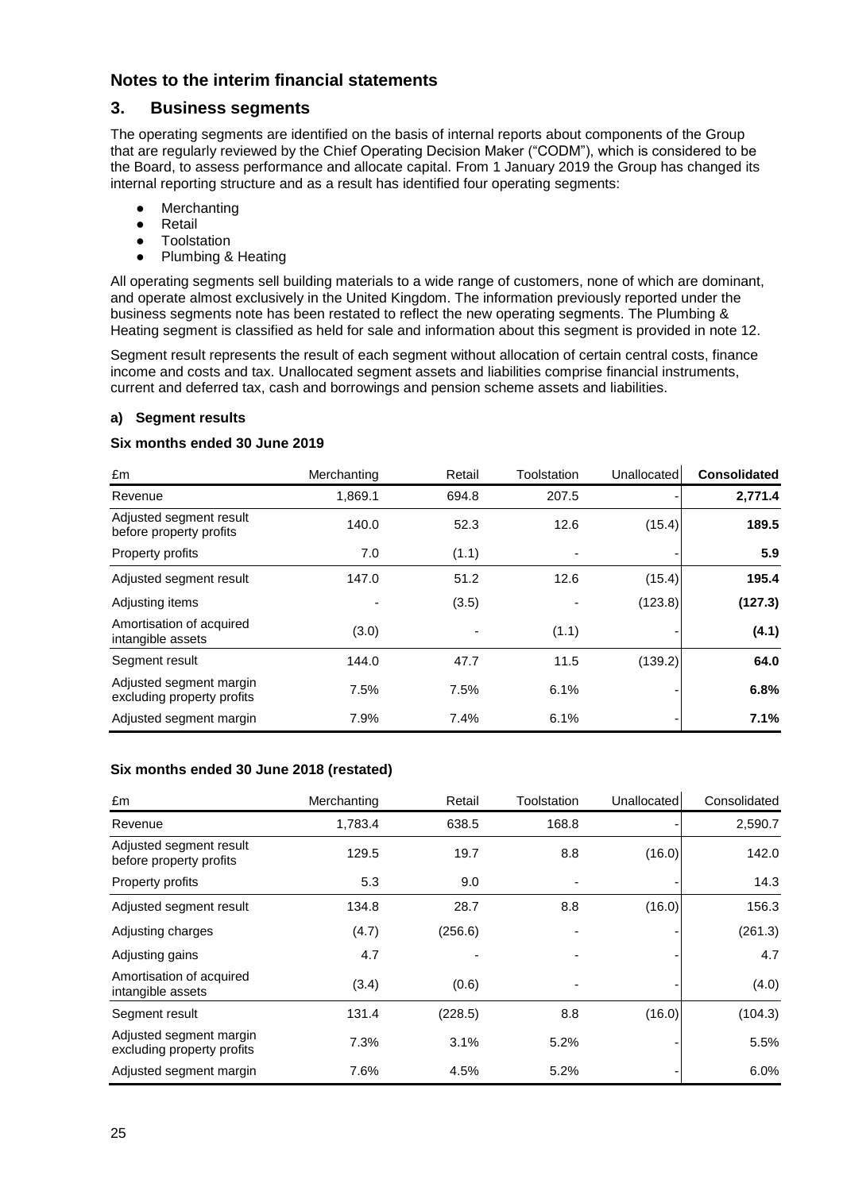## Notes to the interim financial statements

### 3. Business segments

The operating segments are identified on the basis of internal reports about components of the Group that are regularly reviewed by the Chief Operating Decision Maker ("CODM"), which is considered to be the Board, to assess performance and allocate capital. From 1 January 2019 the Group has changed its internal reporting structure and as a result has identified four operating segments:

- Merchanting
- Retail
- Toolstation
- Plumbing & Heating

All operating segments sell building materials to a wide range of customers, none of which are dominant, and operate almost exclusively in the United Kingdom. The information previously reported under the business segments note has been restated to reflect the new operating segments. The Plumbing & Heating segment is classified as held for sale and information about this segment is provided in note 12.

Segment result represents the result of each segment without allocation of certain central costs, finance income and costs and tax. Unallocated segment assets and liabilities comprise financial instruments, current and deferred tax, cash and borrowings and pension scheme assets and liabilities.

**a) Segment results**

**Six months ended 30 June 2019**

| £m | Merchanting | Retail | Toolstation | Unallocated | **Consolidated** |
|---|---|---|---|---|---|
| Revenue | 1,869.1 | 694.8 | 207.5 | - | **2,771.4** |
| Adjusted segment result before property profits | 140.0 | 52.3 | 12.6 | (15.4) | **189.5** |
| Property profits | 7.0 | (1.1) | - | - | **5.9** |
| Adjusted segment result | 147.0 | 51.2 | 12.6 | (15.4) | **195.4** |
| Adjusting items | - | (3.5) | - | (123.8) | **(127.3)** |
| Amortisation of acquired intangible assets | (3.0) | - | (1.1) | - | **(4.1)** |
| Segment result | 144.0 | 47.7 | 11.5 | (139.2) | **64.0** |
| Adjusted segment margin excluding property profits | 7.5% | 7.5% | 6.1% | - | **6.8%** |
| Adjusted segment margin | 7.9% | 7.4% | 6.1% | - | **7.1%** |

**Six months ended 30 June 2018 (restated)**

| £m | Merchanting | Retail | Toolstation | Unallocated | Consolidated |
|---|---|---|---|---|---|
| Revenue | 1,783.4 | 638.5 | 168.8 | - | 2,590.7 |
| Adjusted segment result before property profits | 129.5 | 19.7 | 8.8 | (16.0) | 142.0 |
| Property profits | 5.3 | 9.0 | - | - | 14.3 |
| Adjusted segment result | 134.8 | 28.7 | 8.8 | (16.0) | 156.3 |
| Adjusting charges | (4.7) | (256.6) | - | - | (261.3) |
| Adjusting gains | 4.7 | - | - | - | 4.7 |
| Amortisation of acquired intangible assets | (3.4) | (0.6) | - | - | (4.0) |
| Segment result | 131.4 | (228.5) | 8.8 | (16.0) | (104.3) |
| Adjusted segment margin excluding property profits | 7.3% | 3.1% | 5.2% | - | 5.5% |
| Adjusted segment margin | 7.6% | 4.5% | 5.2% | - | 6.0% |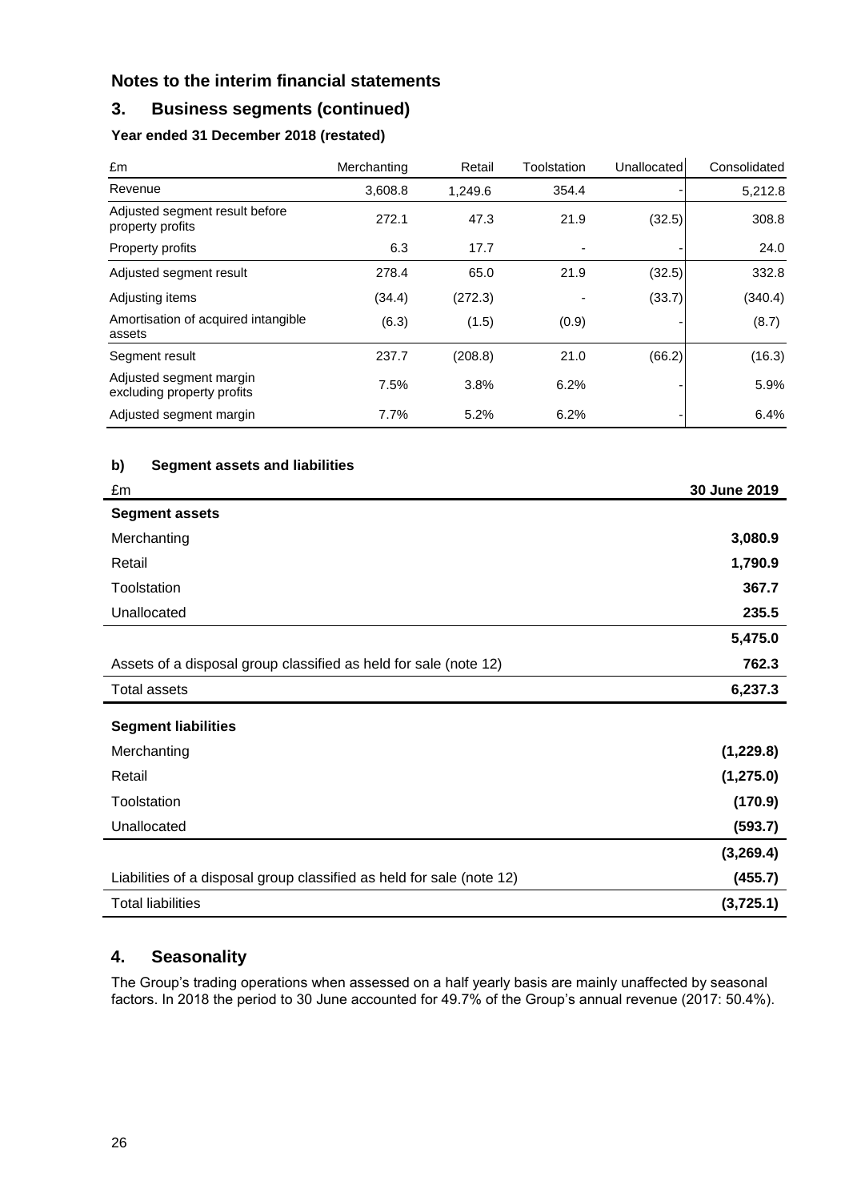## Notes to the interim financial statements

## 3. Business segments (continued)

### Year ended 31 December 2018 (restated)

| £m | Merchanting | Retail | Toolstation | Unallocated | Consolidated |
|---|---|---|---|---|---|
| Revenue | 3,608.8 | 1,249.6 | 354.4 | - | 5,212.8 |
| Adjusted segment result before property profits | 272.1 | 47.3 | 21.9 | (32.5) | 308.8 |
| Property profits | 6.3 | 17.7 | - | - | 24.0 |
| Adjusted segment result | 278.4 | 65.0 | 21.9 | (32.5) | 332.8 |
| Adjusting items | (34.4) | (272.3) | - | (33.7) | (340.4) |
| Amortisation of acquired intangible assets | (6.3) | (1.5) | (0.9) | - | (8.7) |
| Segment result | 237.7 | (208.8) | 21.0 | (66.2) | (16.3) |
| Adjusted segment margin excluding property profits | 7.5% | 3.8% | 6.2% | - | 5.9% |
| Adjusted segment margin | 7.7% | 5.2% | 6.2% | - | 6.4% |

### b) Segment assets and liabilities

| £m | 30 June 2019 |
|---|---|
| **Segment assets** | |
| Merchanting | **3,080.9** |
| Retail | **1,790.9** |
| Toolstation | **367.7** |
| Unallocated | **235.5** |
| | **5,475.0** |
| Assets of a disposal group classified as held for sale (note 12) | **762.3** |
| Total assets | **6,237.3** |
| **Segment liabilities** | |
| Merchanting | **(1,229.8)** |
| Retail | **(1,275.0)** |
| Toolstation | **(170.9)** |
| Unallocated | **(593.7)** |
| | **(3,269.4)** |
| Liabilities of a disposal group classified as held for sale (note 12) | **(455.7)** |
| Total liabilities | **(3,725.1)** |

## 4. Seasonality

The Group's trading operations when assessed on a half yearly basis are mainly unaffected by seasonal factors. In 2018 the period to 30 June accounted for 49.7% of the Group's annual revenue (2017: 50.4%).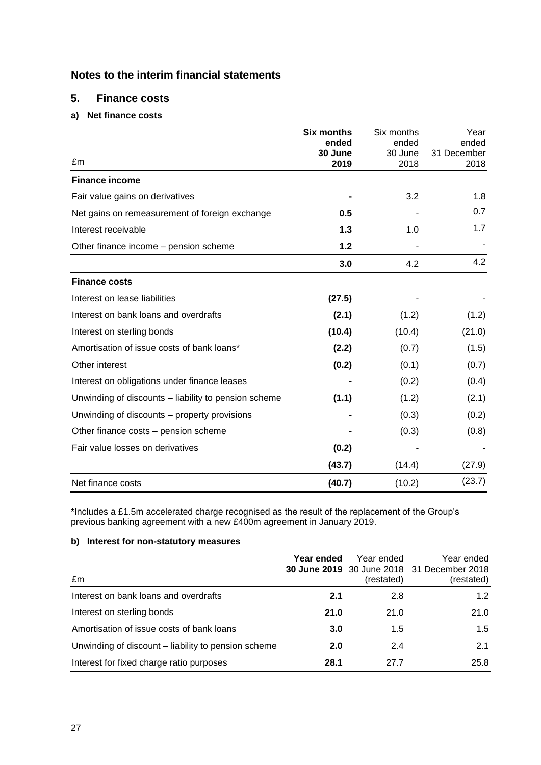## Notes to the interim financial statements

## 5. Finance costs

### a) Net finance costs

| £m | **Six months ended 30 June 2019** | Six months ended 30 June 2018 | Year ended 31 December 2018 |
|---|---|---|---|
| **Finance income** | | | |
| Fair value gains on derivatives | **-** | 3.2 | 1.8 |
| Net gains on remeasurement of foreign exchange | **0.5** | - | 0.7 |
| Interest receivable | **1.3** | 1.0 | 1.7 |
| Other finance income – pension scheme | **1.2** | - | - |
| | **3.0** | 4.2 | 4.2 |
| **Finance costs** | | | |
| Interest on lease liabilities | **(27.5)** | - | - |
| Interest on bank loans and overdrafts | **(2.1)** | (1.2) | (1.2) |
| Interest on sterling bonds | **(10.4)** | (10.4) | (21.0) |
| Amortisation of issue costs of bank loans* | **(2.2)** | (0.7) | (1.5) |
| Other interest | **(0.2)** | (0.1) | (0.7) |
| Interest on obligations under finance leases | **-** | (0.2) | (0.4) |
| Unwinding of discounts – liability to pension scheme | **(1.1)** | (1.2) | (2.1) |
| Unwinding of discounts – property provisions | **-** | (0.3) | (0.2) |
| Other finance costs – pension scheme | **-** | (0.3) | (0.8) |
| Fair value losses on derivatives | **(0.2)** | - | - |
| | **(43.7)** | (14.4) | (27.9) |
| Net finance costs | **(40.7)** | (10.2) | (23.7) |

*Includes a £1.5m accelerated charge recognised as the result of the replacement of the Group's previous banking agreement with a new £400m agreement in January 2019.

### b) Interest for non-statutory measures

| £m | **Year ended 30 June 2019** | Year ended 30 June 2018 (restated) | Year ended 31 December 2018 (restated) |
|---|---|---|---|
| Interest on bank loans and overdrafts | **2.1** | 2.8 | 1.2 |
| Interest on sterling bonds | **21.0** | 21.0 | 21.0 |
| Amortisation of issue costs of bank loans | **3.0** | 1.5 | 1.5 |
| Unwinding of discount – liability to pension scheme | **2.0** | 2.4 | 2.1 |
| Interest for fixed charge ratio purposes | **28.1** | 27.7 | 25.8 |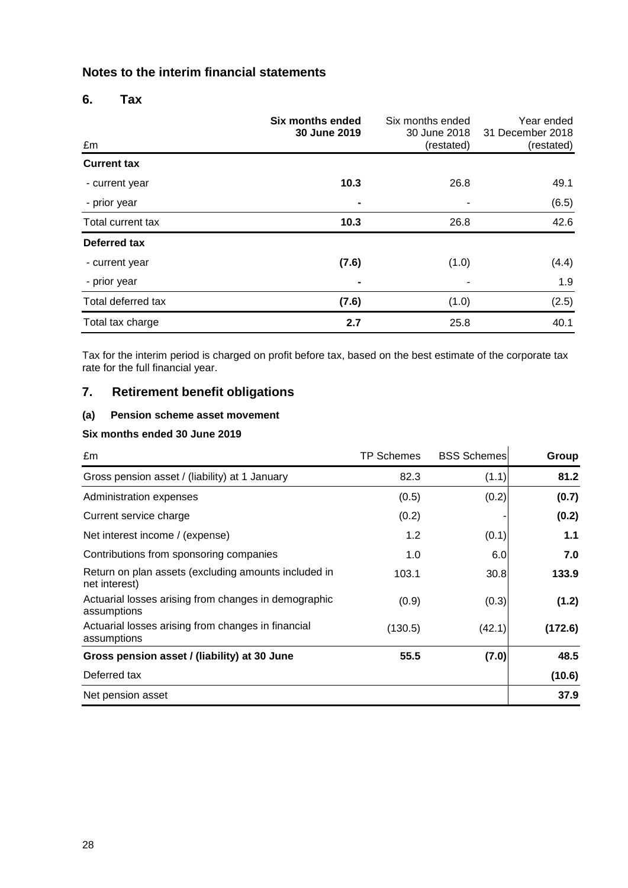## Notes to the interim financial statements

### 6. Tax

| £m | **Six months ended 30 June 2019** | Six months ended 30 June 2018 (restated) | Year ended 31 December 2018 (restated) |
|---|---|---|---|
| **Current tax** | | | |
| - current year | **10.3** | 26.8 | 49.1 |
| - prior year | **-** | - | (6.5) |
| Total current tax | **10.3** | 26.8 | 42.6 |
| **Deferred tax** | | | |
| - current year | **(7.6)** | (1.0) | (4.4) |
| - prior year | **-** | - | 1.9 |
| Total deferred tax | **(7.6)** | (1.0) | (2.5) |
| Total tax charge | **2.7** | 25.8 | 40.1 |

Tax for the interim period is charged on profit before tax, based on the best estimate of the corporate tax rate for the full financial year.

### 7. Retirement benefit obligations

#### (a) Pension scheme asset movement

**Six months ended 30 June 2019**

| £m | TP Schemes | BSS Schemes | **Group** |
|---|---|---|---|
| Gross pension asset / (liability) at 1 January | 82.3 | (1.1) | **81.2** |
| Administration expenses | (0.5) | (0.2) | **(0.7)** |
| Current service charge | (0.2) | - | **(0.2)** |
| Net interest income / (expense) | 1.2 | (0.1) | **1.1** |
| Contributions from sponsoring companies | 1.0 | 6.0 | **7.0** |
| Return on plan assets (excluding amounts included in net interest) | 103.1 | 30.8 | **133.9** |
| Actuarial losses arising from changes in demographic assumptions | (0.9) | (0.3) | **(1.2)** |
| Actuarial losses arising from changes in financial assumptions | (130.5) | (42.1) | **(172.6)** |
| **Gross pension asset / (liability) at 30 June** | **55.5** | **(7.0)** | **48.5** |
| Deferred tax | | | **(10.6)** |
| Net pension asset | | | **37.9** |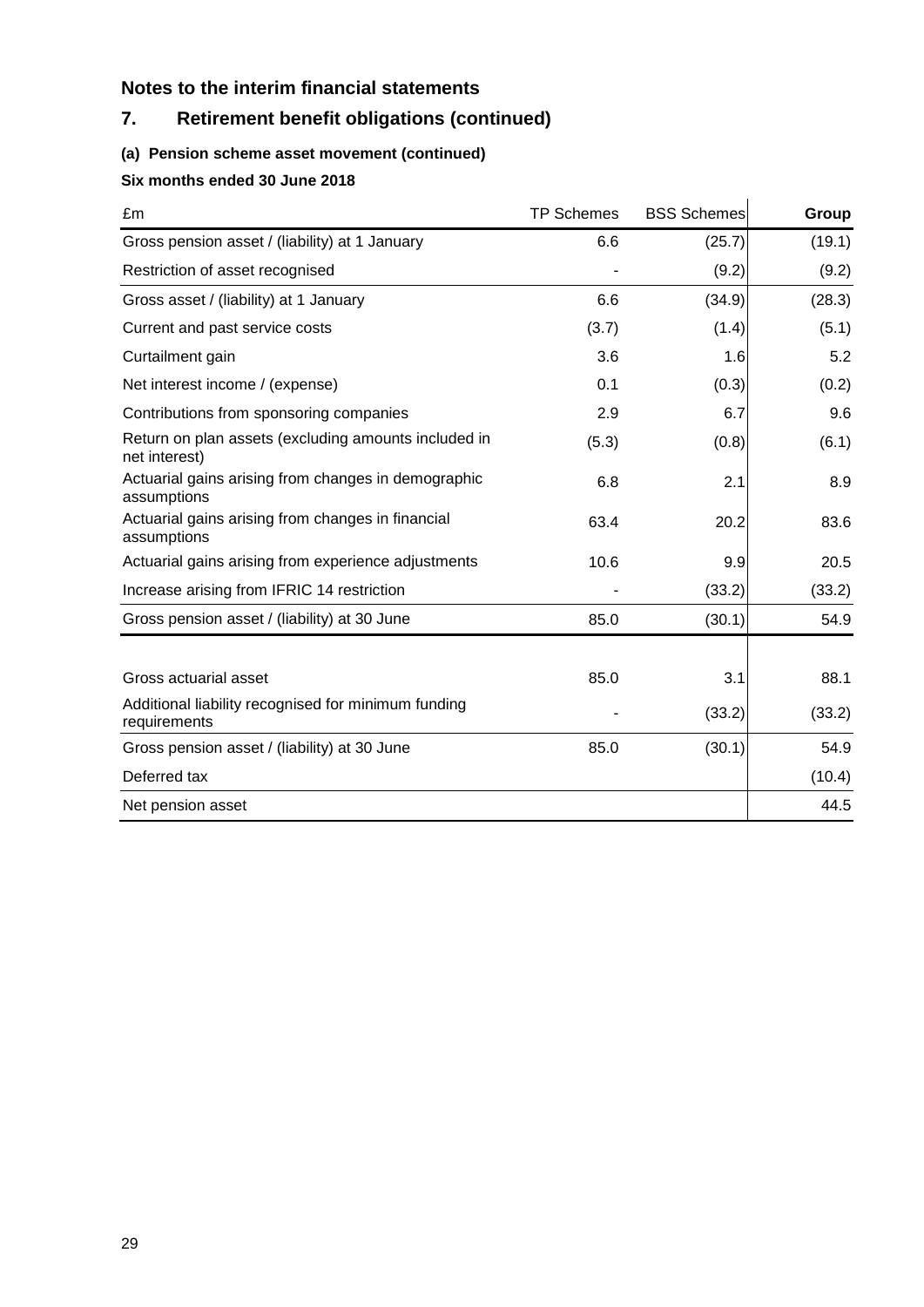## Notes to the interim financial statements

## 7. Retirement benefit obligations (continued)

### (a) Pension scheme asset movement (continued)

**Six months ended 30 June 2018**

| £m | TP Schemes | BSS Schemes | **Group** |
|---|---|---|---|
| Gross pension asset / (liability) at 1 January | 6.6 | (25.7) | (19.1) |
| Restriction of asset recognised | - | (9.2) | (9.2) |
| Gross asset / (liability) at 1 January | 6.6 | (34.9) | (28.3) |
| Current and past service costs | (3.7) | (1.4) | (5.1) |
| Curtailment gain | 3.6 | 1.6 | 5.2 |
| Net interest income / (expense) | 0.1 | (0.3) | (0.2) |
| Contributions from sponsoring companies | 2.9 | 6.7 | 9.6 |
| Return on plan assets (excluding amounts included in net interest) | (5.3) | (0.8) | (6.1) |
| Actuarial gains arising from changes in demographic assumptions | 6.8 | 2.1 | 8.9 |
| Actuarial gains arising from changes in financial assumptions | 63.4 | 20.2 | 83.6 |
| Actuarial gains arising from experience adjustments | 10.6 | 9.9 | 20.5 |
| Increase arising from IFRIC 14 restriction | - | (33.2) | (33.2) |
| Gross pension asset / (liability) at 30 June | 85.0 | (30.1) | 54.9 |
| | | | |
| Gross actuarial asset | 85.0 | 3.1 | 88.1 |
| Additional liability recognised for minimum funding requirements | - | (33.2) | (33.2) |
| Gross pension asset / (liability) at 30 June | 85.0 | (30.1) | 54.9 |
| Deferred tax | | | (10.4) |
| Net pension asset | | | 44.5 |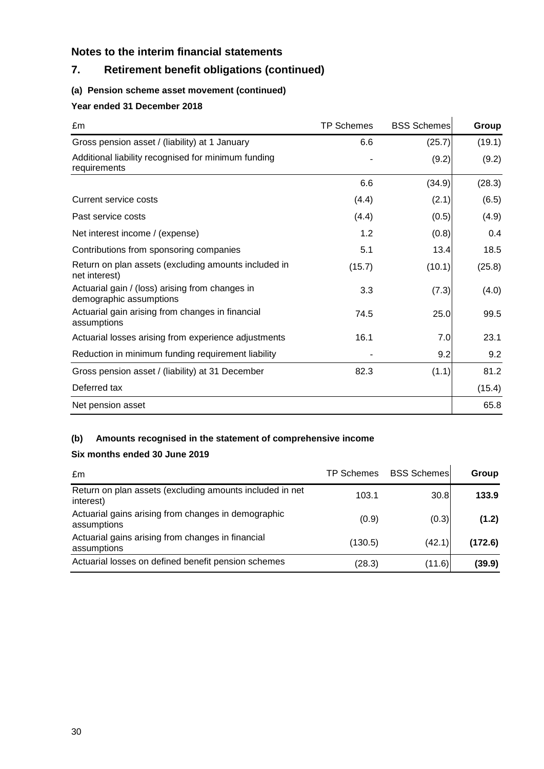## Notes to the interim financial statements

## 7. Retirement benefit obligations (continued)

### (a) Pension scheme asset movement (continued)

**Year ended 31 December 2018**

| £m | TP Schemes | BSS Schemes | Group |
|---|---|---|---|
| Gross pension asset / (liability) at 1 January | 6.6 | (25.7) | (19.1) |
| Additional liability recognised for minimum funding requirements | - | (9.2) | (9.2) |
| | 6.6 | (34.9) | (28.3) |
| Current service costs | (4.4) | (2.1) | (6.5) |
| Past service costs | (4.4) | (0.5) | (4.9) |
| Net interest income / (expense) | 1.2 | (0.8) | 0.4 |
| Contributions from sponsoring companies | 5.1 | 13.4 | 18.5 |
| Return on plan assets (excluding amounts included in net interest) | (15.7) | (10.1) | (25.8) |
| Actuarial gain / (loss) arising from changes in demographic assumptions | 3.3 | (7.3) | (4.0) |
| Actuarial gain arising from changes in financial assumptions | 74.5 | 25.0 | 99.5 |
| Actuarial losses arising from experience adjustments | 16.1 | 7.0 | 23.1 |
| Reduction in minimum funding requirement liability | - | 9.2 | 9.2 |
| Gross pension asset / (liability) at 31 December | 82.3 | (1.1) | 81.2 |
| Deferred tax | | | (15.4) |
| Net pension asset | | | 65.8 |

### (b) Amounts recognised in the statement of comprehensive income

**Six months ended 30 June 2019**

| £m | TP Schemes | BSS Schemes | Group |
|---|---|---|---|
| Return on plan assets (excluding amounts included in net interest) | 103.1 | 30.8 | **133.9** |
| Actuarial gains arising from changes in demographic assumptions | (0.9) | (0.3) | **(1.2)** |
| Actuarial gains arising from changes in financial assumptions | (130.5) | (42.1) | **(172.6)** |
| Actuarial losses on defined benefit pension schemes | (28.3) | (11.6) | **(39.9)** |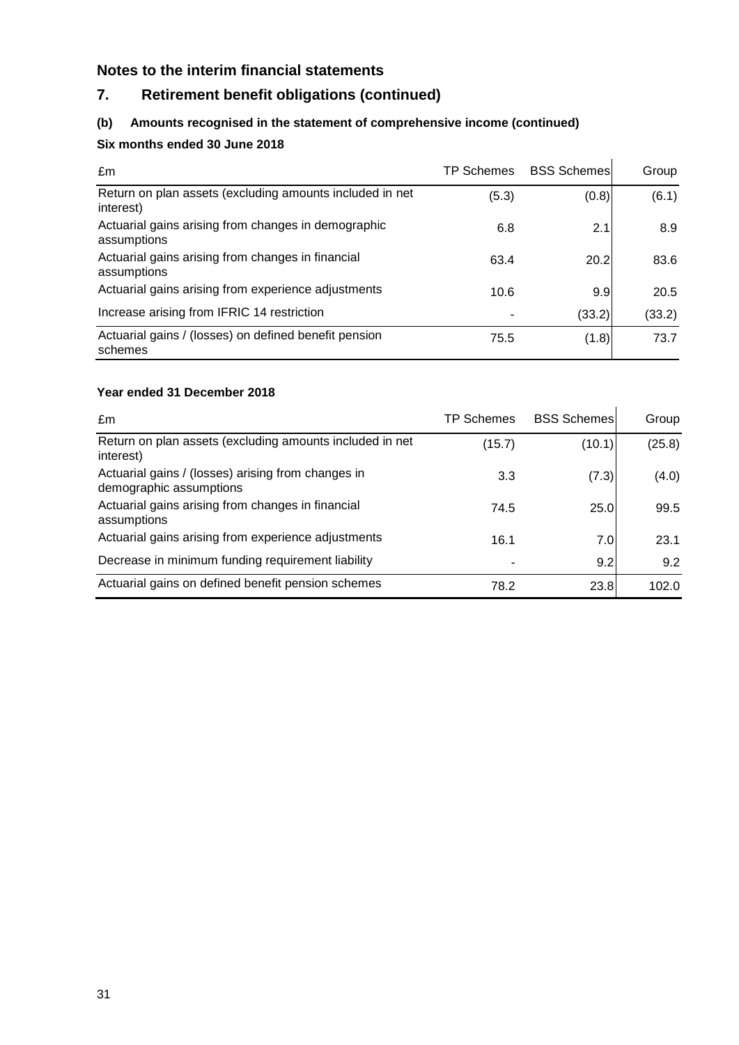## Notes to the interim financial statements

## 7. Retirement benefit obligations (continued)

### (b) Amounts recognised in the statement of comprehensive income (continued)

**Six months ended 30 June 2018**

| £m | TP Schemes | BSS Schemes | Group |
|---|---|---|---|
| Return on plan assets (excluding amounts included in net interest) | (5.3) | (0.8) | (6.1) |
| Actuarial gains arising from changes in demographic assumptions | 6.8 | 2.1 | 8.9 |
| Actuarial gains arising from changes in financial assumptions | 63.4 | 20.2 | 83.6 |
| Actuarial gains arising from experience adjustments | 10.6 | 9.9 | 20.5 |
| Increase arising from IFRIC 14 restriction | - | (33.2) | (33.2) |
| Actuarial gains / (losses) on defined benefit pension schemes | 75.5 | (1.8) | 73.7 |

**Year ended 31 December 2018**

| £m | TP Schemes | BSS Schemes | Group |
|---|---|---|---|
| Return on plan assets (excluding amounts included in net interest) | (15.7) | (10.1) | (25.8) |
| Actuarial gains / (losses) arising from changes in demographic assumptions | 3.3 | (7.3) | (4.0) |
| Actuarial gains arising from changes in financial assumptions | 74.5 | 25.0 | 99.5 |
| Actuarial gains arising from experience adjustments | 16.1 | 7.0 | 23.1 |
| Decrease in minimum funding requirement liability | - | 9.2 | 9.2 |
| Actuarial gains on defined benefit pension schemes | 78.2 | 23.8 | 102.0 |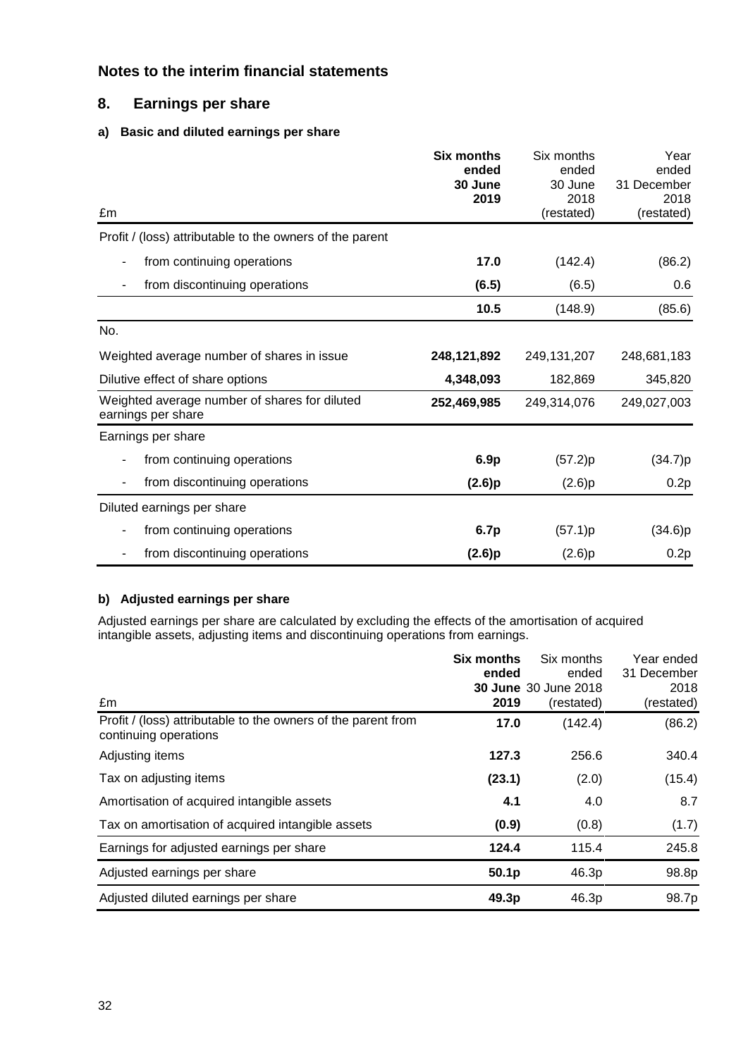## Notes to the interim financial statements

### 8. Earnings per share

#### a) Basic and diluted earnings per share

| £m | **Six months ended 30 June 2019** | Six months ended 30 June 2018 (restated) | Year ended 31 December 2018 (restated) |
|---|---|---|---|
| Profit / (loss) attributable to the owners of the parent | | | |
| - from continuing operations | **17.0** | (142.4) | (86.2) |
| - from discontinuing operations | **(6.5)** | (6.5) | 0.6 |
| | **10.5** | (148.9) | (85.6) |
| No. | | | |
| Weighted average number of shares in issue | **248,121,892** | 249,131,207 | 248,681,183 |
| Dilutive effect of share options | **4,348,093** | 182,869 | 345,820 |
| Weighted average number of shares for diluted earnings per share | **252,469,985** | 249,314,076 | 249,027,003 |
| Earnings per share | | | |
| - from continuing operations | **6.9p** | (57.2)p | (34.7)p |
| - from discontinuing operations | **(2.6)p** | (2.6)p | 0.2p |
| Diluted earnings per share | | | |
| - from continuing operations | **6.7p** | (57.1)p | (34.6)p |
| - from discontinuing operations | **(2.6)p** | (2.6)p | 0.2p |

#### b) Adjusted earnings per share

Adjusted earnings per share are calculated by excluding the effects of the amortisation of acquired intangible assets, adjusting items and discontinuing operations from earnings.

| £m | **Six months ended 30 June 2019** | Six months ended 30 June 2018 (restated) | Year ended 31 December 2018 (restated) |
|---|---|---|---|
| Profit / (loss) attributable to the owners of the parent from continuing operations | **17.0** | (142.4) | (86.2) |
| Adjusting items | **127.3** | 256.6 | 340.4 |
| Tax on adjusting items | **(23.1)** | (2.0) | (15.4) |
| Amortisation of acquired intangible assets | **4.1** | 4.0 | 8.7 |
| Tax on amortisation of acquired intangible assets | **(0.9)** | (0.8) | (1.7) |
| Earnings for adjusted earnings per share | **124.4** | 115.4 | 245.8 |
| Adjusted earnings per share | **50.1p** | 46.3p | 98.8p |
| Adjusted diluted earnings per share | **49.3p** | 46.3p | 98.7p |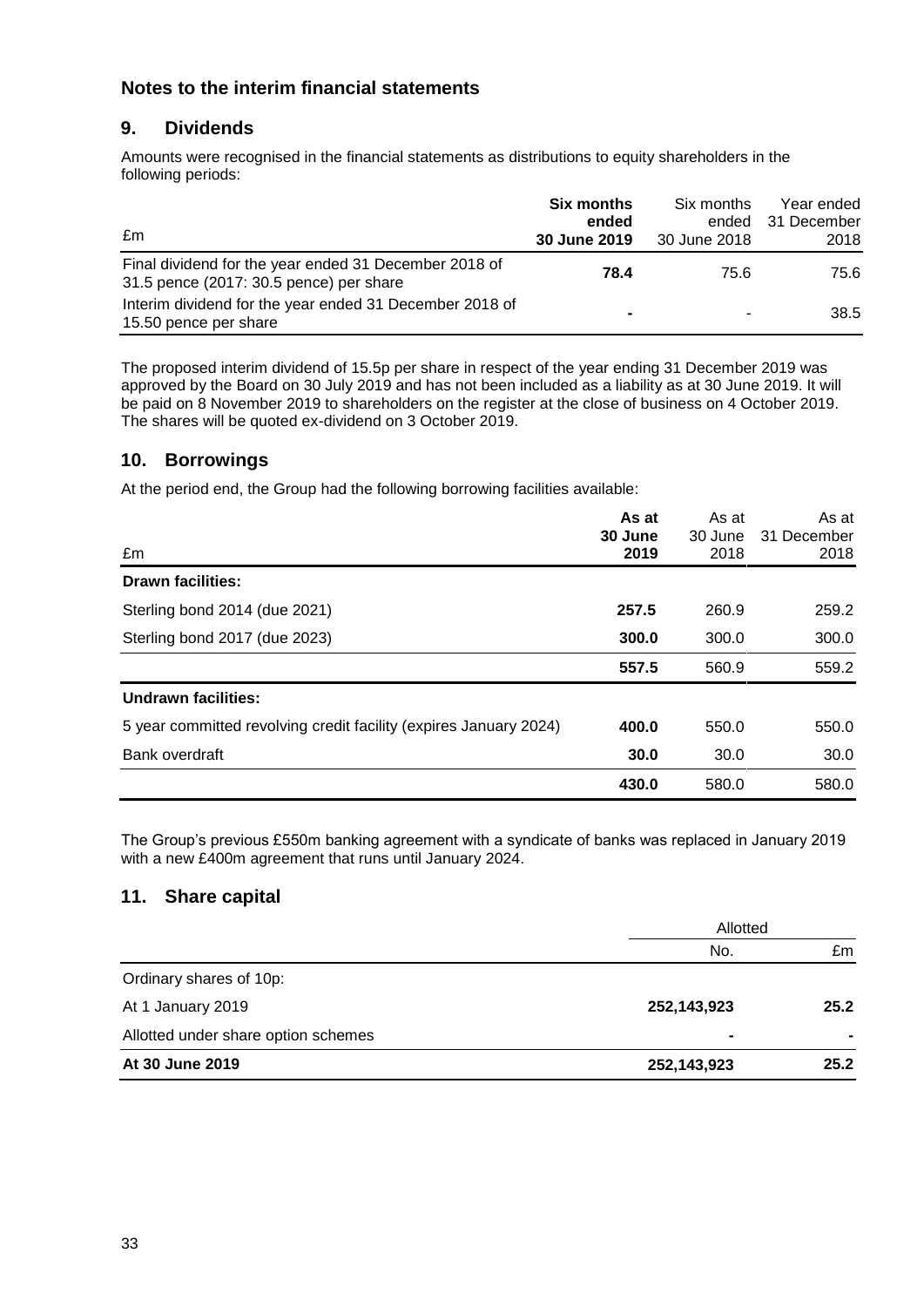## Notes to the interim financial statements

## 9. Dividends

Amounts were recognised in the financial statements as distributions to equity shareholders in the following periods:

| £m | **Six months ended 30 June 2019** | Six months ended 30 June 2018 | Year ended 31 December 2018 |
|---|---|---|---|
| Final dividend for the year ended 31 December 2018 of 31.5 pence (2017: 30.5 pence) per share | **78.4** | 75.6 | 75.6 |
| Interim dividend for the year ended 31 December 2018 of 15.50 pence per share | **-** | - | 38.5 |

The proposed interim dividend of 15.5p per share in respect of the year ending 31 December 2019 was approved by the Board on 30 July 2019 and has not been included as a liability as at 30 June 2019. It will be paid on 8 November 2019 to shareholders on the register at the close of business on 4 October 2019. The shares will be quoted ex-dividend on 3 October 2019.

## 10. Borrowings

At the period end, the Group had the following borrowing facilities available:

| £m | **As at 30 June 2019** | As at 30 June 2018 | As at 31 December 2018 |
|---|---|---|---|
| **Drawn facilities:** | | | |
| Sterling bond 2014 (due 2021) | **257.5** | 260.9 | 259.2 |
| Sterling bond 2017 (due 2023) | **300.0** | 300.0 | 300.0 |
| | **557.5** | 560.9 | 559.2 |
| **Undrawn facilities:** | | | |
| 5 year committed revolving credit facility (expires January 2024) | **400.0** | 550.0 | 550.0 |
| Bank overdraft | **30.0** | 30.0 | 30.0 |
| | **430.0** | 580.0 | 580.0 |

The Group's previous £550m banking agreement with a syndicate of banks was replaced in January 2019 with a new £400m agreement that runs until January 2024.

## 11. Share capital

| | Allotted | |
|---|---|---|
| | No. | £m |
| Ordinary shares of 10p: | | |
| At 1 January 2019 | **252,143,923** | **25.2** |
| Allotted under share option schemes | **-** | **-** |
| **At 30 June 2019** | **252,143,923** | **25.2** |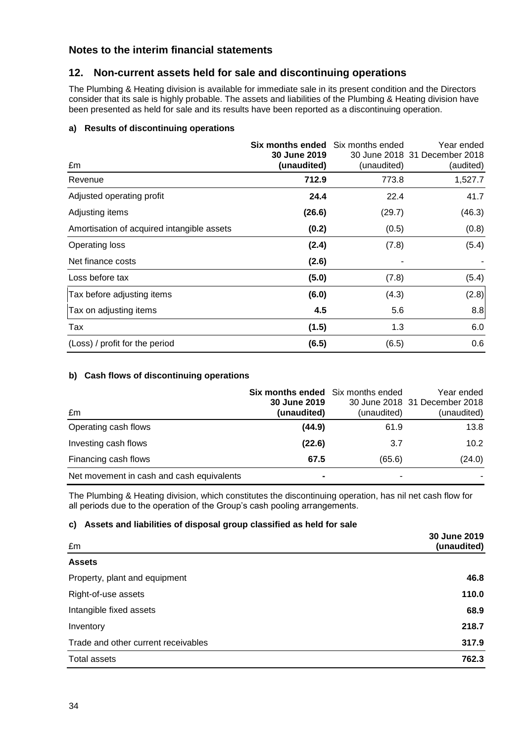## Notes to the interim financial statements

## 12. Non-current assets held for sale and discontinuing operations

The Plumbing & Heating division is available for immediate sale in its present condition and the Directors consider that its sale is highly probable. The assets and liabilities of the Plumbing & Heating division have been presented as held for sale and its results have been reported as a discontinuing operation.

#### a) Results of discontinuing operations

| £m | **Six months ended 30 June 2019 (unaudited)** | Six months ended 30 June 2018 (unaudited) | Year ended 31 December 2018 (audited) |
|---|---|---|---|
| Revenue | **712.9** | 773.8 | 1,527.7 |
| Adjusted operating profit | **24.4** | 22.4 | 41.7 |
| Adjusting items | **(26.6)** | (29.7) | (46.3) |
| Amortisation of acquired intangible assets | **(0.2)** | (0.5) | (0.8) |
| Operating loss | **(2.4)** | (7.8) | (5.4) |
| Net finance costs | **(2.6)** | - | - |
| Loss before tax | **(5.0)** | (7.8) | (5.4) |
| Tax before adjusting items | **(6.0)** | (4.3) | (2.8) |
| Tax on adjusting items | **4.5** | 5.6 | 8.8 |
| Tax | **(1.5)** | 1.3 | 6.0 |
| (Loss) / profit for the period | **(6.5)** | (6.5) | 0.6 |

#### b) Cash flows of discontinuing operations

| £m | **Six months ended 30 June 2019 (unaudited)** | Six months ended 30 June 2018 (unaudited) | Year ended 31 December 2018 (unaudited) |
|---|---|---|---|
| Operating cash flows | **(44.9)** | 61.9 | 13.8 |
| Investing cash flows | **(22.6)** | 3.7 | 10.2 |
| Financing cash flows | **67.5** | (65.6) | (24.0) |
| Net movement in cash and cash equivalents | **-** | - | - |

The Plumbing & Heating division, which constitutes the discontinuing operation, has nil net cash flow for all periods due to the operation of the Group's cash pooling arrangements.

#### c) Assets and liabilities of disposal group classified as held for sale

| £m | **30 June 2019 (unaudited)** |
|---|---|
| **Assets** | |
| Property, plant and equipment | **46.8** |
| Right-of-use assets | **110.0** |
| Intangible fixed assets | **68.9** |
| Inventory | **218.7** |
| Trade and other current receivables | **317.9** |
| Total assets | **762.3** |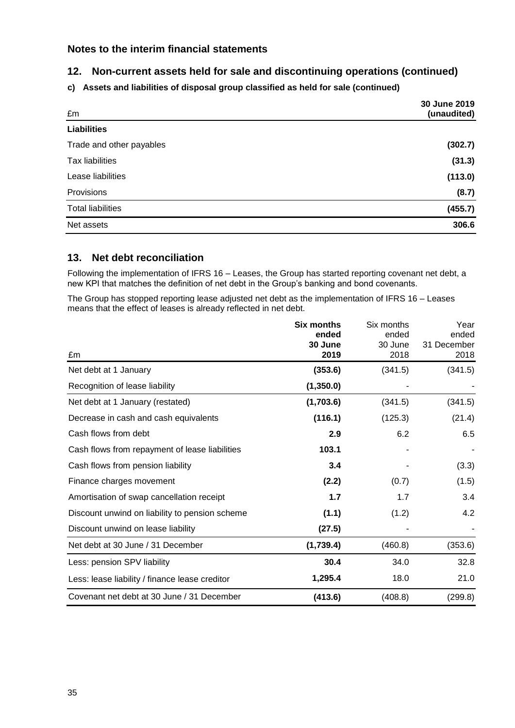## Notes to the interim financial statements

## 12. Non-current assets held for sale and discontinuing operations (continued)

### c) Assets and liabilities of disposal group classified as held for sale (continued)

| £m | 30 June 2019 (unaudited) |
|---|---|
| **Liabilities** | |
| Trade and other payables | **(302.7)** |
| Tax liabilities | **(31.3)** |
| Lease liabilities | **(113.0)** |
| Provisions | **(8.7)** |
| Total liabilities | **(455.7)** |
| Net assets | **306.6** |

## 13. Net debt reconciliation

Following the implementation of IFRS 16 – Leases, the Group has started reporting covenant net debt, a new KPI that matches the definition of net debt in the Group's banking and bond covenants.

The Group has stopped reporting lease adjusted net debt as the implementation of IFRS 16 – Leases means that the effect of leases is already reflected in net debt.

| £m | **Six months ended 30 June 2019** | Six months ended 30 June 2018 | Year ended 31 December 2018 |
|---|---|---|---|
| Net debt at 1 January | **(353.6)** | (341.5) | (341.5) |
| Recognition of lease liability | **(1,350.0)** | - | - |
| Net debt at 1 January (restated) | **(1,703.6)** | (341.5) | (341.5) |
| Decrease in cash and cash equivalents | **(116.1)** | (125.3) | (21.4) |
| Cash flows from debt | **2.9** | 6.2 | 6.5 |
| Cash flows from repayment of lease liabilities | **103.1** | - | - |
| Cash flows from pension liability | **3.4** | - | (3.3) |
| Finance charges movement | **(2.2)** | (0.7) | (1.5) |
| Amortisation of swap cancellation receipt | **1.7** | 1.7 | 3.4 |
| Discount unwind on liability to pension scheme | **(1.1)** | (1.2) | 4.2 |
| Discount unwind on lease liability | **(27.5)** | - | - |
| Net debt at 30 June / 31 December | **(1,739.4)** | (460.8) | (353.6) |
| Less: pension SPV liability | **30.4** | 34.0 | 32.8 |
| Less: lease liability / finance lease creditor | **1,295.4** | 18.0 | 21.0 |
| Covenant net debt at 30 June / 31 December | **(413.6)** | (408.8) | (299.8) |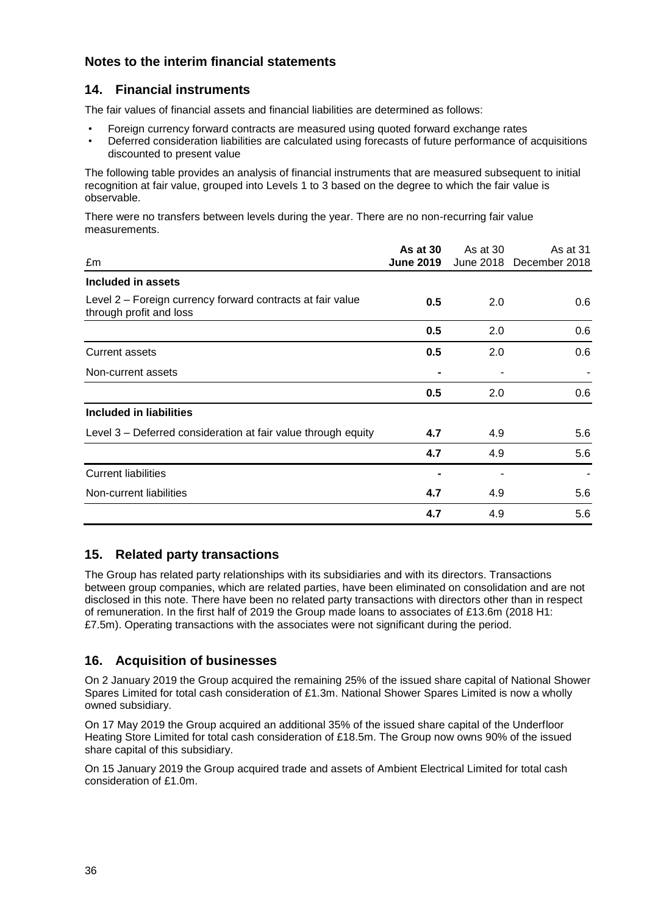## Notes to the interim financial statements

### 14. Financial instruments

The fair values of financial assets and financial liabilities are determined as follows:

- Foreign currency forward contracts are measured using quoted forward exchange rates
- Deferred consideration liabilities are calculated using forecasts of future performance of acquisitions discounted to present value

The following table provides an analysis of financial instruments that are measured subsequent to initial recognition at fair value, grouped into Levels 1 to 3 based on the degree to which the fair value is observable.

There were no transfers between levels during the year. There are no non-recurring fair value measurements.

| £m | **As at 30 June 2019** | As at 30 June 2018 | As at 31 December 2018 |
|---|---|---|---|
| **Included in assets** | | | |
| Level 2 – Foreign currency forward contracts at fair value through profit and loss | **0.5** | 2.0 | 0.6 |
| | **0.5** | 2.0 | 0.6 |
| Current assets | **0.5** | 2.0 | 0.6 |
| Non-current assets | **-** | - | - |
| | **0.5** | 2.0 | 0.6 |
| **Included in liabilities** | | | |
| Level 3 – Deferred consideration at fair value through equity | **4.7** | 4.9 | 5.6 |
| | **4.7** | 4.9 | 5.6 |
| Current liabilities | **-** | - | - |
| Non-current liabilities | **4.7** | 4.9 | 5.6 |
| | **4.7** | 4.9 | 5.6 |

### 15. Related party transactions

The Group has related party relationships with its subsidiaries and with its directors. Transactions between group companies, which are related parties, have been eliminated on consolidation and are not disclosed in this note. There have been no related party transactions with directors other than in respect of remuneration. In the first half of 2019 the Group made loans to associates of £13.6m (2018 H1: £7.5m). Operating transactions with the associates were not significant during the period.

### 16. Acquisition of businesses

On 2 January 2019 the Group acquired the remaining 25% of the issued share capital of National Shower Spares Limited for total cash consideration of £1.3m. National Shower Spares Limited is now a wholly owned subsidiary.

On 17 May 2019 the Group acquired an additional 35% of the issued share capital of the Underfloor Heating Store Limited for total cash consideration of £18.5m. The Group now owns 90% of the issued share capital of this subsidiary.

On 15 January 2019 the Group acquired trade and assets of Ambient Electrical Limited for total cash consideration of £1.0m.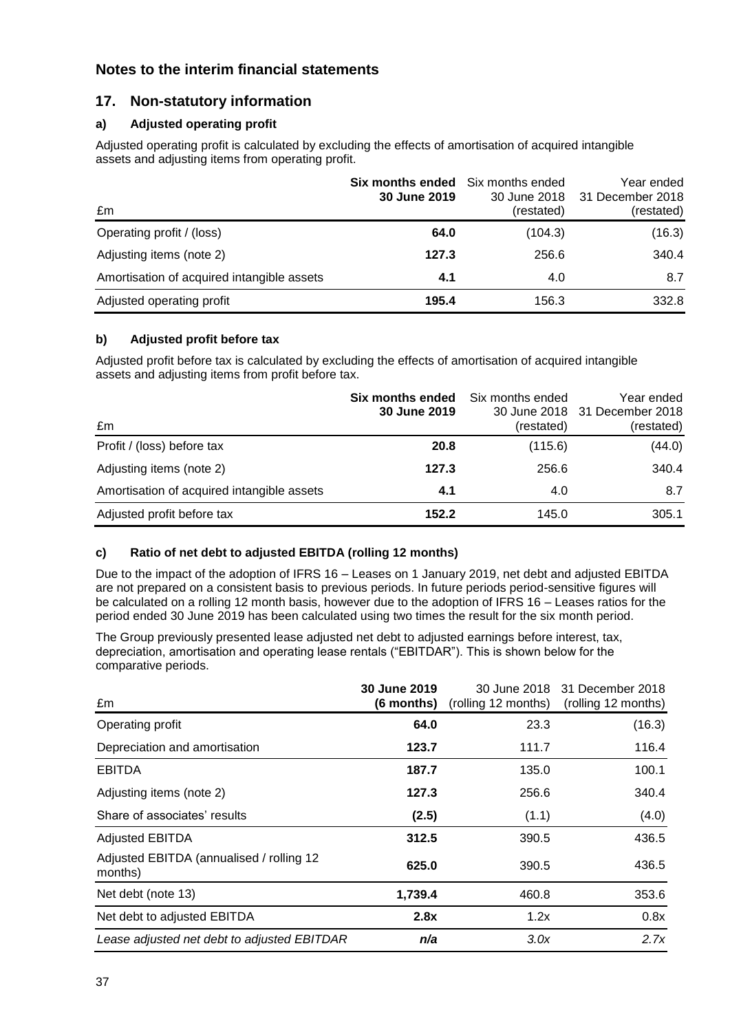## Notes to the interim financial statements

## 17. Non-statutory information

### a) Adjusted operating profit

Adjusted operating profit is calculated by excluding the effects of amortisation of acquired intangible assets and adjusting items from operating profit.

| £m | **Six months ended 30 June 2019** | Six months ended 30 June 2018 (restated) | Year ended 31 December 2018 (restated) |
|---|---|---|---|
| Operating profit / (loss) | **64.0** | (104.3) | (16.3) |
| Adjusting items (note 2) | **127.3** | 256.6 | 340.4 |
| Amortisation of acquired intangible assets | **4.1** | 4.0 | 8.7 |
| Adjusted operating profit | **195.4** | 156.3 | 332.8 |

### b) Adjusted profit before tax

Adjusted profit before tax is calculated by excluding the effects of amortisation of acquired intangible assets and adjusting items from profit before tax.

| £m | **Six months ended 30 June 2019** | Six months ended 30 June 2018 (restated) | Year ended 31 December 2018 (restated) |
|---|---|---|---|
| Profit / (loss) before tax | **20.8** | (115.6) | (44.0) |
| Adjusting items (note 2) | **127.3** | 256.6 | 340.4 |
| Amortisation of acquired intangible assets | **4.1** | 4.0 | 8.7 |
| Adjusted profit before tax | **152.2** | 145.0 | 305.1 |

### c) Ratio of net debt to adjusted EBITDA (rolling 12 months)

Due to the impact of the adoption of IFRS 16 – Leases on 1 January 2019, net debt and adjusted EBITDA are not prepared on a consistent basis to previous periods. In future periods period-sensitive figures will be calculated on a rolling 12 month basis, however due to the adoption of IFRS 16 – Leases ratios for the period ended 30 June 2019 has been calculated using two times the result for the six month period.

The Group previously presented lease adjusted net debt to adjusted earnings before interest, tax, depreciation, amortisation and operating lease rentals ("EBITDAR"). This is shown below for the comparative periods.

| £m | **30 June 2019 (6 months)** | 30 June 2018 (rolling 12 months) | 31 December 2018 (rolling 12 months) |
|---|---|---|---|
| Operating profit | **64.0** | 23.3 | (16.3) |
| Depreciation and amortisation | **123.7** | 111.7 | 116.4 |
| EBITDA | **187.7** | 135.0 | 100.1 |
| Adjusting items (note 2) | **127.3** | 256.6 | 340.4 |
| Share of associates' results | **(2.5)** | (1.1) | (4.0) |
| Adjusted EBITDA | **312.5** | 390.5 | 436.5 |
| Adjusted EBITDA (annualised / rolling 12 months) | **625.0** | 390.5 | 436.5 |
| Net debt (note 13) | **1,739.4** | 460.8 | 353.6 |
| Net debt to adjusted EBITDA | **2.8x** | 1.2x | 0.8x |
| *Lease adjusted net debt to adjusted EBITDAR* | ***n/a*** | *3.0x* | *2.7x* |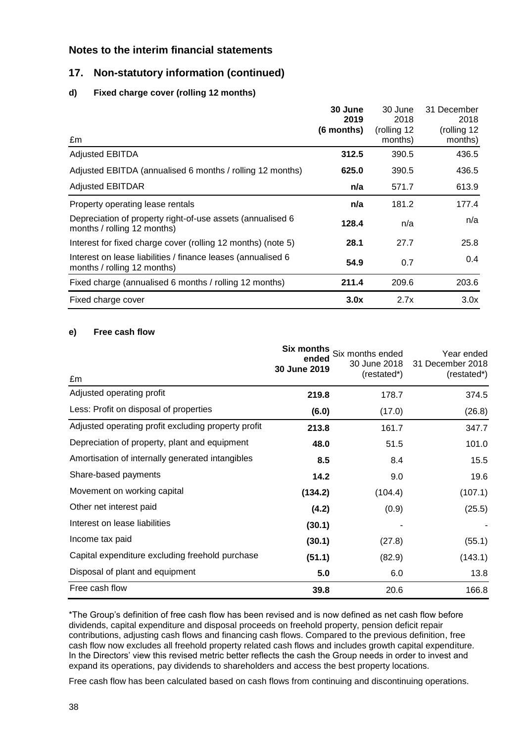## Notes to the interim financial statements

## 17. Non-statutory information (continued)

### d) Fixed charge cover (rolling 12 months)

| £m | **30 June 2019 (6 months)** | 30 June 2018 (rolling 12 months) | 31 December 2018 (rolling 12 months) |
|---|---|---|---|
| Adjusted EBITDA | **312.5** | 390.5 | 436.5 |
| Adjusted EBITDA (annualised 6 months / rolling 12 months) | **625.0** | 390.5 | 436.5 |
| Adjusted EBITDAR | **n/a** | 571.7 | 613.9 |
| Property operating lease rentals | **n/a** | 181.2 | 177.4 |
| Depreciation of property right-of-use assets (annualised 6 months / rolling 12 months) | **128.4** | n/a | n/a |
| Interest for fixed charge cover (rolling 12 months) (note 5) | **28.1** | 27.7 | 25.8 |
| Interest on lease liabilities / finance leases (annualised 6 months / rolling 12 months) | **54.9** | 0.7 | 0.4 |
| Fixed charge (annualised 6 months / rolling 12 months) | **211.4** | 209.6 | 203.6 |
| Fixed charge cover | **3.0x** | 2.7x | 3.0x |

### e) Free cash flow

| £m | **Six months ended 30 June 2019** | Six months ended 30 June 2018 (restated*) | Year ended 31 December 2018 (restated*) |
|---|---|---|---|
| Adjusted operating profit | **219.8** | 178.7 | 374.5 |
| Less: Profit on disposal of properties | **(6.0)** | (17.0) | (26.8) |
| Adjusted operating profit excluding property profit | **213.8** | 161.7 | 347.7 |
| Depreciation of property, plant and equipment | **48.0** | 51.5 | 101.0 |
| Amortisation of internally generated intangibles | **8.5** | 8.4 | 15.5 |
| Share-based payments | **14.2** | 9.0 | 19.6 |
| Movement on working capital | **(134.2)** | (104.4) | (107.1) |
| Other net interest paid | **(4.2)** | (0.9) | (25.5) |
| Interest on lease liabilities | **(30.1)** | - | - |
| Income tax paid | **(30.1)** | (27.8) | (55.1) |
| Capital expenditure excluding freehold purchase | **(51.1)** | (82.9) | (143.1) |
| Disposal of plant and equipment | **5.0** | 6.0 | 13.8 |
| Free cash flow | **39.8** | 20.6 | 166.8 |

*The Group's definition of free cash flow has been revised and is now defined as net cash flow before dividends, capital expenditure and disposal proceeds on freehold property, pension deficit repair contributions, adjusting cash flows and financing cash flows. Compared to the previous definition, free cash flow now excludes all freehold property related cash flows and includes growth capital expenditure. In the Directors' view this revised metric better reflects the cash the Group needs in order to invest and expand its operations, pay dividends to shareholders and access the best property locations.

Free cash flow has been calculated based on cash flows from continuing and discontinuing operations.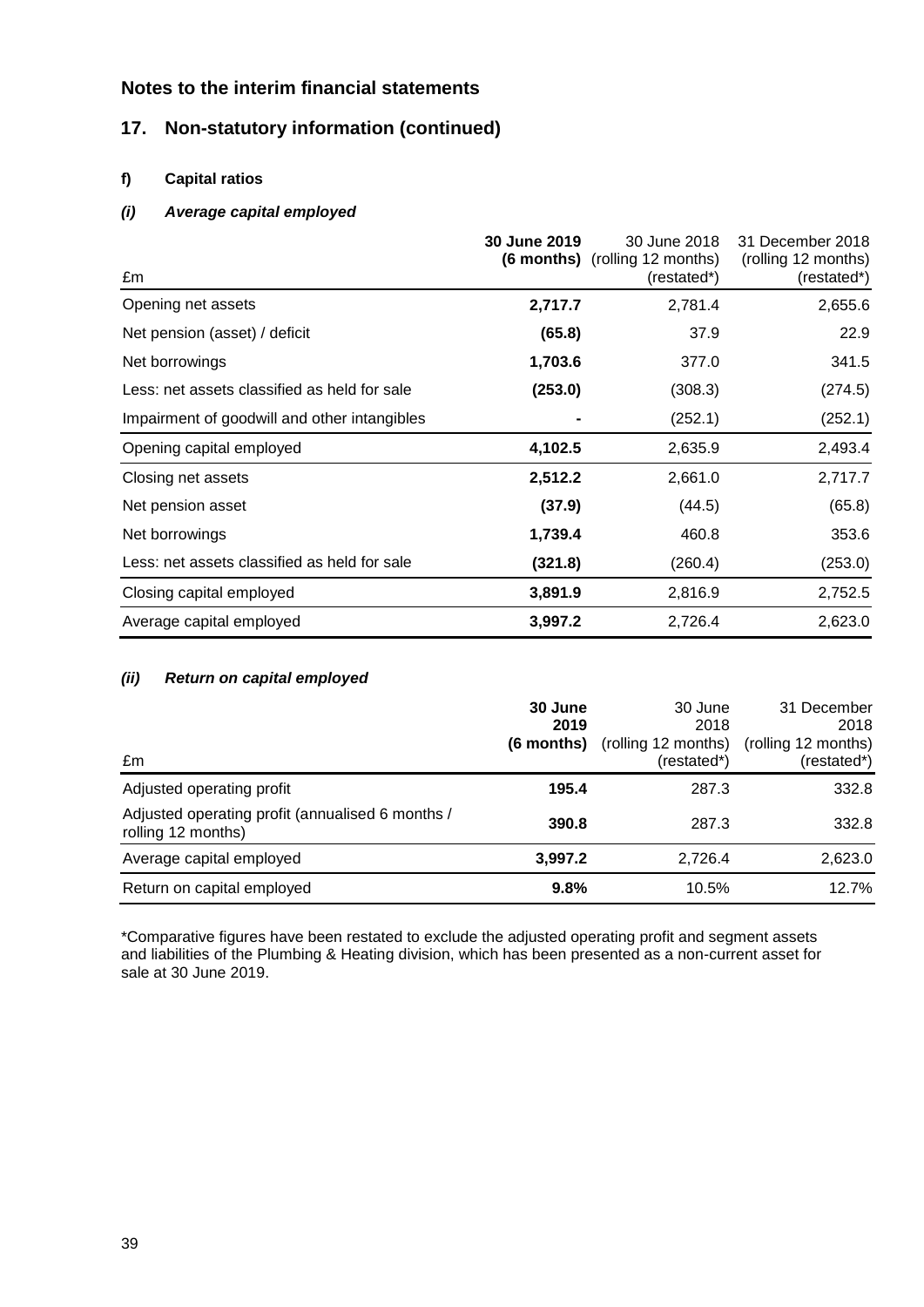## Notes to the interim financial statements

### 17. Non-statutory information (continued)

#### f) Capital ratios

##### *(i) Average capital employed*

| £m | **30 June 2019 (6 months)** | 30 June 2018 (rolling 12 months) (restated*) | 31 December 2018 (rolling 12 months) (restated*) |
|---|---|---|---|
| Opening net assets | **2,717.7** | 2,781.4 | 2,655.6 |
| Net pension (asset) / deficit | **(65.8)** | 37.9 | 22.9 |
| Net borrowings | **1,703.6** | 377.0 | 341.5 |
| Less: net assets classified as held for sale | **(253.0)** | (308.3) | (274.5) |
| Impairment of goodwill and other intangibles | **-** | (252.1) | (252.1) |
| Opening capital employed | **4,102.5** | 2,635.9 | 2,493.4 |
| Closing net assets | **2,512.2** | 2,661.0 | 2,717.7 |
| Net pension asset | **(37.9)** | (44.5) | (65.8) |
| Net borrowings | **1,739.4** | 460.8 | 353.6 |
| Less: net assets classified as held for sale | **(321.8)** | (260.4) | (253.0) |
| Closing capital employed | **3,891.9** | 2,816.9 | 2,752.5 |
| Average capital employed | **3,997.2** | 2,726.4 | 2,623.0 |

##### *(ii) Return on capital employed*

| £m | **30 June 2019 (6 months)** | 30 June 2018 (rolling 12 months) (restated*) | 31 December 2018 (rolling 12 months) (restated*) |
|---|---|---|---|
| Adjusted operating profit | **195.4** | 287.3 | 332.8 |
| Adjusted operating profit (annualised 6 months / rolling 12 months) | **390.8** | 287.3 | 332.8 |
| Average capital employed | **3,997.2** | 2,726.4 | 2,623.0 |
| Return on capital employed | **9.8%** | 10.5% | 12.7% |

*Comparative figures have been restated to exclude the adjusted operating profit and segment assets and liabilities of the Plumbing & Heating division, which has been presented as a non-current asset for sale at 30 June 2019.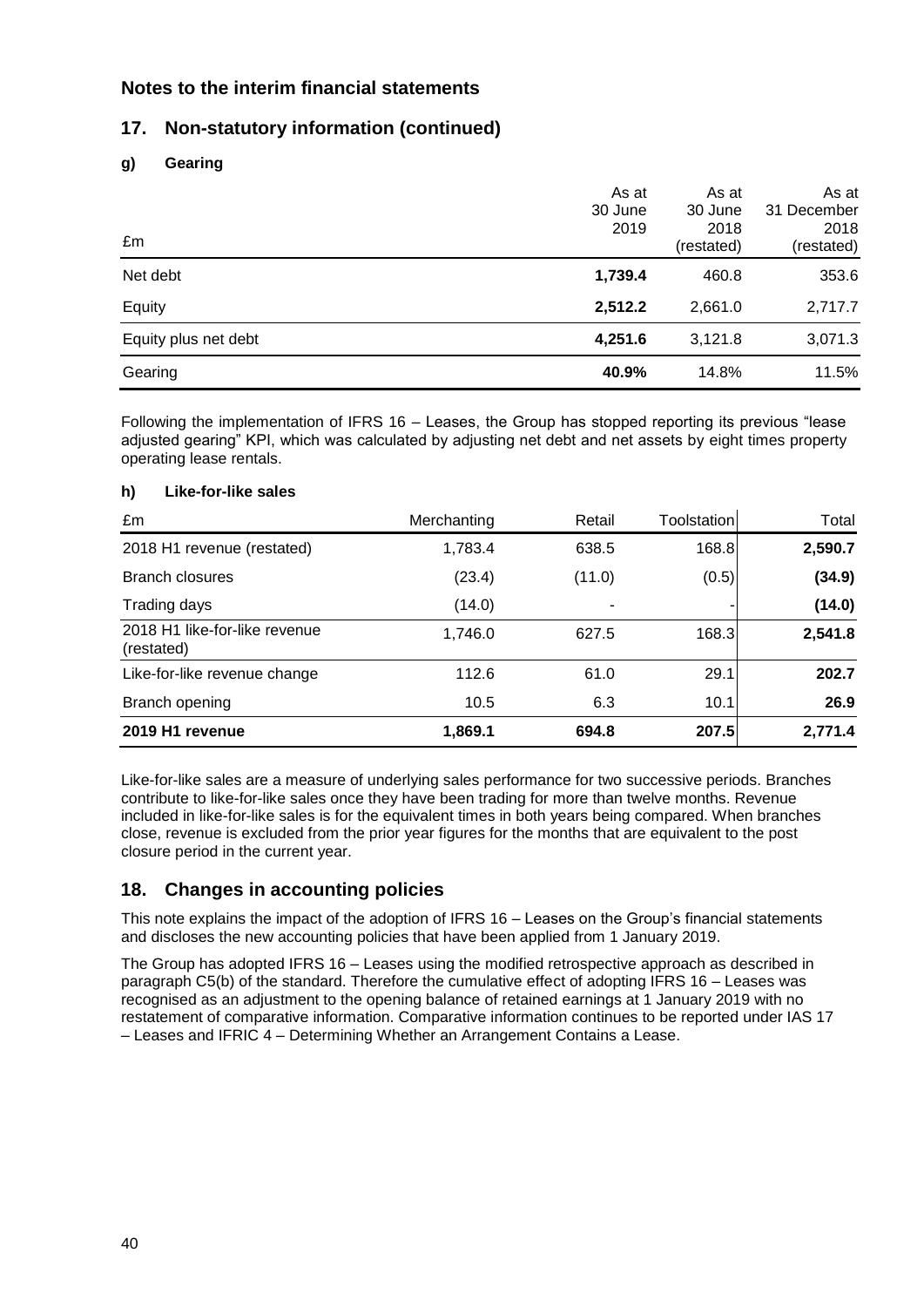# Notes to the interim financial statements

## 17. Non-statutory information (continued)

### g) Gearing

| £m | As at 30 June 2019 | As at 30 June 2018 (restated) | As at 31 December 2018 (restated) |
|---|---|---|---|
| Net debt | **1,739.4** | 460.8 | 353.6 |
| Equity | **2,512.2** | 2,661.0 | 2,717.7 |
| Equity plus net debt | **4,251.6** | 3,121.8 | 3,071.3 |
| Gearing | **40.9%** | 14.8% | 11.5% |

Following the implementation of IFRS 16 – Leases, the Group has stopped reporting its previous "lease adjusted gearing" KPI, which was calculated by adjusting net debt and net assets by eight times property operating lease rentals.

### h) Like-for-like sales

| £m | Merchanting | Retail | Toolstation | Total |
|---|---|---|---|---|
| 2018 H1 revenue (restated) | 1,783.4 | 638.5 | 168.8 | **2,590.7** |
| Branch closures | (23.4) | (11.0) | (0.5) | **(34.9)** |
| Trading days | (14.0) | - | - | **(14.0)** |
| 2018 H1 like-for-like revenue (restated) | 1,746.0 | 627.5 | 168.3 | **2,541.8** |
| Like-for-like revenue change | 112.6 | 61.0 | 29.1 | **202.7** |
| Branch opening | 10.5 | 6.3 | 10.1 | **26.9** |
| **2019 H1 revenue** | **1,869.1** | **694.8** | **207.5** | **2,771.4** |

Like-for-like sales are a measure of underlying sales performance for two successive periods. Branches contribute to like-for-like sales once they have been trading for more than twelve months. Revenue included in like-for-like sales is for the equivalent times in both years being compared. When branches close, revenue is excluded from the prior year figures for the months that are equivalent to the post closure period in the current year.

## 18. Changes in accounting policies

This note explains the impact of the adoption of IFRS 16 – Leases on the Group's financial statements and discloses the new accounting policies that have been applied from 1 January 2019.

The Group has adopted IFRS 16 – Leases using the modified retrospective approach as described in paragraph C5(b) of the standard. Therefore the cumulative effect of adopting IFRS 16 – Leases was recognised as an adjustment to the opening balance of retained earnings at 1 January 2019 with no restatement of comparative information. Comparative information continues to be reported under IAS 17 – Leases and IFRIC 4 – Determining Whether an Arrangement Contains a Lease.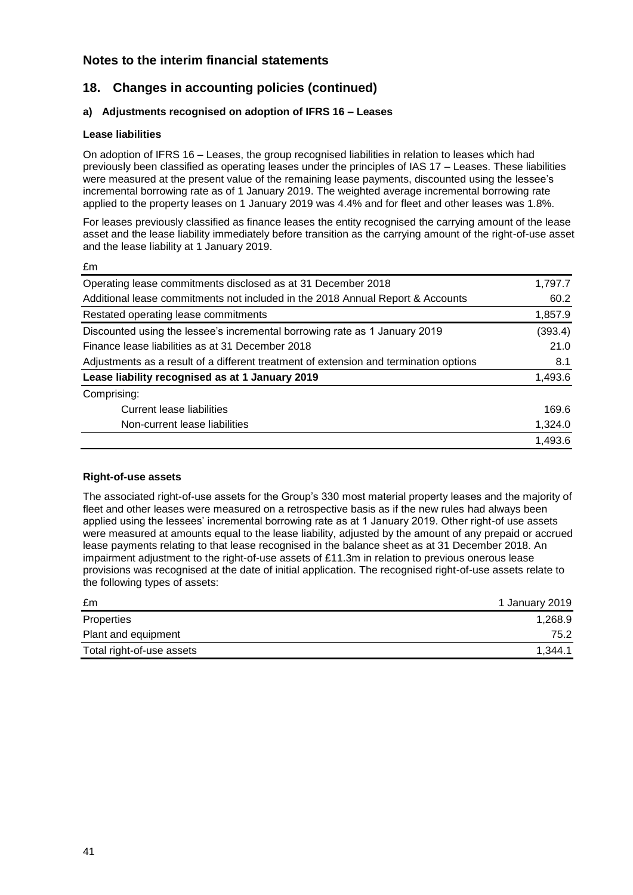## Notes to the interim financial statements

## 18. Changes in accounting policies (continued)

### a) Adjustments recognised on adoption of IFRS 16 – Leases

#### Lease liabilities

On adoption of IFRS 16 – Leases, the group recognised liabilities in relation to leases which had previously been classified as operating leases under the principles of IAS 17 – Leases. These liabilities were measured at the present value of the remaining lease payments, discounted using the lessee's incremental borrowing rate as of 1 January 2019. The weighted average incremental borrowing rate applied to the property leases on 1 January 2019 was 4.4% and for fleet and other leases was 1.8%.

For leases previously classified as finance leases the entity recognised the carrying amount of the lease asset and the lease liability immediately before transition as the carrying amount of the right-of-use asset and the lease liability at 1 January 2019.

| £m | |
|---|---|
| Operating lease commitments disclosed as at 31 December 2018 | 1,797.7 |
| Additional lease commitments not included in the 2018 Annual Report & Accounts | 60.2 |
| Restated operating lease commitments | 1,857.9 |
| Discounted using the lessee's incremental borrowing rate as 1 January 2019 | (393.4) |
| Finance lease liabilities as at 31 December 2018 | 21.0 |
| Adjustments as a result of a different treatment of extension and termination options | 8.1 |
| **Lease liability recognised as at 1 January 2019** | 1,493.6 |
| Comprising: | |
| Current lease liabilities | 169.6 |
| Non-current lease liabilities | 1,324.0 |
| | 1,493.6 |

#### Right-of-use assets

The associated right-of-use assets for the Group's 330 most material property leases and the majority of fleet and other leases were measured on a retrospective basis as if the new rules had always been applied using the lessees' incremental borrowing rate as at 1 January 2019. Other right-of use assets were measured at amounts equal to the lease liability, adjusted by the amount of any prepaid or accrued lease payments relating to that lease recognised in the balance sheet as at 31 December 2018. An impairment adjustment to the right-of-use assets of £11.3m in relation to previous onerous lease provisions was recognised at the date of initial application. The recognised right-of-use assets relate to the following types of assets:

| £m | 1 January 2019 |
|---|---|
| Properties | 1,268.9 |
| Plant and equipment | 75.2 |
| Total right-of-use assets | 1,344.1 |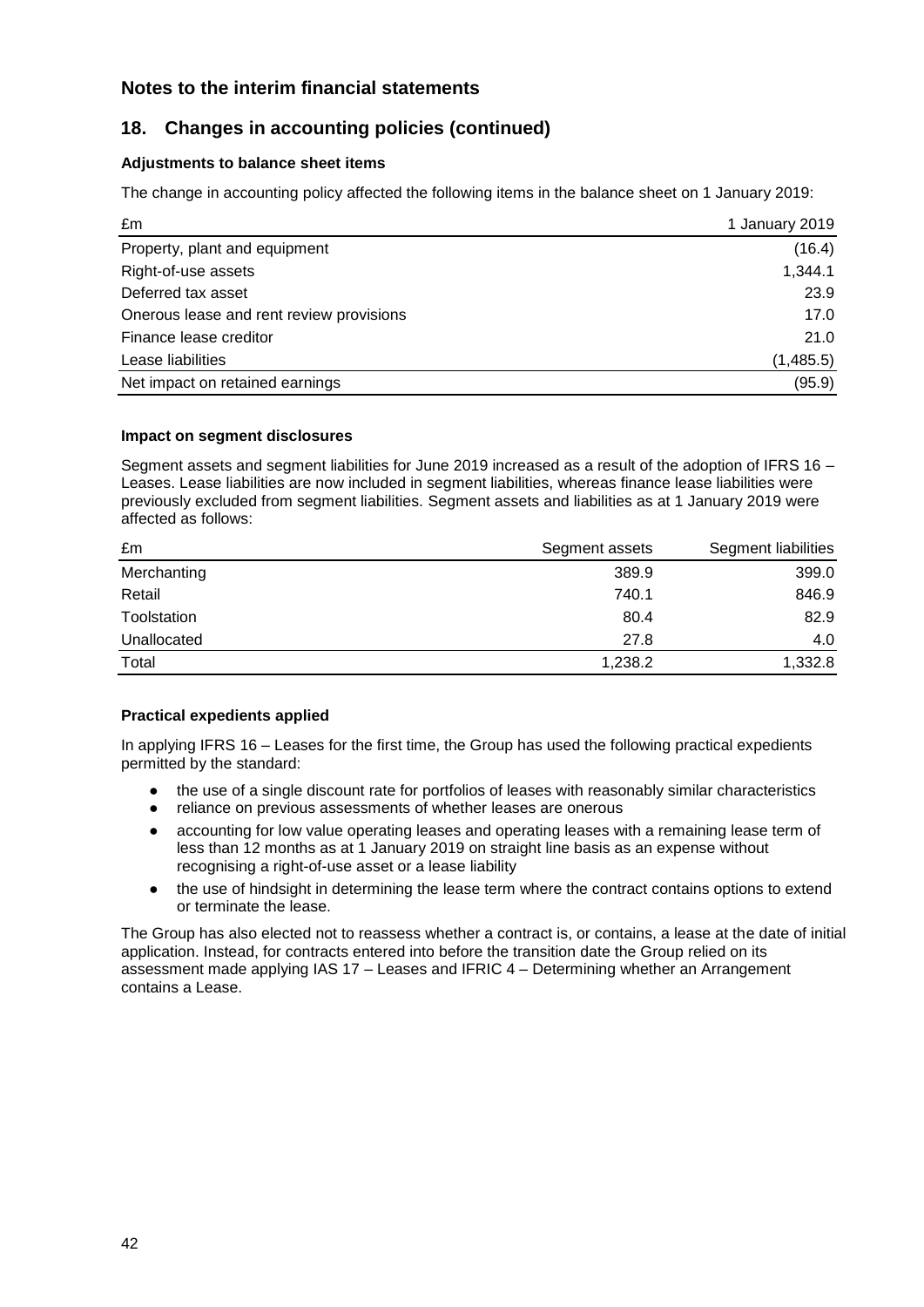## Notes to the interim financial statements

## 18. Changes in accounting policies (continued)

**Adjustments to balance sheet items**

The change in accounting policy affected the following items in the balance sheet on 1 January 2019:

| £m | 1 January 2019 |
|---|---|
| Property, plant and equipment | (16.4) |
| Right-of-use assets | 1,344.1 |
| Deferred tax asset | 23.9 |
| Onerous lease and rent review provisions | 17.0 |
| Finance lease creditor | 21.0 |
| Lease liabilities | (1,485.5) |
| Net impact on retained earnings | (95.9) |

**Impact on segment disclosures**

Segment assets and segment liabilities for June 2019 increased as a result of the adoption of IFRS 16 – Leases. Lease liabilities are now included in segment liabilities, whereas finance lease liabilities were previously excluded from segment liabilities. Segment assets and liabilities as at 1 January 2019 were affected as follows:

| £m | Segment assets | Segment liabilities |
|---|---|---|
| Merchanting | 389.9 | 399.0 |
| Retail | 740.1 | 846.9 |
| Toolstation | 80.4 | 82.9 |
| Unallocated | 27.8 | 4.0 |
| Total | 1,238.2 | 1,332.8 |

**Practical expedients applied**

In applying IFRS 16 – Leases for the first time, the Group has used the following practical expedients permitted by the standard:

- the use of a single discount rate for portfolios of leases with reasonably similar characteristics
- reliance on previous assessments of whether leases are onerous
- accounting for low value operating leases and operating leases with a remaining lease term of less than 12 months as at 1 January 2019 on straight line basis as an expense without recognising a right-of-use asset or a lease liability
- the use of hindsight in determining the lease term where the contract contains options to extend or terminate the lease.

The Group has also elected not to reassess whether a contract is, or contains, a lease at the date of initial application. Instead, for contracts entered into before the transition date the Group relied on its assessment made applying IAS 17 – Leases and IFRIC 4 – Determining whether an Arrangement contains a Lease.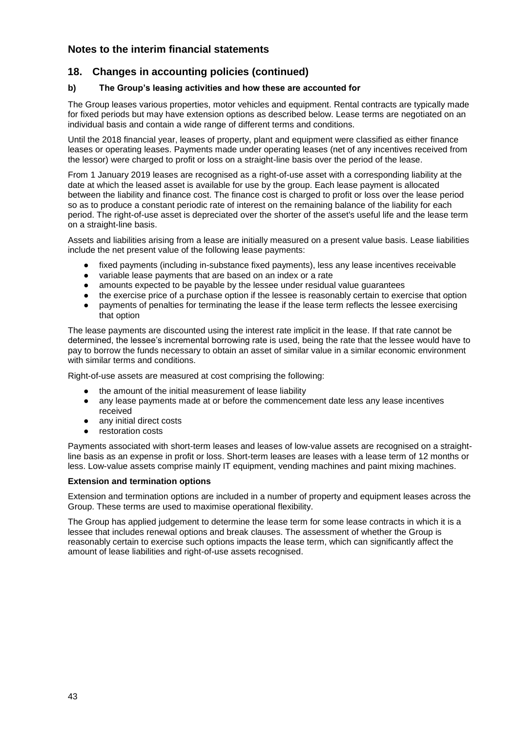## Notes to the interim financial statements

## 18. Changes in accounting policies (continued)

### b) The Group's leasing activities and how these are accounted for

The Group leases various properties, motor vehicles and equipment. Rental contracts are typically made for fixed periods but may have extension options as described below. Lease terms are negotiated on an individual basis and contain a wide range of different terms and conditions.

Until the 2018 financial year, leases of property, plant and equipment were classified as either finance leases or operating leases. Payments made under operating leases (net of any incentives received from the lessor) were charged to profit or loss on a straight-line basis over the period of the lease.

From 1 January 2019 leases are recognised as a right-of-use asset with a corresponding liability at the date at which the leased asset is available for use by the group. Each lease payment is allocated between the liability and finance cost. The finance cost is charged to profit or loss over the lease period so as to produce a constant periodic rate of interest on the remaining balance of the liability for each period. The right-of-use asset is depreciated over the shorter of the asset's useful life and the lease term on a straight-line basis.

Assets and liabilities arising from a lease are initially measured on a present value basis. Lease liabilities include the net present value of the following lease payments:

- fixed payments (including in-substance fixed payments), less any lease incentives receivable
- variable lease payments that are based on an index or a rate
- amounts expected to be payable by the lessee under residual value guarantees
- the exercise price of a purchase option if the lessee is reasonably certain to exercise that option
- payments of penalties for terminating the lease if the lease term reflects the lessee exercising that option

The lease payments are discounted using the interest rate implicit in the lease. If that rate cannot be determined, the lessee's incremental borrowing rate is used, being the rate that the lessee would have to pay to borrow the funds necessary to obtain an asset of similar value in a similar economic environment with similar terms and conditions.

Right-of-use assets are measured at cost comprising the following:

- the amount of the initial measurement of lease liability
- any lease payments made at or before the commencement date less any lease incentives received
- any initial direct costs
- restoration costs

Payments associated with short-term leases and leases of low-value assets are recognised on a straight-line basis as an expense in profit or loss. Short-term leases are leases with a lease term of 12 months or less. Low-value assets comprise mainly IT equipment, vending machines and paint mixing machines.

**Extension and termination options**

Extension and termination options are included in a number of property and equipment leases across the Group. These terms are used to maximise operational flexibility.

The Group has applied judgement to determine the lease term for some lease contracts in which it is a lessee that includes renewal options and break clauses. The assessment of whether the Group is reasonably certain to exercise such options impacts the lease term, which can significantly affect the amount of lease liabilities and right-of-use assets recognised.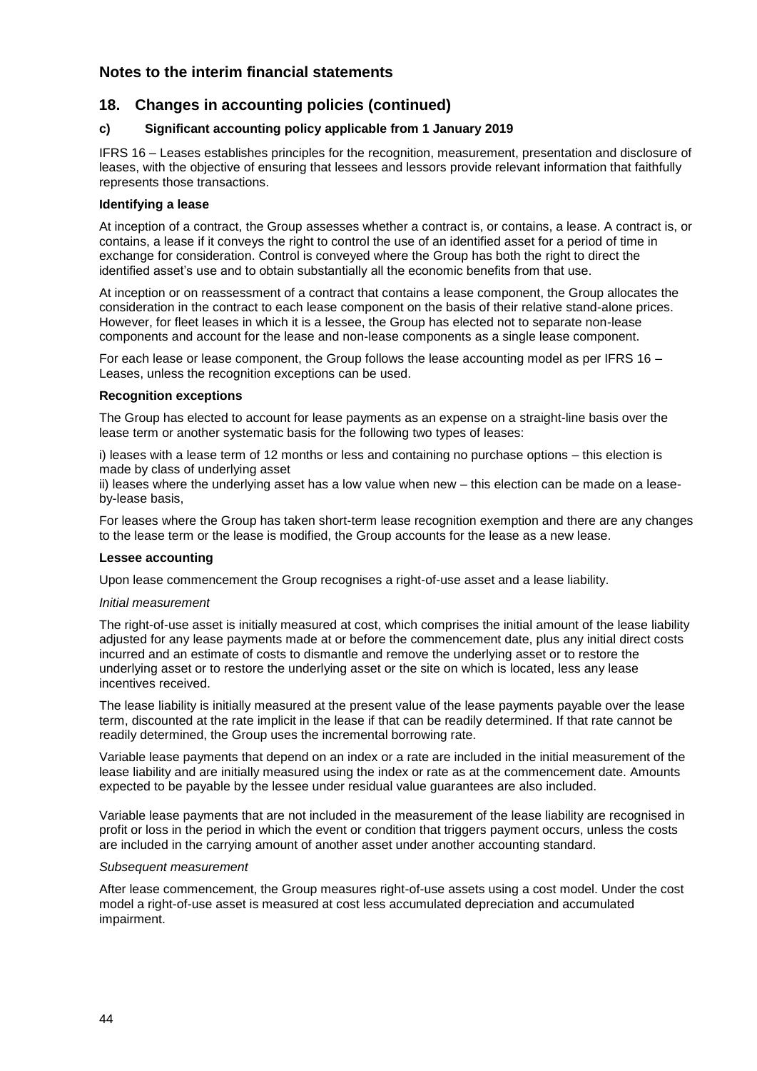## Notes to the interim financial statements

## 18. Changes in accounting policies (continued)

### c) Significant accounting policy applicable from 1 January 2019

IFRS 16 – Leases establishes principles for the recognition, measurement, presentation and disclosure of leases, with the objective of ensuring that lessees and lessors provide relevant information that faithfully represents those transactions.

**Identifying a lease**

At inception of a contract, the Group assesses whether a contract is, or contains, a lease. A contract is, or contains, a lease if it conveys the right to control the use of an identified asset for a period of time in exchange for consideration. Control is conveyed where the Group has both the right to direct the identified asset's use and to obtain substantially all the economic benefits from that use.

At inception or on reassessment of a contract that contains a lease component, the Group allocates the consideration in the contract to each lease component on the basis of their relative stand-alone prices. However, for fleet leases in which it is a lessee, the Group has elected not to separate non-lease components and account for the lease and non-lease components as a single lease component.

For each lease or lease component, the Group follows the lease accounting model as per IFRS 16 – Leases, unless the recognition exceptions can be used.

**Recognition exceptions**

The Group has elected to account for lease payments as an expense on a straight-line basis over the lease term or another systematic basis for the following two types of leases:

i) leases with a lease term of 12 months or less and containing no purchase options – this election is made by class of underlying asset
ii) leases where the underlying asset has a low value when new – this election can be made on a lease-by-lease basis,

For leases where the Group has taken short-term lease recognition exemption and there are any changes to the lease term or the lease is modified, the Group accounts for the lease as a new lease.

**Lessee accounting**

Upon lease commencement the Group recognises a right-of-use asset and a lease liability.

*Initial measurement*

The right-of-use asset is initially measured at cost, which comprises the initial amount of the lease liability adjusted for any lease payments made at or before the commencement date, plus any initial direct costs incurred and an estimate of costs to dismantle and remove the underlying asset or to restore the underlying asset or to restore the underlying asset or the site on which is located, less any lease incentives received.

The lease liability is initially measured at the present value of the lease payments payable over the lease term, discounted at the rate implicit in the lease if that can be readily determined. If that rate cannot be readily determined, the Group uses the incremental borrowing rate.

Variable lease payments that depend on an index or a rate are included in the initial measurement of the lease liability and are initially measured using the index or rate as at the commencement date. Amounts expected to be payable by the lessee under residual value guarantees are also included.

Variable lease payments that are not included in the measurement of the lease liability are recognised in profit or loss in the period in which the event or condition that triggers payment occurs, unless the costs are included in the carrying amount of another asset under another accounting standard.

*Subsequent measurement*

After lease commencement, the Group measures right-of-use assets using a cost model. Under the cost model a right-of-use asset is measured at cost less accumulated depreciation and accumulated impairment.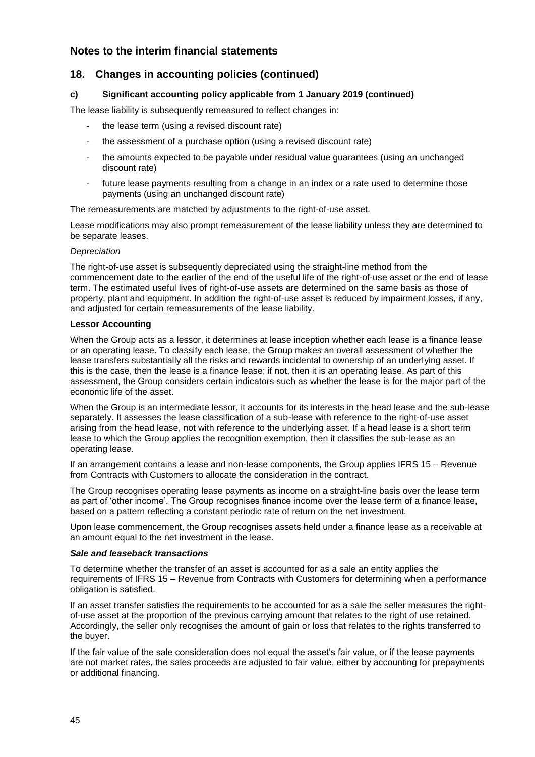## Notes to the interim financial statements

## 18. Changes in accounting policies (continued)

### c) Significant accounting policy applicable from 1 January 2019 (continued)

The lease liability is subsequently remeasured to reflect changes in:

- the lease term (using a revised discount rate)
- the assessment of a purchase option (using a revised discount rate)
- the amounts expected to be payable under residual value guarantees (using an unchanged discount rate)
- future lease payments resulting from a change in an index or a rate used to determine those payments (using an unchanged discount rate)

The remeasurements are matched by adjustments to the right-of-use asset.

Lease modifications may also prompt remeasurement of the lease liability unless they are determined to be separate leases.

*Depreciation*

The right-of-use asset is subsequently depreciated using the straight-line method from the commencement date to the earlier of the end of the useful life of the right-of-use asset or the end of lease term. The estimated useful lives of right-of-use assets are determined on the same basis as those of property, plant and equipment. In addition the right-of-use asset is reduced by impairment losses, if any, and adjusted for certain remeasurements of the lease liability.

**Lessor Accounting**

When the Group acts as a lessor, it determines at lease inception whether each lease is a finance lease or an operating lease. To classify each lease, the Group makes an overall assessment of whether the lease transfers substantially all the risks and rewards incidental to ownership of an underlying asset. If this is the case, then the lease is a finance lease; if not, then it is an operating lease. As part of this assessment, the Group considers certain indicators such as whether the lease is for the major part of the economic life of the asset.

When the Group is an intermediate lessor, it accounts for its interests in the head lease and the sub-lease separately. It assesses the lease classification of a sub-lease with reference to the right-of-use asset arising from the head lease, not with reference to the underlying asset. If a head lease is a short term lease to which the Group applies the recognition exemption, then it classifies the sub-lease as an operating lease.

If an arrangement contains a lease and non-lease components, the Group applies IFRS 15 – Revenue from Contracts with Customers to allocate the consideration in the contract.

The Group recognises operating lease payments as income on a straight-line basis over the lease term as part of 'other income'. The Group recognises finance income over the lease term of a finance lease, based on a pattern reflecting a constant periodic rate of return on the net investment.

Upon lease commencement, the Group recognises assets held under a finance lease as a receivable at an amount equal to the net investment in the lease.

***Sale and leaseback transactions***

To determine whether the transfer of an asset is accounted for as a sale an entity applies the requirements of IFRS 15 – Revenue from Contracts with Customers for determining when a performance obligation is satisfied.

If an asset transfer satisfies the requirements to be accounted for as a sale the seller measures the right-of-use asset at the proportion of the previous carrying amount that relates to the right of use retained. Accordingly, the seller only recognises the amount of gain or loss that relates to the rights transferred to the buyer.

If the fair value of the sale consideration does not equal the asset's fair value, or if the lease payments are not market rates, the sales proceeds are adjusted to fair value, either by accounting for prepayments or additional financing.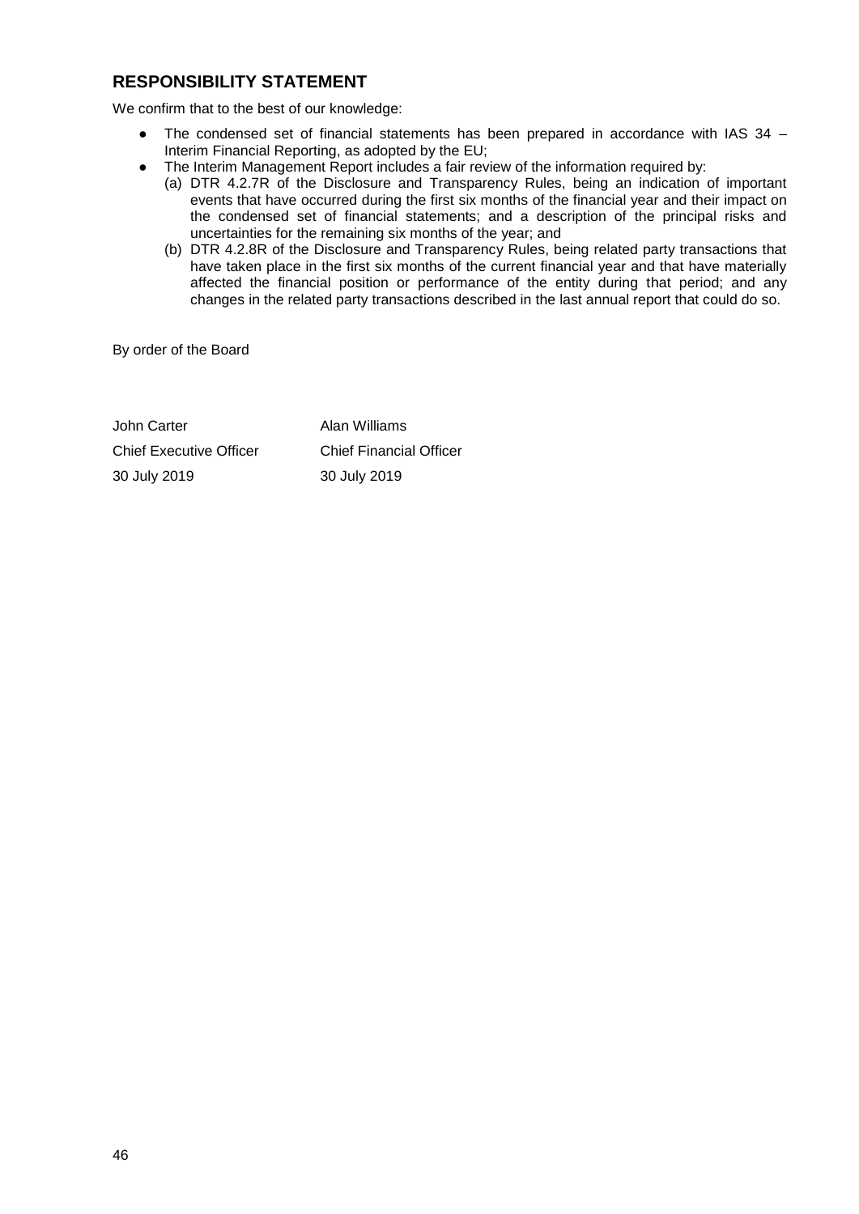## RESPONSIBILITY STATEMENT

We confirm that to the best of our knowledge:

- The condensed set of financial statements has been prepared in accordance with IAS 34 – Interim Financial Reporting, as adopted by the EU;
- The Interim Management Report includes a fair review of the information required by:
  - (a) DTR 4.2.7R of the Disclosure and Transparency Rules, being an indication of important events that have occurred during the first six months of the financial year and their impact on the condensed set of financial statements; and a description of the principal risks and uncertainties for the remaining six months of the year; and
  - (b) DTR 4.2.8R of the Disclosure and Transparency Rules, being related party transactions that have taken place in the first six months of the current financial year and that have materially affected the financial position or performance of the entity during that period; and any changes in the related party transactions described in the last annual report that could do so.

By order of the Board

| | |
|---|---|
| John Carter | Alan Williams |
| Chief Executive Officer | Chief Financial Officer |
| 30 July 2019 | 30 July 2019 |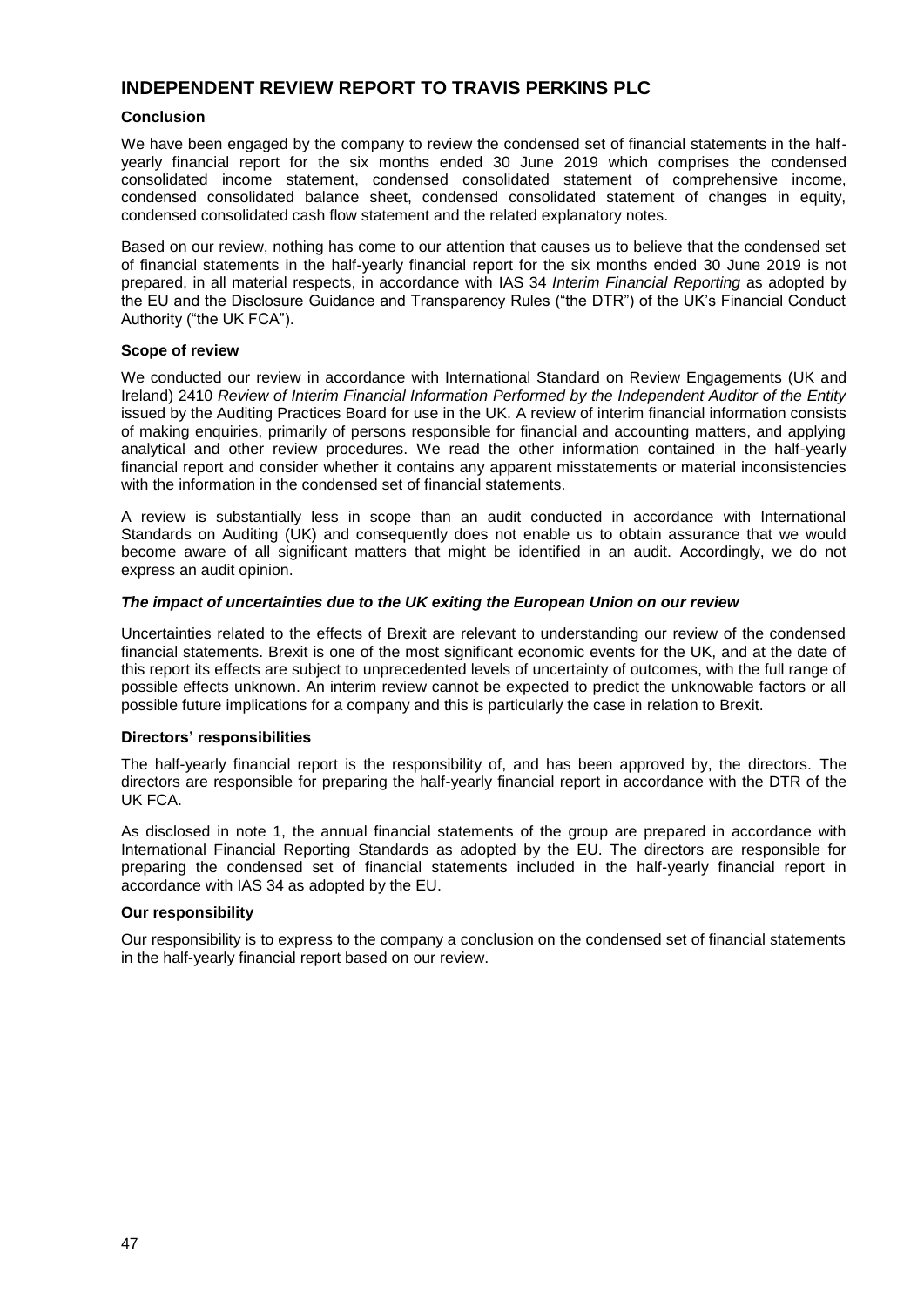# INDEPENDENT REVIEW REPORT TO TRAVIS PERKINS PLC

### Conclusion

We have been engaged by the company to review the condensed set of financial statements in the half-yearly financial report for the six months ended 30 June 2019 which comprises the condensed consolidated income statement, condensed consolidated statement of comprehensive income, condensed consolidated balance sheet, condensed consolidated statement of changes in equity, condensed consolidated cash flow statement and the related explanatory notes.

Based on our review, nothing has come to our attention that causes us to believe that the condensed set of financial statements in the half-yearly financial report for the six months ended 30 June 2019 is not prepared, in all material respects, in accordance with IAS 34 *Interim Financial Reporting* as adopted by the EU and the Disclosure Guidance and Transparency Rules ("the DTR") of the UK's Financial Conduct Authority ("the UK FCA").

### Scope of review

We conducted our review in accordance with International Standard on Review Engagements (UK and Ireland) 2410 *Review of Interim Financial Information Performed by the Independent Auditor of the Entity* issued by the Auditing Practices Board for use in the UK. A review of interim financial information consists of making enquiries, primarily of persons responsible for financial and accounting matters, and applying analytical and other review procedures. We read the other information contained in the half-yearly financial report and consider whether it contains any apparent misstatements or material inconsistencies with the information in the condensed set of financial statements.

A review is substantially less in scope than an audit conducted in accordance with International Standards on Auditing (UK) and consequently does not enable us to obtain assurance that we would become aware of all significant matters that might be identified in an audit. Accordingly, we do not express an audit opinion.

### *The impact of uncertainties due to the UK exiting the European Union on our review*

Uncertainties related to the effects of Brexit are relevant to understanding our review of the condensed financial statements. Brexit is one of the most significant economic events for the UK, and at the date of this report its effects are subject to unprecedented levels of uncertainty of outcomes, with the full range of possible effects unknown. An interim review cannot be expected to predict the unknowable factors or all possible future implications for a company and this is particularly the case in relation to Brexit.

### Directors' responsibilities

The half-yearly financial report is the responsibility of, and has been approved by, the directors. The directors are responsible for preparing the half-yearly financial report in accordance with the DTR of the UK FCA.

As disclosed in note 1, the annual financial statements of the group are prepared in accordance with International Financial Reporting Standards as adopted by the EU. The directors are responsible for preparing the condensed set of financial statements included in the half-yearly financial report in accordance with IAS 34 as adopted by the EU.

### Our responsibility

Our responsibility is to express to the company a conclusion on the condensed set of financial statements in the half-yearly financial report based on our review.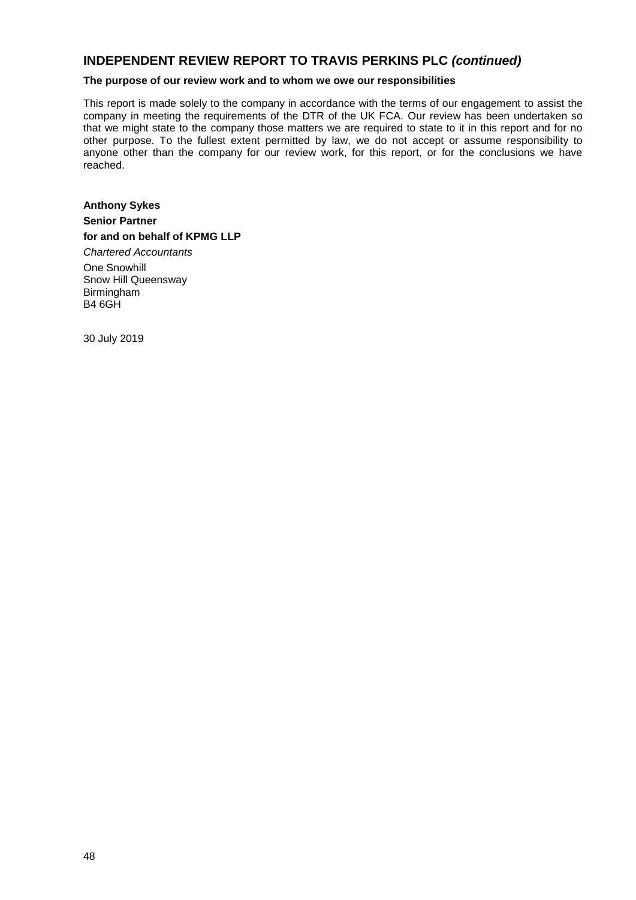## INDEPENDENT REVIEW REPORT TO TRAVIS PERKINS PLC *(continued)*

**The purpose of our review work and to whom we owe our responsibilities**

This report is made solely to the company in accordance with the terms of our engagement to assist the company in meeting the requirements of the DTR of the UK FCA. Our review has been undertaken so that we might state to the company those matters we are required to state to it in this report and for no other purpose. To the fullest extent permitted by law, we do not accept or assume responsibility to anyone other than the company for our review work, for this report, or for the conclusions we have reached.

**Anthony Sykes**
**Senior Partner**
**for and on behalf of KPMG LLP**
*Chartered Accountants*
One Snowhill
Snow Hill Queensway
Birmingham
B4 6GH

30 July 2019